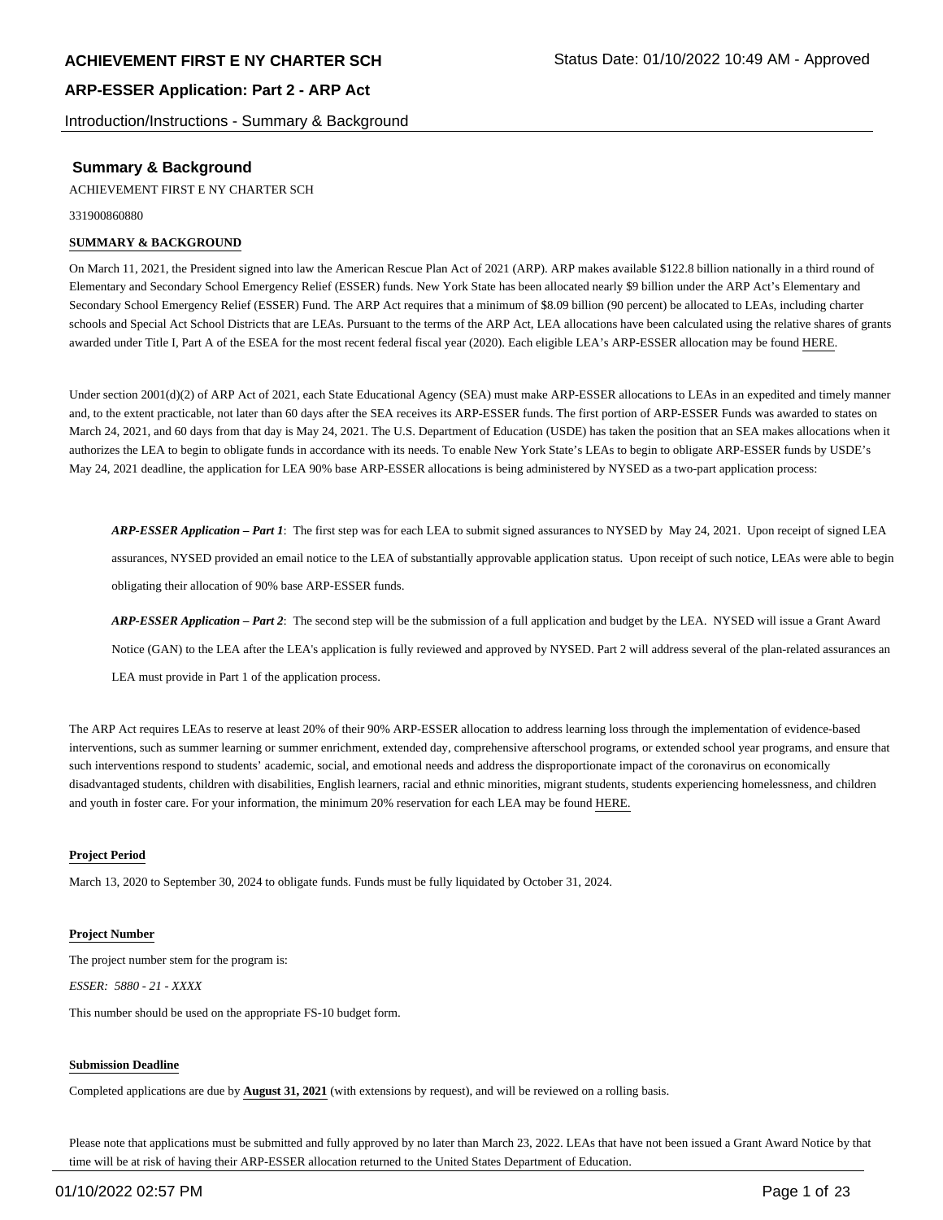# ACHIEVEMENT FIRST E NY CHARTER SCH

Status Date: 01/10/2022 10:49 AM - Approved

## ARP-ESSER Application: Part 2 - ARP Act

Introduction/Instructions - Summary & Background

### Summary & Background

ACHIEVEMENT FIRST E NY CHARTER SCH

331900860880

**SUMMARY & BACKGROUND**

On March 11, 2021, the President signed into law the American Rescue Plan Act of 2021 (ARP). ARP makes available $122.8 billion nationally in a third round of Elementary and Secondary School Emergency Relief (ESSER) funds. New York State has been allocated nearly $9 billion under the ARP Act's Elementary and Secondary School Emergency Relief (ESSER) Fund. The ARP Act requires that a minimum of $8.09 billion (90 percent) be allocated to LEAs, including charter schools and Special Act School Districts that are LEAs. Pursuant to the terms of the ARP Act, LEA allocations have been calculated using the relative shares of grants awarded under Title I, Part A of the ESEA for the most recent federal fiscal year (2020). Each eligible LEA's ARP-ESSER allocation may be found HERE.

Under section 2001(d)(2) of ARP Act of 2021, each State Educational Agency (SEA) must make ARP-ESSER allocations to LEAs in an expedited and timely manner and, to the extent practicable, not later than 60 days after the SEA receives its ARP-ESSER funds. The first portion of ARP-ESSER Funds was awarded to states on March 24, 2021, and 60 days from that day is May 24, 2021. The U.S. Department of Education (USDE) has taken the position that an SEA makes allocations when it authorizes the LEA to begin to obligate funds in accordance with its needs. To enable New York State's LEAs to begin to obligate ARP-ESSER funds by USDE's May 24, 2021 deadline, the application for LEA 90% base ARP-ESSER allocations is being administered by NYSED as a two-part application process:

***ARP-ESSER Application – Part 1***: The first step was for each LEA to submit signed assurances to NYSED by May 24, 2021. Upon receipt of signed LEA assurances, NYSED provided an email notice to the LEA of substantially approvable application status. Upon receipt of such notice, LEAs were able to begin obligating their allocation of 90% base ARP-ESSER funds.

***ARP-ESSER Application – Part 2***: The second step will be the submission of a full application and budget by the LEA. NYSED will issue a Grant Award Notice (GAN) to the LEA after the LEA's application is fully reviewed and approved by NYSED. Part 2 will address several of the plan-related assurances an LEA must provide in Part 1 of the application process.

The ARP Act requires LEAs to reserve at least 20% of their 90% ARP-ESSER allocation to address learning loss through the implementation of evidence-based interventions, such as summer learning or summer enrichment, extended day, comprehensive afterschool programs, or extended school year programs, and ensure that such interventions respond to students' academic, social, and emotional needs and address the disproportionate impact of the coronavirus on economically disadvantaged students, children with disabilities, English learners, racial and ethnic minorities, migrant students, students experiencing homelessness, and children and youth in foster care. For your information, the minimum 20% reservation for each LEA may be found HERE.

**Project Period**

March 13, 2020 to September 30, 2024 to obligate funds. Funds must be fully liquidated by October 31, 2024.

**Project Number**

The project number stem for the program is:

*ESSER: 5880 - 21 - XXXX*

This number should be used on the appropriate FS-10 budget form.

**Submission Deadline**

Completed applications are due by **August 31, 2021** (with extensions by request), and will be reviewed on a rolling basis.

Please note that applications must be submitted and fully approved by no later than March 23, 2022. LEAs that have not been issued a Grant Award Notice by that time will be at risk of having their ARP-ESSER allocation returned to the United States Department of Education.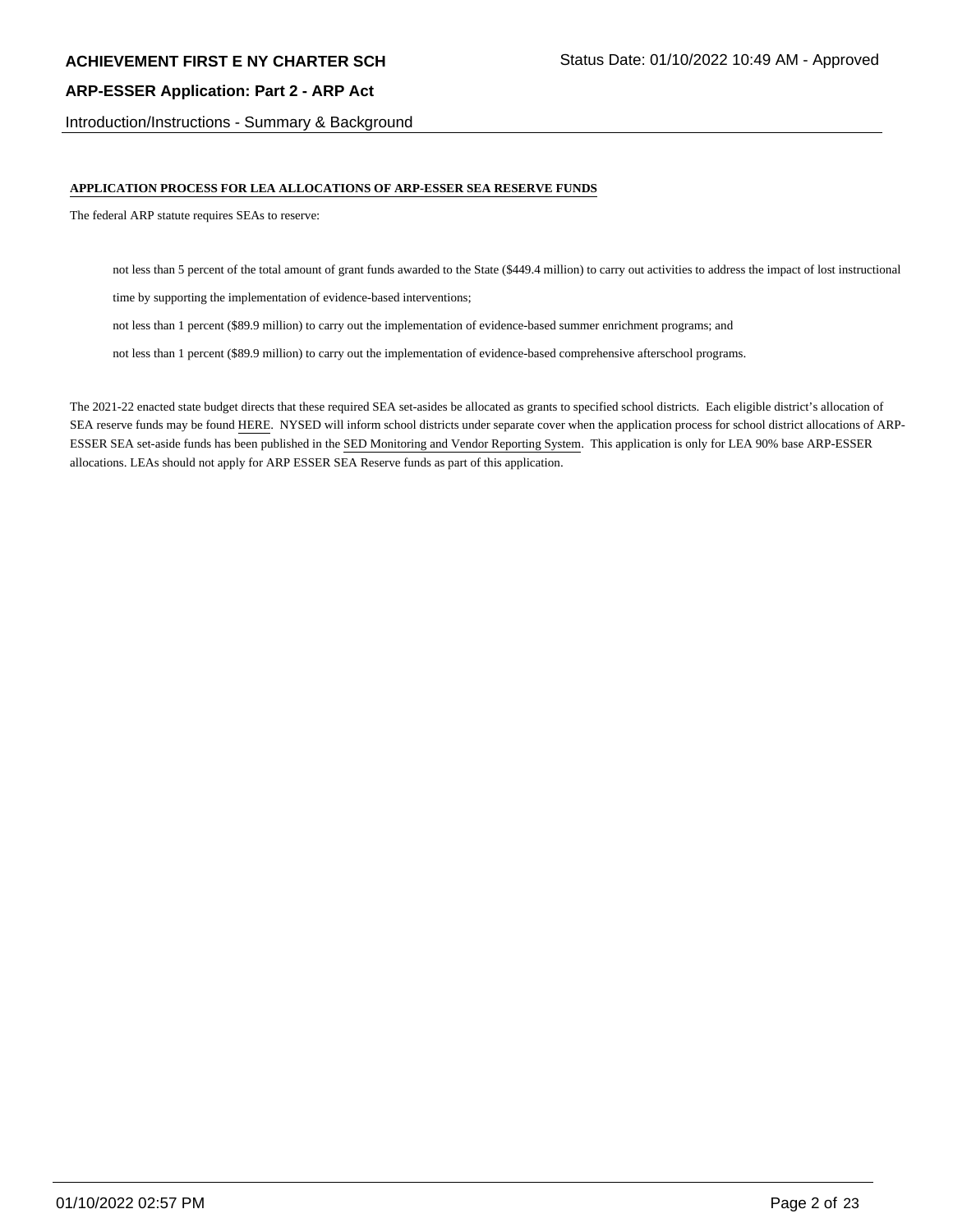Introduction/Instructions - Summary & Background

**APPLICATION PROCESS FOR LEA ALLOCATIONS OF ARP-ESSER SEA RESERVE FUNDS**

The federal ARP statute requires SEAs to reserve:

- not less than 5 percent of the total amount of grant funds awarded to the State ($449.4 million) to carry out activities to address the impact of lost instructional time by supporting the implementation of evidence-based interventions;
- not less than 1 percent ($89.9 million) to carry out the implementation of evidence-based summer enrichment programs; and
- not less than 1 percent ($89.9 million) to carry out the implementation of evidence-based comprehensive afterschool programs.

The 2021-22 enacted state budget directs that these required SEA set-asides be allocated as grants to specified school districts. Each eligible district's allocation of SEA reserve funds may be found HERE. NYSED will inform school districts under separate cover when the application process for school district allocations of ARP-ESSER SEA set-aside funds has been published in the SED Monitoring and Vendor Reporting System. This application is only for LEA 90% base ARP-ESSER allocations. LEAs should not apply for ARP ESSER SEA Reserve funds as part of this application.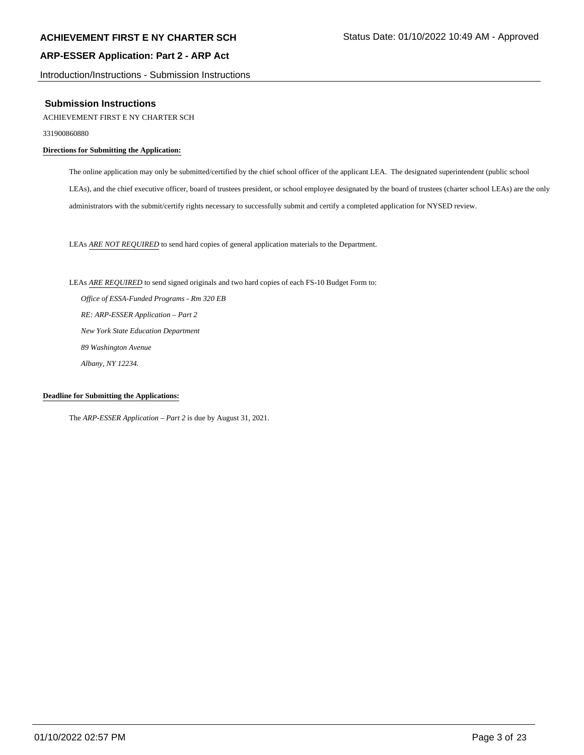## Submission Instructions

ACHIEVEMENT FIRST E NY CHARTER SCH

331900860880

**Directions for Submitting the Application:**

The online application may only be submitted/certified by the chief school officer of the applicant LEA. The designated superintendent (public school LEAs), and the chief executive officer, board of trustees president, or school employee designated by the board of trustees (charter school LEAs) are the only administrators with the submit/certify rights necessary to successfully submit and certify a completed application for NYSED review.

LEAs *ARE NOT REQUIRED* to send hard copies of general application materials to the Department.

LEAs *ARE REQUIRED* to send signed originals and two hard copies of each FS-10 Budget Form to:

*Office of ESSA-Funded Programs - Rm 320 EB*
*RE: ARP-ESSER Application – Part 2*
*New York State Education Department*
*89 Washington Avenue*
*Albany, NY 12234.*

**Deadline for Submitting the Applications:**

The *ARP-ESSER Application – Part 2* is due by August 31, 2021.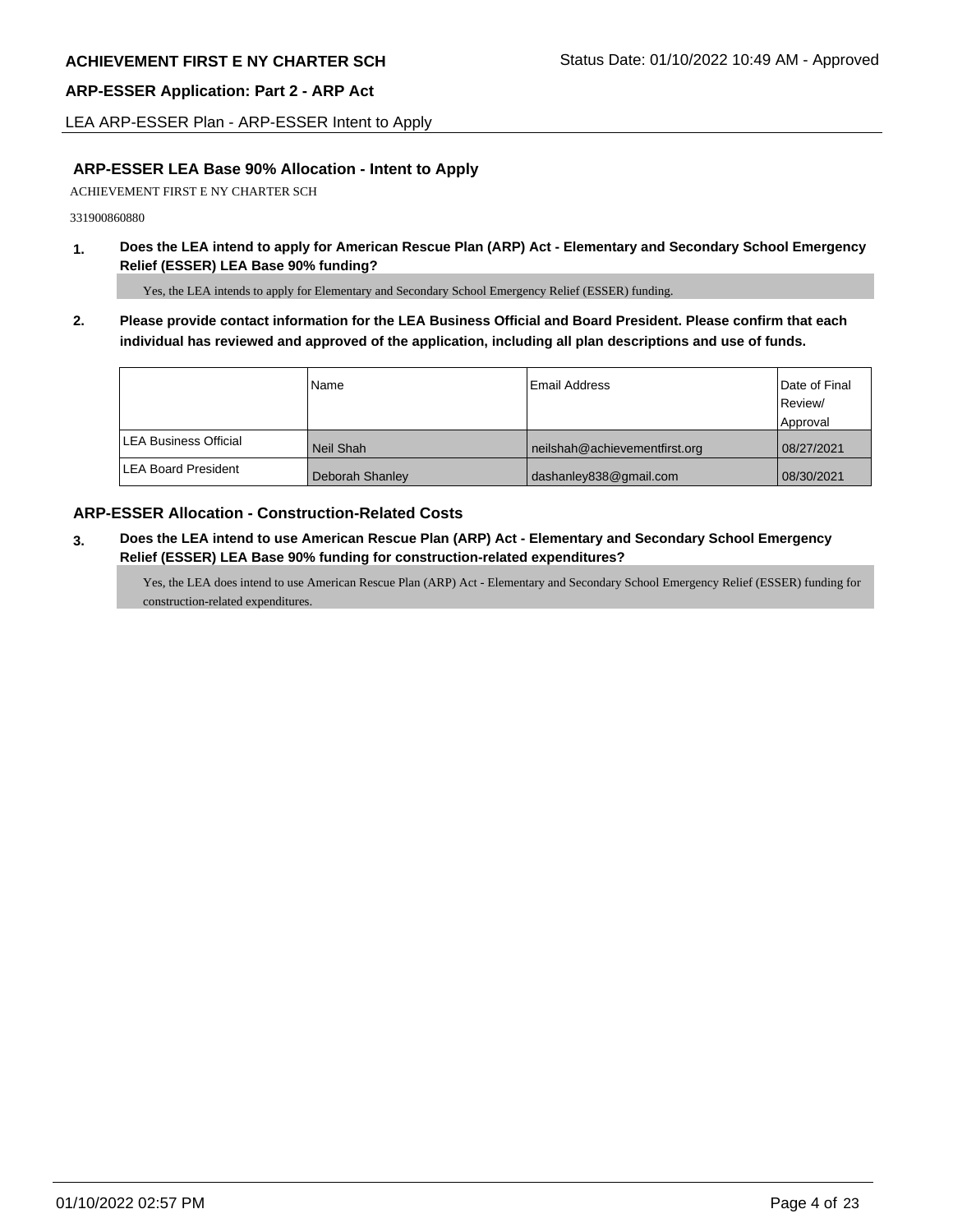## ARP-ESSER LEA Base 90% Allocation - Intent to Apply

ACHIEVEMENT FIRST E NY CHARTER SCH

331900860880

**1. Does the LEA intend to apply for American Rescue Plan (ARP) Act - Elementary and Secondary School Emergency Relief (ESSER) LEA Base 90% funding?**

Yes, the LEA intends to apply for Elementary and Secondary School Emergency Relief (ESSER) funding.

**2. Please provide contact information for the LEA Business Official and Board President. Please confirm that each individual has reviewed and approved of the application, including all plan descriptions and use of funds.**

| | Name | Email Address | Date of Final Review/ Approval |
|---|---|---|---|
| LEA Business Official | Neil Shah | neilshah@achievementfirst.org | 08/27/2021 |
| LEA Board President | Deborah Shanley | dashanley838@gmail.com | 08/30/2021 |

## ARP-ESSER Allocation - Construction-Related Costs

**3. Does the LEA intend to use American Rescue Plan (ARP) Act - Elementary and Secondary School Emergency Relief (ESSER) LEA Base 90% funding for construction-related expenditures?**

Yes, the LEA does intend to use American Rescue Plan (ARP) Act - Elementary and Secondary School Emergency Relief (ESSER) funding for construction-related expenditures.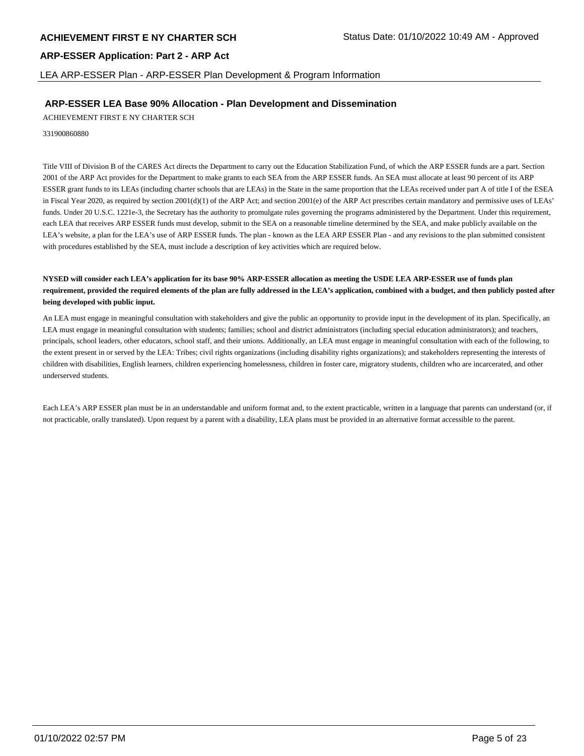## ARP-ESSER LEA Base 90% Allocation - Plan Development and Dissemination

ACHIEVEMENT FIRST E NY CHARTER SCH

331900860880

Title VIII of Division B of the CARES Act directs the Department to carry out the Education Stabilization Fund, of which the ARP ESSER funds are a part. Section 2001 of the ARP Act provides for the Department to make grants to each SEA from the ARP ESSER funds. An SEA must allocate at least 90 percent of its ARP ESSER grant funds to its LEAs (including charter schools that are LEAs) in the State in the same proportion that the LEAs received under part A of title I of the ESEA in Fiscal Year 2020, as required by section 2001(d)(1) of the ARP Act; and section 2001(e) of the ARP Act prescribes certain mandatory and permissive uses of LEAs' funds. Under 20 U.S.C. 1221e-3, the Secretary has the authority to promulgate rules governing the programs administered by the Department. Under this requirement, each LEA that receives ARP ESSER funds must develop, submit to the SEA on a reasonable timeline determined by the SEA, and make publicly available on the LEA's website, a plan for the LEA's use of ARP ESSER funds. The plan - known as the LEA ARP ESSER Plan - and any revisions to the plan submitted consistent with procedures established by the SEA, must include a description of key activities which are required below.

**NYSED will consider each LEA's application for its base 90% ARP-ESSER allocation as meeting the USDE LEA ARP-ESSER use of funds plan requirement, provided the required elements of the plan are fully addressed in the LEA's application, combined with a budget, and then publicly posted after being developed with public input.**

An LEA must engage in meaningful consultation with stakeholders and give the public an opportunity to provide input in the development of its plan. Specifically, an LEA must engage in meaningful consultation with students; families; school and district administrators (including special education administrators); and teachers, principals, school leaders, other educators, school staff, and their unions. Additionally, an LEA must engage in meaningful consultation with each of the following, to the extent present in or served by the LEA: Tribes; civil rights organizations (including disability rights organizations); and stakeholders representing the interests of children with disabilities, English learners, children experiencing homelessness, children in foster care, migratory students, children who are incarcerated, and other underserved students.

Each LEA's ARP ESSER plan must be in an understandable and uniform format and, to the extent practicable, written in a language that parents can understand (or, if not practicable, orally translated). Upon request by a parent with a disability, LEA plans must be provided in an alternative format accessible to the parent.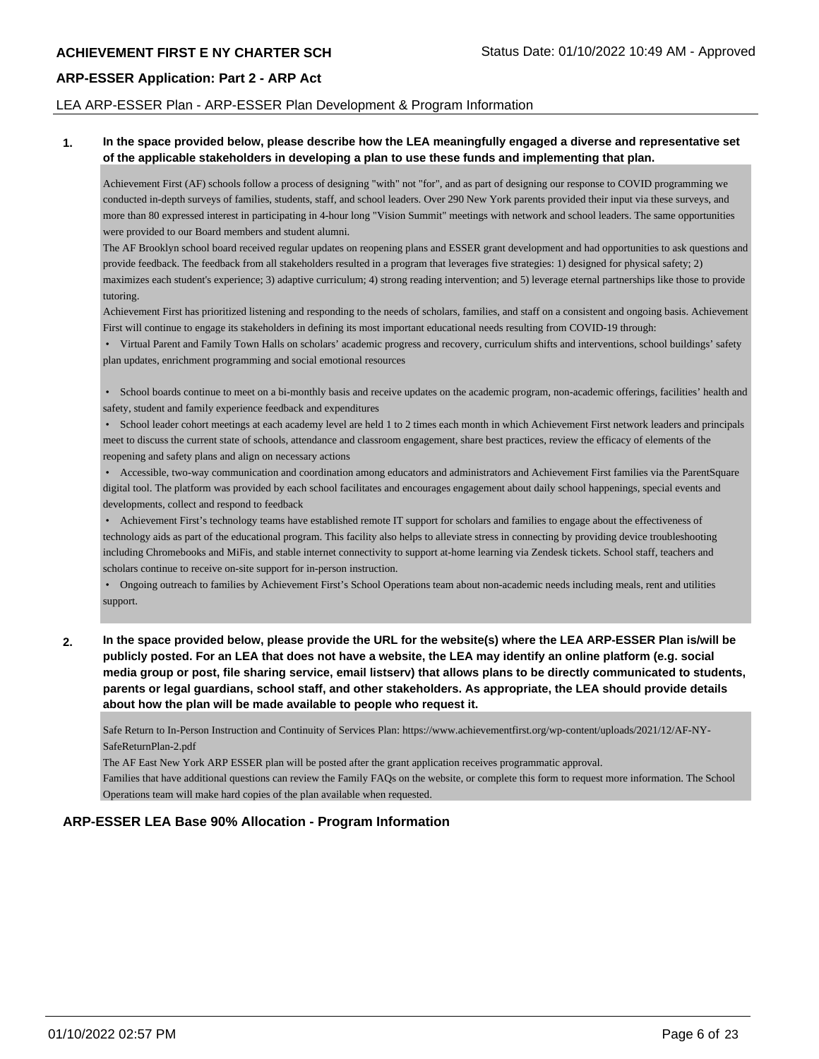## LEA ARP-ESSER Plan - ARP-ESSER Plan Development & Program Information

**1. In the space provided below, please describe how the LEA meaningfully engaged a diverse and representative set of the applicable stakeholders in developing a plan to use these funds and implementing that plan.**

Achievement First (AF) schools follow a process of designing "with" not "for", and as part of designing our response to COVID programming we conducted in-depth surveys of families, students, staff, and school leaders. Over 290 New York parents provided their input via these surveys, and more than 80 expressed interest in participating in 4-hour long "Vision Summit" meetings with network and school leaders. The same opportunities were provided to our Board members and student alumni.

The AF Brooklyn school board received regular updates on reopening plans and ESSER grant development and had opportunities to ask questions and provide feedback. The feedback from all stakeholders resulted in a program that leverages five strategies: 1) designed for physical safety; 2) maximizes each student's experience; 3) adaptive curriculum; 4) strong reading intervention; and 5) leverage eternal partnerships like those to provide tutoring.

Achievement First has prioritized listening and responding to the needs of scholars, families, and staff on a consistent and ongoing basis. Achievement First will continue to engage its stakeholders in defining its most important educational needs resulting from COVID-19 through:

- Virtual Parent and Family Town Halls on scholars' academic progress and recovery, curriculum shifts and interventions, school buildings' safety plan updates, enrichment programming and social emotional resources
- School boards continue to meet on a bi-monthly basis and receive updates on the academic program, non-academic offerings, facilities' health and safety, student and family experience feedback and expenditures
- School leader cohort meetings at each academy level are held 1 to 2 times each month in which Achievement First network leaders and principals meet to discuss the current state of schools, attendance and classroom engagement, share best practices, review the efficacy of elements of the reopening and safety plans and align on necessary actions
- Accessible, two-way communication and coordination among educators and administrators and Achievement First families via the ParentSquare digital tool. The platform was provided by each school facilitates and encourages engagement about daily school happenings, special events and developments, collect and respond to feedback
- Achievement First's technology teams have established remote IT support for scholars and families to engage about the effectiveness of technology aids as part of the educational program. This facility also helps to alleviate stress in connecting by providing device troubleshooting including Chromebooks and MiFis, and stable internet connectivity to support at-home learning via Zendesk tickets. School staff, teachers and scholars continue to receive on-site support for in-person instruction.
- Ongoing outreach to families by Achievement First's School Operations team about non-academic needs including meals, rent and utilities support.

**2. In the space provided below, please provide the URL for the website(s) where the LEA ARP-ESSER Plan is/will be publicly posted. For an LEA that does not have a website, the LEA may identify an online platform (e.g. social media group or post, file sharing service, email listserv) that allows plans to be directly communicated to students, parents or legal guardians, school staff, and other stakeholders. As appropriate, the LEA should provide details about how the plan will be made available to people who request it.**

Safe Return to In-Person Instruction and Continuity of Services Plan: https://www.achievementfirst.org/wp-content/uploads/2021/12/AF-NY-SafeReturnPlan-2.pdf

The AF East New York ARP ESSER plan will be posted after the grant application receives programmatic approval.

Families that have additional questions can review the Family FAQs on the website, or complete this form to request more information. The School Operations team will make hard copies of the plan available when requested.

## ARP-ESSER LEA Base 90% Allocation - Program Information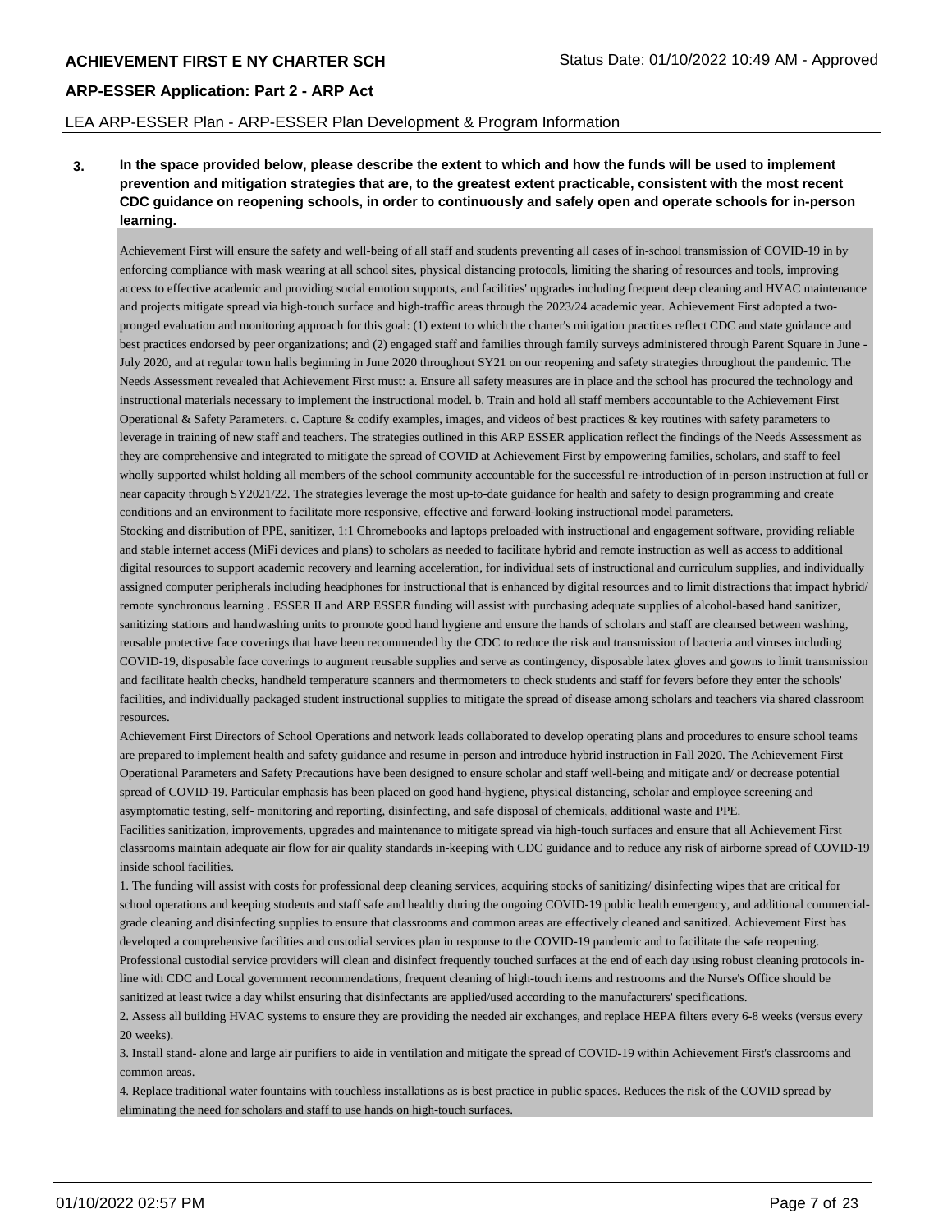**3. In the space provided below, please describe the extent to which and how the funds will be used to implement prevention and mitigation strategies that are, to the greatest extent practicable, consistent with the most recent CDC guidance on reopening schools, in order to continuously and safely open and operate schools for in-person learning.**

Achievement First will ensure the safety and well-being of all staff and students preventing all cases of in-school transmission of COVID-19 in by enforcing compliance with mask wearing at all school sites, physical distancing protocols, limiting the sharing of resources and tools, improving access to effective academic and providing social emotion supports, and facilities' upgrades including frequent deep cleaning and HVAC maintenance and projects mitigate spread via high-touch surface and high-traffic areas through the 2023/24 academic year. Achievement First adopted a two-pronged evaluation and monitoring approach for this goal: (1) extent to which the charter's mitigation practices reflect CDC and state guidance and best practices endorsed by peer organizations; and (2) engaged staff and families through family surveys administered through Parent Square in June - July 2020, and at regular town halls beginning in June 2020 throughout SY21 on our reopening and safety strategies throughout the pandemic. The Needs Assessment revealed that Achievement First must: a. Ensure all safety measures are in place and the school has procured the technology and instructional materials necessary to implement the instructional model. b. Train and hold all staff members accountable to the Achievement First Operational & Safety Parameters. c. Capture & codify examples, images, and videos of best practices & key routines with safety parameters to leverage in training of new staff and teachers. The strategies outlined in this ARP ESSER application reflect the findings of the Needs Assessment as they are comprehensive and integrated to mitigate the spread of COVID at Achievement First by empowering families, scholars, and staff to feel wholly supported whilst holding all members of the school community accountable for the successful re-introduction of in-person instruction at full or near capacity through SY2021/22. The strategies leverage the most up-to-date guidance for health and safety to design programming and create conditions and an environment to facilitate more responsive, effective and forward-looking instructional model parameters.

Stocking and distribution of PPE, sanitizer, 1:1 Chromebooks and laptops preloaded with instructional and engagement software, providing reliable and stable internet access (MiFi devices and plans) to scholars as needed to facilitate hybrid and remote instruction as well as access to additional digital resources to support academic recovery and learning acceleration, for individual sets of instructional and curriculum supplies, and individually assigned computer peripherals including headphones for instructional that is enhanced by digital resources and to limit distractions that impact hybrid/ remote synchronous learning . ESSER II and ARP ESSER funding will assist with purchasing adequate supplies of alcohol-based hand sanitizer, sanitizing stations and handwashing units to promote good hand hygiene and ensure the hands of scholars and staff are cleansed between washing, reusable protective face coverings that have been recommended by the CDC to reduce the risk and transmission of bacteria and viruses including COVID-19, disposable face coverings to augment reusable supplies and serve as contingency, disposable latex gloves and gowns to limit transmission and facilitate health checks, handheld temperature scanners and thermometers to check students and staff for fevers before they enter the schools' facilities, and individually packaged student instructional supplies to mitigate the spread of disease among scholars and teachers via shared classroom resources.

Achievement First Directors of School Operations and network leads collaborated to develop operating plans and procedures to ensure school teams are prepared to implement health and safety guidance and resume in-person and introduce hybrid instruction in Fall 2020. The Achievement First Operational Parameters and Safety Precautions have been designed to ensure scholar and staff well-being and mitigate and/ or decrease potential spread of COVID-19. Particular emphasis has been placed on good hand-hygiene, physical distancing, scholar and employee screening and asymptomatic testing, self- monitoring and reporting, disinfecting, and safe disposal of chemicals, additional waste and PPE.

Facilities sanitization, improvements, upgrades and maintenance to mitigate spread via high-touch surfaces and ensure that all Achievement First classrooms maintain adequate air flow for air quality standards in-keeping with CDC guidance and to reduce any risk of airborne spread of COVID-19 inside school facilities.

1. The funding will assist with costs for professional deep cleaning services, acquiring stocks of sanitizing/ disinfecting wipes that are critical for school operations and keeping students and staff safe and healthy during the ongoing COVID-19 public health emergency, and additional commercial-grade cleaning and disinfecting supplies to ensure that classrooms and common areas are effectively cleaned and sanitized. Achievement First has developed a comprehensive facilities and custodial services plan in response to the COVID-19 pandemic and to facilitate the safe reopening. Professional custodial service providers will clean and disinfect frequently touched surfaces at the end of each day using robust cleaning protocols in-line with CDC and Local government recommendations, frequent cleaning of high-touch items and restrooms and the Nurse's Office should be sanitized at least twice a day whilst ensuring that disinfectants are applied/used according to the manufacturers' specifications.
2. Assess all building HVAC systems to ensure they are providing the needed air exchanges, and replace HEPA filters every 6-8 weeks (versus every 20 weeks).
3. Install stand- alone and large air purifiers to aide in ventilation and mitigate the spread of COVID-19 within Achievement First's classrooms and common areas.
4. Replace traditional water fountains with touchless installations as is best practice in public spaces. Reduces the risk of the COVID spread by eliminating the need for scholars and staff to use hands on high-touch surfaces.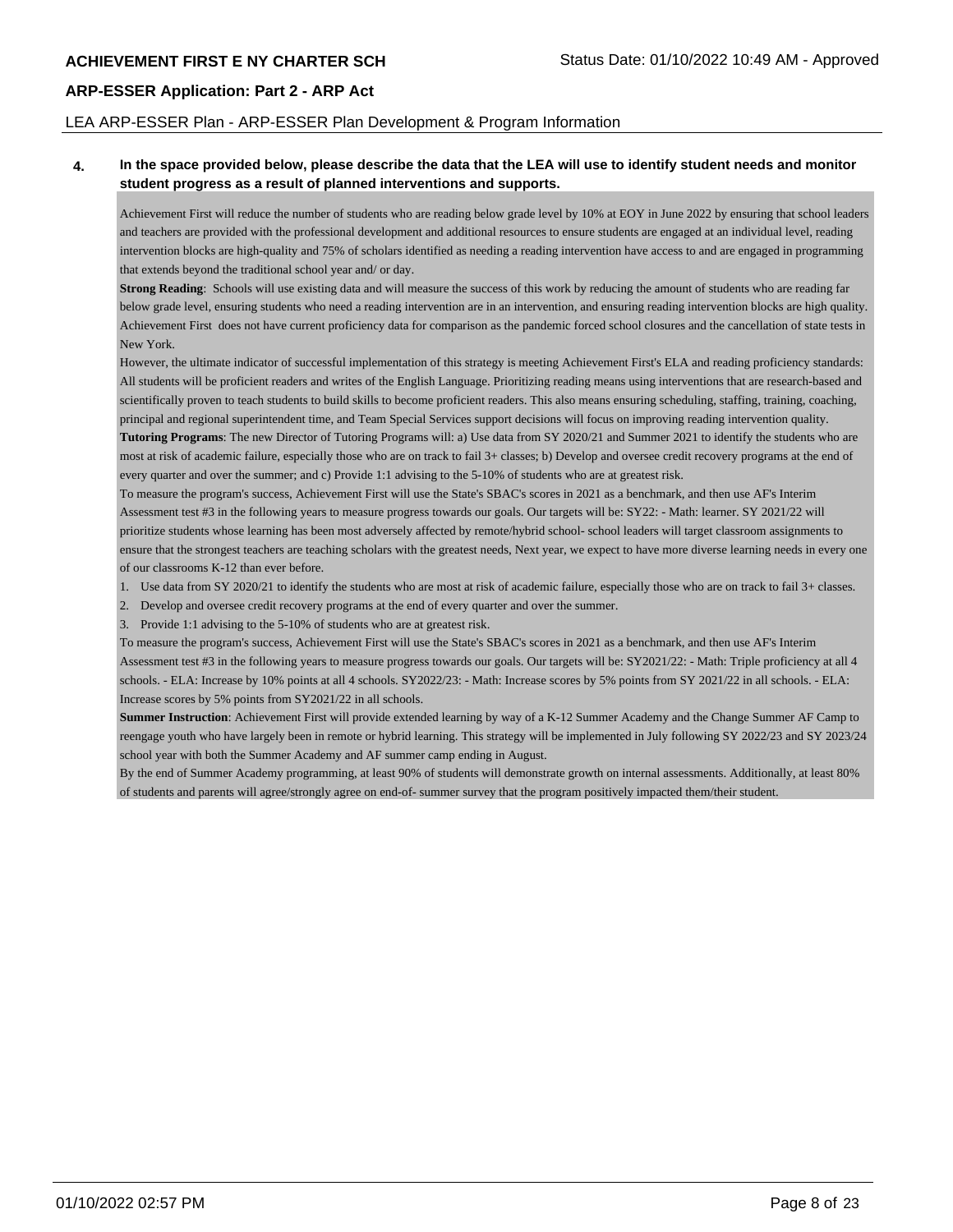**4. In the space provided below, please describe the data that the LEA will use to identify student needs and monitor student progress as a result of planned interventions and supports.**

Achievement First will reduce the number of students who are reading below grade level by 10% at EOY in June 2022 by ensuring that school leaders and teachers are provided with the professional development and additional resources to ensure students are engaged at an individual level, reading intervention blocks are high-quality and 75% of scholars identified as needing a reading intervention have access to and are engaged in programming that extends beyond the traditional school year and/ or day.

**Strong Reading**: Schools will use existing data and will measure the success of this work by reducing the amount of students who are reading far below grade level, ensuring students who need a reading intervention are in an intervention, and ensuring reading intervention blocks are high quality. Achievement First does not have current proficiency data for comparison as the pandemic forced school closures and the cancellation of state tests in New York.

However, the ultimate indicator of successful implementation of this strategy is meeting Achievement First's ELA and reading proficiency standards: All students will be proficient readers and writes of the English Language. Prioritizing reading means using interventions that are research-based and scientifically proven to teach students to build skills to become proficient readers. This also means ensuring scheduling, staffing, training, coaching, principal and regional superintendent time, and Team Special Services support decisions will focus on improving reading intervention quality.

**Tutoring Programs**: The new Director of Tutoring Programs will: a) Use data from SY 2020/21 and Summer 2021 to identify the students who are most at risk of academic failure, especially those who are on track to fail 3+ classes; b) Develop and oversee credit recovery programs at the end of every quarter and over the summer; and c) Provide 1:1 advising to the 5-10% of students who are at greatest risk.

To measure the program's success, Achievement First will use the State's SBAC's scores in 2021 as a benchmark, and then use AF's Interim Assessment test #3 in the following years to measure progress towards our goals. Our targets will be: SY22: - Math: learner. SY 2021/22 will prioritize students whose learning has been most adversely affected by remote/hybrid school- school leaders will target classroom assignments to ensure that the strongest teachers are teaching scholars with the greatest needs, Next year, we expect to have more diverse learning needs in every one of our classrooms K-12 than ever before.

1. Use data from SY 2020/21 to identify the students who are most at risk of academic failure, especially those who are on track to fail 3+ classes.
2. Develop and oversee credit recovery programs at the end of every quarter and over the summer.
3. Provide 1:1 advising to the 5-10% of students who are at greatest risk.

To measure the program's success, Achievement First will use the State's SBAC's scores in 2021 as a benchmark, and then use AF's Interim Assessment test #3 in the following years to measure progress towards our goals. Our targets will be: SY2021/22: - Math: Triple proficiency at all 4 schools. - ELA: Increase by 10% points at all 4 schools. SY2022/23: - Math: Increase scores by 5% points from SY 2021/22 in all schools. - ELA: Increase scores by 5% points from SY2021/22 in all schools.

**Summer Instruction**: Achievement First will provide extended learning by way of a K-12 Summer Academy and the Change Summer AF Camp to reengage youth who have largely been in remote or hybrid learning. This strategy will be implemented in July following SY 2022/23 and SY 2023/24 school year with both the Summer Academy and AF summer camp ending in August.

By the end of Summer Academy programming, at least 90% of students will demonstrate growth on internal assessments. Additionally, at least 80% of students and parents will agree/strongly agree on end-of- summer survey that the program positively impacted them/their student.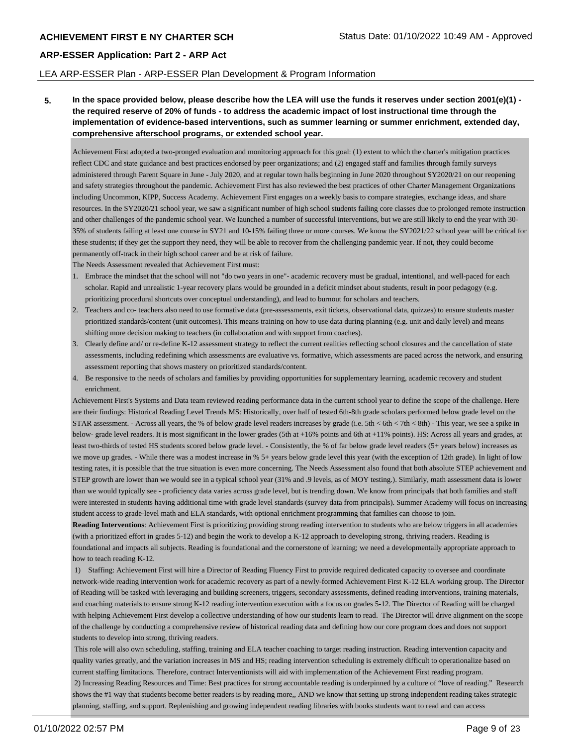ACHIEVEMENT FIRST E NY CHARTER SCH

Status Date: 01/10/2022 10:49 AM - Approved

## ARP-ESSER Application: Part 2 - ARP Act

LEA ARP-ESSER Plan - ARP-ESSER Plan Development & Program Information

**5. In the space provided below, please describe how the LEA will use the funds it reserves under section 2001(e)(1) - the required reserve of 20% of funds - to address the academic impact of lost instructional time through the implementation of evidence-based interventions, such as summer learning or summer enrichment, extended day, comprehensive afterschool programs, or extended school year.**

Achievement First adopted a two-pronged evaluation and monitoring approach for this goal: (1) extent to which the charter's mitigation practices reflect CDC and state guidance and best practices endorsed by peer organizations; and (2) engaged staff and families through family surveys administered through Parent Square in June - July 2020, and at regular town halls beginning in June 2020 throughout SY2020/21 on our reopening and safety strategies throughout the pandemic. Achievement First has also reviewed the best practices of other Charter Management Organizations including Uncommon, KIPP, Success Academy. Achievement First engages on a weekly basis to compare strategies, exchange ideas, and share resources. In the SY2020/21 school year, we saw a significant number of high school students failing core classes due to prolonged remote instruction and other challenges of the pandemic school year. We launched a number of successful interventions, but we are still likely to end the year with 30-35% of students failing at least one course in SY21 and 10-15% failing three or more courses. We know the SY2021/22 school year will be critical for these students; if they get the support they need, they will be able to recover from the challenging pandemic year. If not, they could become permanently off-track in their high school career and be at risk of failure.

The Needs Assessment revealed that Achievement First must:

1. Embrace the mindset that the school will not "do two years in one"- academic recovery must be gradual, intentional, and well-paced for each scholar. Rapid and unrealistic 1-year recovery plans would be grounded in a deficit mindset about students, result in poor pedagogy (e.g. prioritizing procedural shortcuts over conceptual understanding), and lead to burnout for scholars and teachers.
2. Teachers and co- teachers also need to use formative data (pre-assessments, exit tickets, observational data, quizzes) to ensure students master prioritized standards/content (unit outcomes). This means training on how to use data during planning (e.g. unit and daily level) and means shifting more decision making to teachers (in collaboration and with support from coaches).
3. Clearly define and/ or re-define K-12 assessment strategy to reflect the current realities reflecting school closures and the cancellation of state assessments, including redefining which assessments are evaluative vs. formative, which assessments are paced across the network, and ensuring assessment reporting that shows mastery on prioritized standards/content.
4. Be responsive to the needs of scholars and families by providing opportunities for supplementary learning, academic recovery and student enrichment.

Achievement First's Systems and Data team reviewed reading performance data in the current school year to define the scope of the challenge. Here are their findings: Historical Reading Level Trends MS: Historically, over half of tested 6th-8th grade scholars performed below grade level on the STAR assessment. - Across all years, the % of below grade level readers increases by grade (i.e. 5th < 6th < 7th < 8th) - This year, we see a spike in below- grade level readers. It is most significant in the lower grades (5th at +16% points and 6th at +11% points). HS: Across all years and grades, at least two-thirds of tested HS students scored below grade level. - Consistently, the % of far below grade level readers (5+ years below) increases as we move up grades. - While there was a modest increase in % 5+ years below grade level this year (with the exception of 12th grade). In light of low testing rates, it is possible that the true situation is even more concerning. The Needs Assessment also found that both absolute STEP achievement and STEP growth are lower than we would see in a typical school year (31% and .9 levels, as of MOY testing.). Similarly, math assessment data is lower than we would typically see - proficiency data varies across grade level, but is trending down. We know from principals that both families and staff were interested in students having additional time with grade level standards (survey data from principals). Summer Academy will focus on increasing student access to grade-level math and ELA standards, with optional enrichment programming that families can choose to join.

**Reading Interventions**: Achievement First is prioritizing providing strong reading intervention to students who are below triggers in all academies (with a prioritized effort in grades 5-12) and begin the work to develop a K-12 approach to developing strong, thriving readers. Reading is foundational and impacts all subjects. Reading is foundational and the cornerstone of learning; we need a developmentally appropriate approach to how to teach reading K-12.

1) Staffing: Achievement First will hire a Director of Reading Fluency First to provide required dedicated capacity to oversee and coordinate network-wide reading intervention work for academic recovery as part of a newly-formed Achievement First K-12 ELA working group. The Director of Reading will be tasked with leveraging and building screeners, triggers, secondary assessments, defined reading interventions, training materials, and coaching materials to ensure strong K-12 reading intervention execution with a focus on grades 5-12. The Director of Reading will be charged with helping Achievement First develop a collective understanding of how our students learn to read. The Director will drive alignment on the scope of the challenge by conducting a comprehensive review of historical reading data and defining how our core program does and does not support students to develop into strong, thriving readers.

This role will also own scheduling, staffing, training and ELA teacher coaching to target reading instruction. Reading intervention capacity and quality varies greatly, and the variation increases in MS and HS; reading intervention scheduling is extremely difficult to operationalize based on current staffing limitations. Therefore, contract Interventionists will aid with implementation of the Achievement First reading program.

2) Increasing Reading Resources and Time: Best practices for strong accountable reading is underpinned by a culture of "love of reading." Research shows the #1 way that students become better readers is by reading more,, AND we know that setting up strong independent reading takes strategic planning, staffing, and support. Replenishing and growing independent reading libraries with books students want to read and can access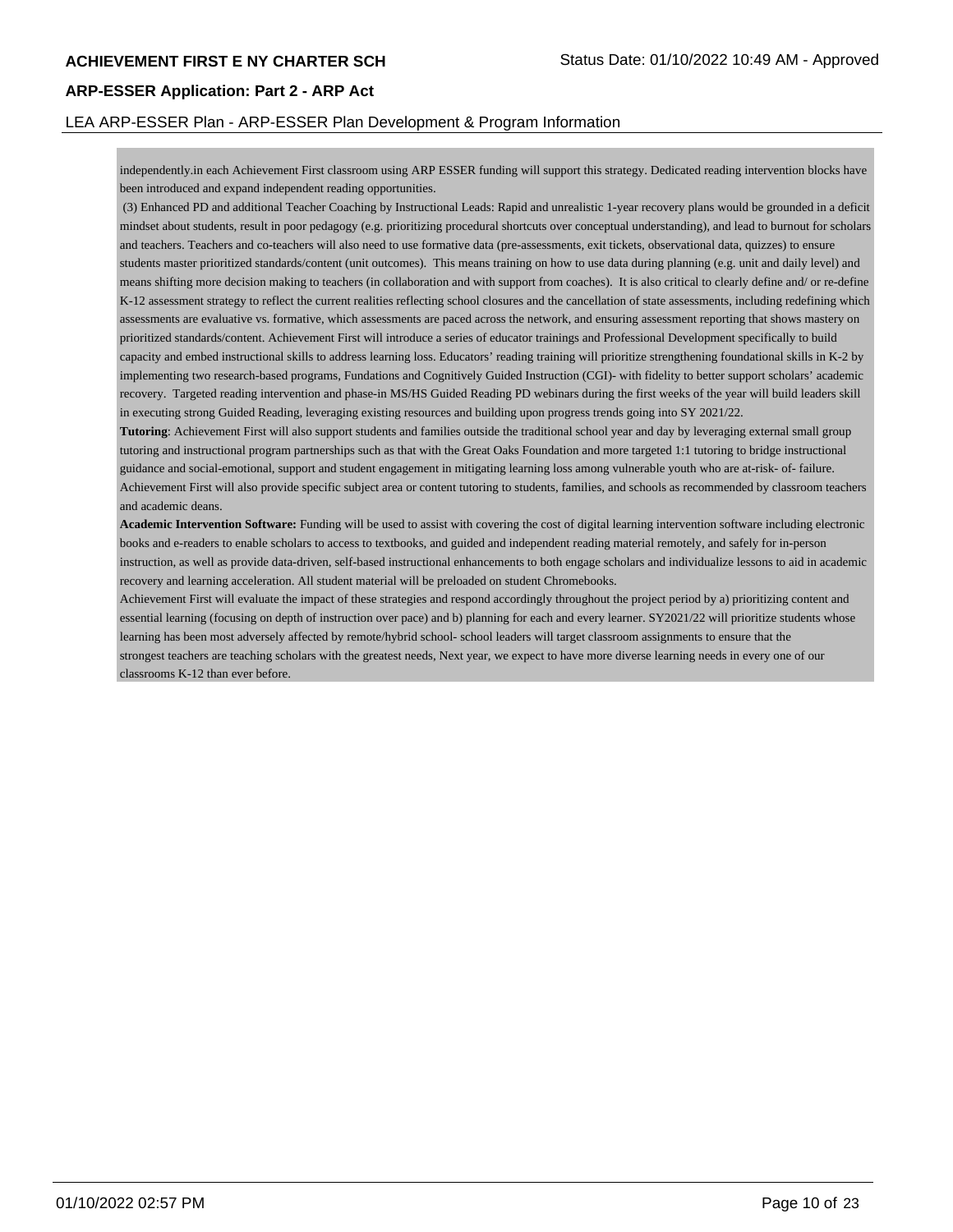independently.in each Achievement First classroom using ARP ESSER funding will support this strategy. Dedicated reading intervention blocks have been introduced and expand independent reading opportunities.

(3) Enhanced PD and additional Teacher Coaching by Instructional Leads: Rapid and unrealistic 1-year recovery plans would be grounded in a deficit mindset about students, result in poor pedagogy (e.g. prioritizing procedural shortcuts over conceptual understanding), and lead to burnout for scholars and teachers. Teachers and co-teachers will also need to use formative data (pre-assessments, exit tickets, observational data, quizzes) to ensure students master prioritized standards/content (unit outcomes). This means training on how to use data during planning (e.g. unit and daily level) and means shifting more decision making to teachers (in collaboration and with support from coaches). It is also critical to clearly define and/ or re-define K-12 assessment strategy to reflect the current realities reflecting school closures and the cancellation of state assessments, including redefining which assessments are evaluative vs. formative, which assessments are paced across the network, and ensuring assessment reporting that shows mastery on prioritized standards/content. Achievement First will introduce a series of educator trainings and Professional Development specifically to build capacity and embed instructional skills to address learning loss. Educators' reading training will prioritize strengthening foundational skills in K-2 by implementing two research-based programs, Fundations and Cognitively Guided Instruction (CGI)- with fidelity to better support scholars' academic recovery. Targeted reading intervention and phase-in MS/HS Guided Reading PD webinars during the first weeks of the year will build leaders skill in executing strong Guided Reading, leveraging existing resources and building upon progress trends going into SY 2021/22.

**Tutoring**: Achievement First will also support students and families outside the traditional school year and day by leveraging external small group tutoring and instructional program partnerships such as that with the Great Oaks Foundation and more targeted 1:1 tutoring to bridge instructional guidance and social-emotional, support and student engagement in mitigating learning loss among vulnerable youth who are at-risk- of- failure. Achievement First will also provide specific subject area or content tutoring to students, families, and schools as recommended by classroom teachers and academic deans.

**Academic Intervention Software:** Funding will be used to assist with covering the cost of digital learning intervention software including electronic books and e-readers to enable scholars to access to textbooks, and guided and independent reading material remotely, and safely for in-person instruction, as well as provide data-driven, self-based instructional enhancements to both engage scholars and individualize lessons to aid in academic recovery and learning acceleration. All student material will be preloaded on student Chromebooks.

Achievement First will evaluate the impact of these strategies and respond accordingly throughout the project period by a) prioritizing content and essential learning (focusing on depth of instruction over pace) and b) planning for each and every learner. SY2021/22 will prioritize students whose learning has been most adversely affected by remote/hybrid school- school leaders will target classroom assignments to ensure that the strongest teachers are teaching scholars with the greatest needs, Next year, we expect to have more diverse learning needs in every one of our classrooms K-12 than ever before.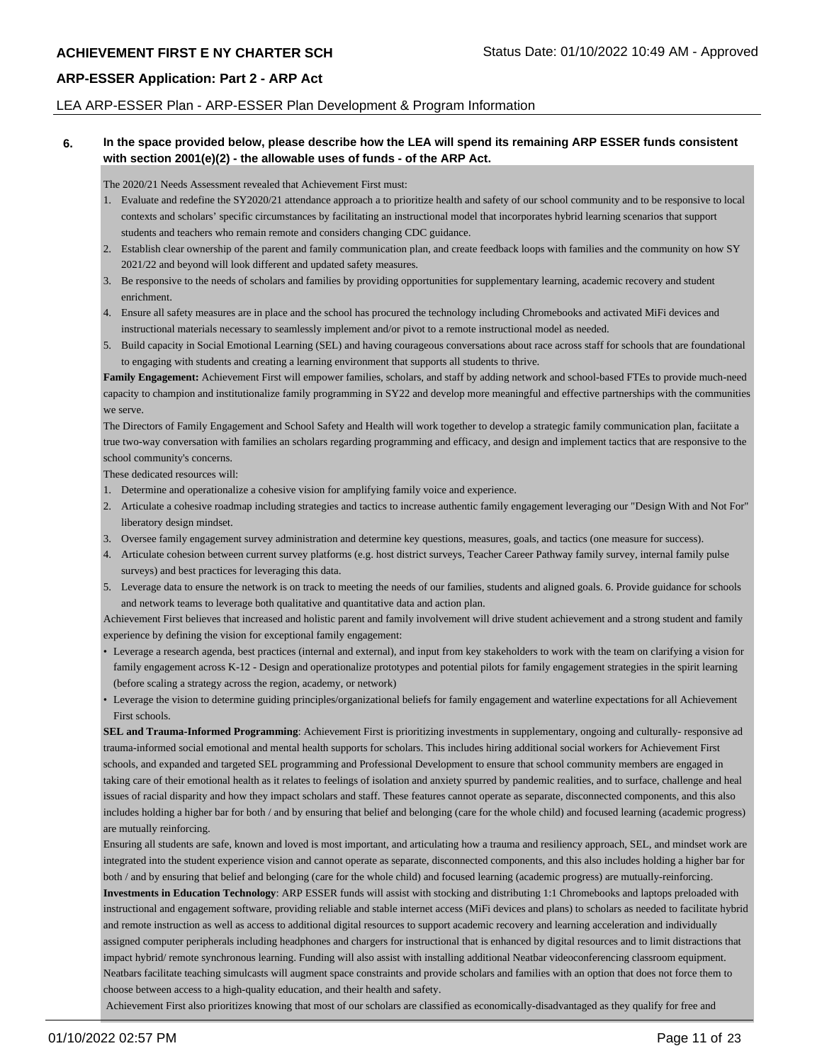**6. In the space provided below, please describe how the LEA will spend its remaining ARP ESSER funds consistent with section 2001(e)(2) - the allowable uses of funds - of the ARP Act.**

The 2020/21 Needs Assessment revealed that Achievement First must:

1. Evaluate and redefine the SY2020/21 attendance approach a to prioritize health and safety of our school community and to be responsive to local contexts and scholars' specific circumstances by facilitating an instructional model that incorporates hybrid learning scenarios that support students and teachers who remain remote and considers changing CDC guidance.
2. Establish clear ownership of the parent and family communication plan, and create feedback loops with families and the community on how SY 2021/22 and beyond will look different and updated safety measures.
3. Be responsive to the needs of scholars and families by providing opportunities for supplementary learning, academic recovery and student enrichment.
4. Ensure all safety measures are in place and the school has procured the technology including Chromebooks and activated MiFi devices and instructional materials necessary to seamlessly implement and/or pivot to a remote instructional model as needed.
5. Build capacity in Social Emotional Learning (SEL) and having courageous conversations about race across staff for schools that are foundational to engaging with students and creating a learning environment that supports all students to thrive.

**Family Engagement:** Achievement First will empower families, scholars, and staff by adding network and school-based FTEs to provide much-need capacity to champion and institutionalize family programming in SY22 and develop more meaningful and effective partnerships with the communities we serve.

The Directors of Family Engagement and School Safety and Health will work together to develop a strategic family communication plan, faciitate a true two-way conversation with families an scholars regarding programming and efficacy, and design and implement tactics that are responsive to the school community's concerns.

These dedicated resources will:

1. Determine and operationalize a cohesive vision for amplifying family voice and experience.
2. Articulate a cohesive roadmap including strategies and tactics to increase authentic family engagement leveraging our "Design With and Not For" liberatory design mindset.
3. Oversee family engagement survey administration and determine key questions, measures, goals, and tactics (one measure for success).
4. Articulate cohesion between current survey platforms (e.g. host district surveys, Teacher Career Pathway family survey, internal family pulse surveys) and best practices for leveraging this data.
5. Leverage data to ensure the network is on track to meeting the needs of our families, students and aligned goals. 6. Provide guidance for schools and network teams to leverage both qualitative and quantitative data and action plan.

Achievement First believes that increased and holistic parent and family involvement will drive student achievement and a strong student and family experience by defining the vision for exceptional family engagement:

- Leverage a research agenda, best practices (internal and external), and input from key stakeholders to work with the team on clarifying a vision for family engagement across K-12 - Design and operationalize prototypes and potential pilots for family engagement strategies in the spirit learning (before scaling a strategy across the region, academy, or network)
- Leverage the vision to determine guiding principles/organizational beliefs for family engagement and waterline expectations for all Achievement First schools.

**SEL and Trauma-Informed Programming**: Achievement First is prioritizing investments in supplementary, ongoing and culturally- responsive ad trauma-informed social emotional and mental health supports for scholars. This includes hiring additional social workers for Achievement First schools, and expanded and targeted SEL programming and Professional Development to ensure that school community members are engaged in taking care of their emotional health as it relates to feelings of isolation and anxiety spurred by pandemic realities, and to surface, challenge and heal issues of racial disparity and how they impact scholars and staff. These features cannot operate as separate, disconnected components, and this also includes holding a higher bar for both / and by ensuring that belief and belonging (care for the whole child) and focused learning (academic progress) are mutually reinforcing.

Ensuring all students are safe, known and loved is most important, and articulating how a trauma and resiliency approach, SEL, and mindset work are integrated into the student experience vision and cannot operate as separate, disconnected components, and this also includes holding a higher bar for both / and by ensuring that belief and belonging (care for the whole child) and focused learning (academic progress) are mutually-reinforcing.

**Investments in Education Technology**: ARP ESSER funds will assist with stocking and distributing 1:1 Chromebooks and laptops preloaded with instructional and engagement software, providing reliable and stable internet access (MiFi devices and plans) to scholars as needed to facilitate hybrid and remote instruction as well as access to additional digital resources to support academic recovery and learning acceleration and individually assigned computer peripherals including headphones and chargers for instructional that is enhanced by digital resources and to limit distractions that impact hybrid/ remote synchronous learning. Funding will also assist with installing additional Neatbar videoconferencing classroom equipment. Neatbars facilitate teaching simulcasts will augment space constraints and provide scholars and families with an option that does not force them to choose between access to a high-quality education, and their health and safety.

Achievement First also prioritizes knowing that most of our scholars are classified as economically-disadvantaged as they qualify for free and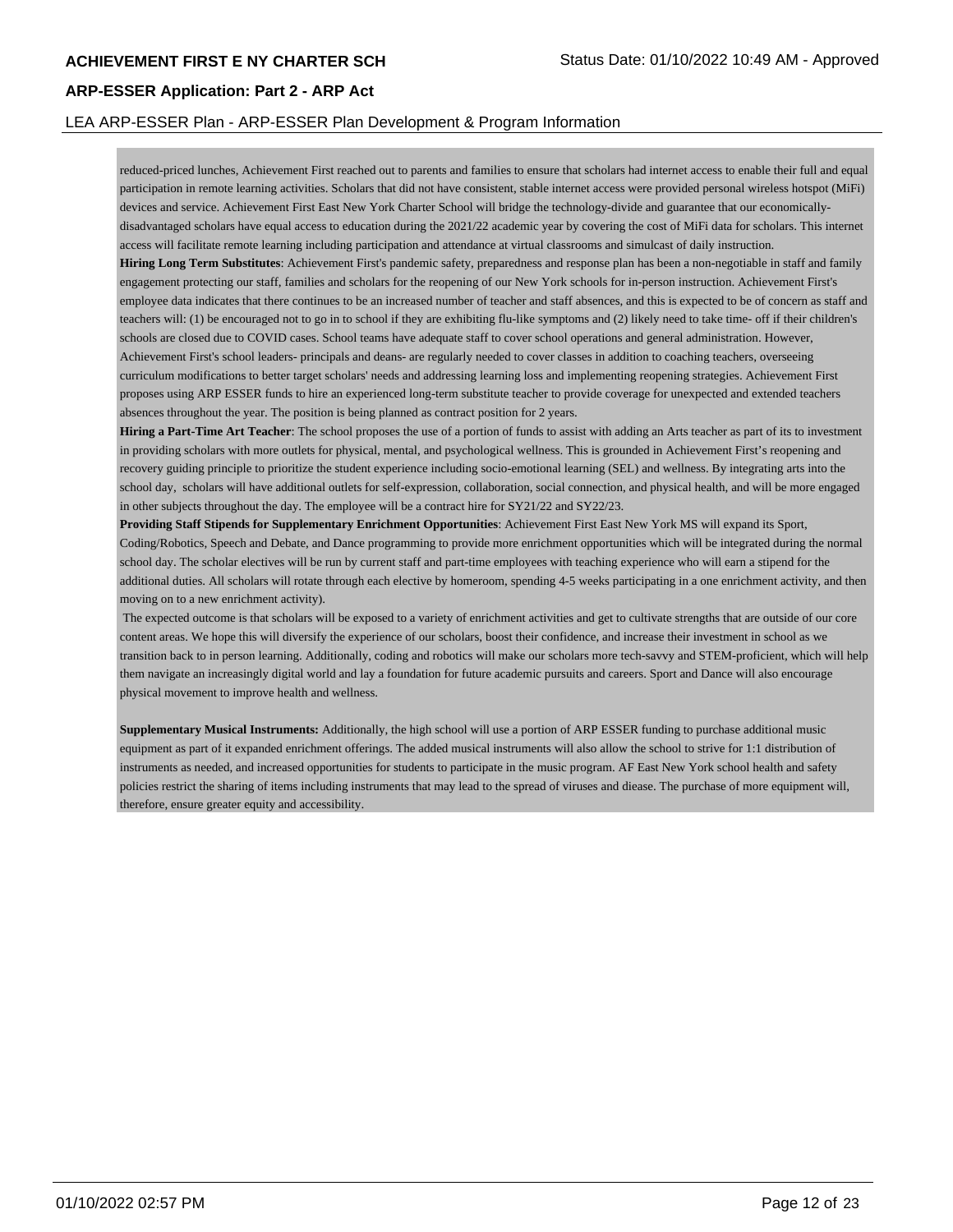reduced-priced lunches, Achievement First reached out to parents and families to ensure that scholars had internet access to enable their full and equal participation in remote learning activities. Scholars that did not have consistent, stable internet access were provided personal wireless hotspot (MiFi) devices and service. Achievement First East New York Charter School will bridge the technology-divide and guarantee that our economically-disadvantaged scholars have equal access to education during the 2021/22 academic year by covering the cost of MiFi data for scholars. This internet access will facilitate remote learning including participation and attendance at virtual classrooms and simulcast of daily instruction.

**Hiring Long Term Substitutes**: Achievement First's pandemic safety, preparedness and response plan has been a non-negotiable in staff and family engagement protecting our staff, families and scholars for the reopening of our New York schools for in-person instruction. Achievement First's employee data indicates that there continues to be an increased number of teacher and staff absences, and this is expected to be of concern as staff and teachers will: (1) be encouraged not to go in to school if they are exhibiting flu-like symptoms and (2) likely need to take time- off if their children's schools are closed due to COVID cases. School teams have adequate staff to cover school operations and general administration. However, Achievement First's school leaders- principals and deans- are regularly needed to cover classes in addition to coaching teachers, overseeing curriculum modifications to better target scholars' needs and addressing learning loss and implementing reopening strategies. Achievement First proposes using ARP ESSER funds to hire an experienced long-term substitute teacher to provide coverage for unexpected and extended teachers absences throughout the year. The position is being planned as contract position for 2 years.

**Hiring a Part-Time Art Teacher**: The school proposes the use of a portion of funds to assist with adding an Arts teacher as part of its to investment in providing scholars with more outlets for physical, mental, and psychological wellness. This is grounded in Achievement First's reopening and recovery guiding principle to prioritize the student experience including socio-emotional learning (SEL) and wellness. By integrating arts into the school day, scholars will have additional outlets for self-expression, collaboration, social connection, and physical health, and will be more engaged in other subjects throughout the day. The employee will be a contract hire for SY21/22 and SY22/23.

**Providing Staff Stipends for Supplementary Enrichment Opportunities**: Achievement First East New York MS will expand its Sport, Coding/Robotics, Speech and Debate, and Dance programming to provide more enrichment opportunities which will be integrated during the normal school day. The scholar electives will be run by current staff and part-time employees with teaching experience who will earn a stipend for the additional duties. All scholars will rotate through each elective by homeroom, spending 4-5 weeks participating in a one enrichment activity, and then moving on to a new enrichment activity).

The expected outcome is that scholars will be exposed to a variety of enrichment activities and get to cultivate strengths that are outside of our core content areas. We hope this will diversify the experience of our scholars, boost their confidence, and increase their investment in school as we transition back to in person learning. Additionally, coding and robotics will make our scholars more tech-savvy and STEM-proficient, which will help them navigate an increasingly digital world and lay a foundation for future academic pursuits and careers. Sport and Dance will also encourage physical movement to improve health and wellness.

**Supplementary Musical Instruments:** Additionally, the high school will use a portion of ARP ESSER funding to purchase additional music equipment as part of it expanded enrichment offerings. The added musical instruments will also allow the school to strive for 1:1 distribution of instruments as needed, and increased opportunities for students to participate in the music program. AF East New York school health and safety policies restrict the sharing of items including instruments that may lead to the spread of viruses and diease. The purchase of more equipment will, therefore, ensure greater equity and accessibility.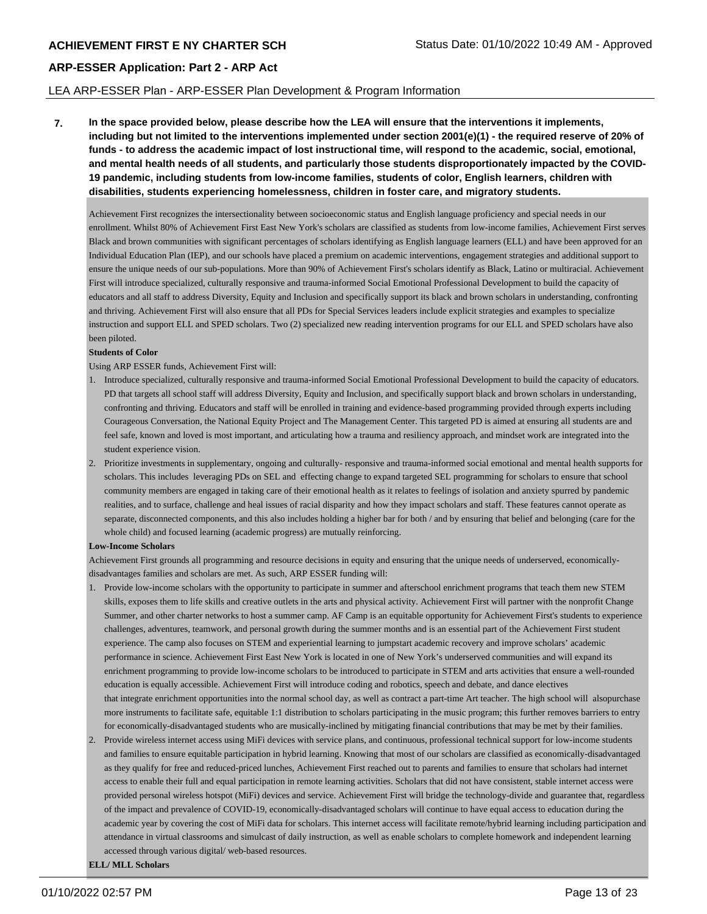7. **In the space provided below, please describe how the LEA will ensure that the interventions it implements, including but not limited to the interventions implemented under section 2001(e)(1) - the required reserve of 20% of funds - to address the academic impact of lost instructional time, will respond to the academic, social, emotional, and mental health needs of all students, and particularly those students disproportionately impacted by the COVID-19 pandemic, including students from low-income families, students of color, English learners, children with disabilities, students experiencing homelessness, children in foster care, and migratory students.**

Achievement First recognizes the intersectionality between socioeconomic status and English language proficiency and special needs in our enrollment. Whilst 80% of Achievement First East New York's scholars are classified as students from low-income families, Achievement First serves Black and brown communities with significant percentages of scholars identifying as English language learners (ELL) and have been approved for an Individual Education Plan (IEP), and our schools have placed a premium on academic interventions, engagement strategies and additional support to ensure the unique needs of our sub-populations. More than 90% of Achievement First's scholars identify as Black, Latino or multiracial. Achievement First will introduce specialized, culturally responsive and trauma-informed Social Emotional Professional Development to build the capacity of educators and all staff to address Diversity, Equity and Inclusion and specifically support its black and brown scholars in understanding, confronting and thriving. Achievement First will also ensure that all PDs for Special Services leaders include explicit strategies and examples to specialize instruction and support ELL and SPED scholars. Two (2) specialized new reading intervention programs for our ELL and SPED scholars have also been piloted.

**Students of Color**

Using ARP ESSER funds, Achievement First will:

1. Introduce specialized, culturally responsive and trauma-informed Social Emotional Professional Development to build the capacity of educators. PD that targets all school staff will address Diversity, Equity and Inclusion, and specifically support black and brown scholars in understanding, confronting and thriving. Educators and staff will be enrolled in training and evidence-based programming provided through experts including Courageous Conversation, the National Equity Project and The Management Center. This targeted PD is aimed at ensuring all students are and feel safe, known and loved is most important, and articulating how a trauma and resiliency approach, and mindset work are integrated into the student experience vision.
2. Prioritize investments in supplementary, ongoing and culturally- responsive and trauma-informed social emotional and mental health supports for scholars. This includes leveraging PDs on SEL and effecting change to expand targeted SEL programming for scholars to ensure that school community members are engaged in taking care of their emotional health as it relates to feelings of isolation and anxiety spurred by pandemic realities, and to surface, challenge and heal issues of racial disparity and how they impact scholars and staff. These features cannot operate as separate, disconnected components, and this also includes holding a higher bar for both / and by ensuring that belief and belonging (care for the whole child) and focused learning (academic progress) are mutually reinforcing.

**Low-Income Scholars**

Achievement First grounds all programming and resource decisions in equity and ensuring that the unique needs of underserved, economically-disadvantages families and scholars are met. As such, ARP ESSER funding will:

1. Provide low-income scholars with the opportunity to participate in summer and afterschool enrichment programs that teach them new STEM skills, exposes them to life skills and creative outlets in the arts and physical activity. Achievement First will partner with the nonprofit Change Summer, and other charter networks to host a summer camp. AF Camp is an equitable opportunity for Achievement First's students to experience challenges, adventures, teamwork, and personal growth during the summer months and is an essential part of the Achievement First student experience. The camp also focuses on STEM and experiential learning to jumpstart academic recovery and improve scholars' academic performance in science. Achievement First East New York is located in one of New York's underserved communities and will expand its enrichment programming to provide low-income scholars to be introduced to participate in STEM and arts activities that ensure a well-rounded education is equally accessible. Achievement First will introduce coding and robotics, speech and debate, and dance electives that integrate enrichment opportunities into the normal school day, as well as contract a part-time Art teacher. The high school will alsopurchase more instruments to facilitate safe, equitable 1:1 distribution to scholars participating in the music program; this further removes barriers to entry for economically-disadvantaged students who are musically-inclined by mitigating financial contributions that may be met by their families.
2. Provide wireless internet access using MiFi devices with service plans, and continuous, professional technical support for low-income students and families to ensure equitable participation in hybrid learning. Knowing that most of our scholars are classified as economically-disadvantaged as they qualify for free and reduced-priced lunches, Achievement First reached out to parents and families to ensure that scholars had internet access to enable their full and equal participation in remote learning activities. Scholars that did not have consistent, stable internet access were provided personal wireless hotspot (MiFi) devices and service. Achievement First will bridge the technology-divide and guarantee that, regardless of the impact and prevalence of COVID-19, economically-disadvantaged scholars will continue to have equal access to education during the academic year by covering the cost of MiFi data for scholars. This internet access will facilitate remote/hybrid learning including participation and attendance in virtual classrooms and simulcast of daily instruction, as well as enable scholars to complete homework and independent learning accessed through various digital/ web-based resources.

**ELL/ MLL Scholars**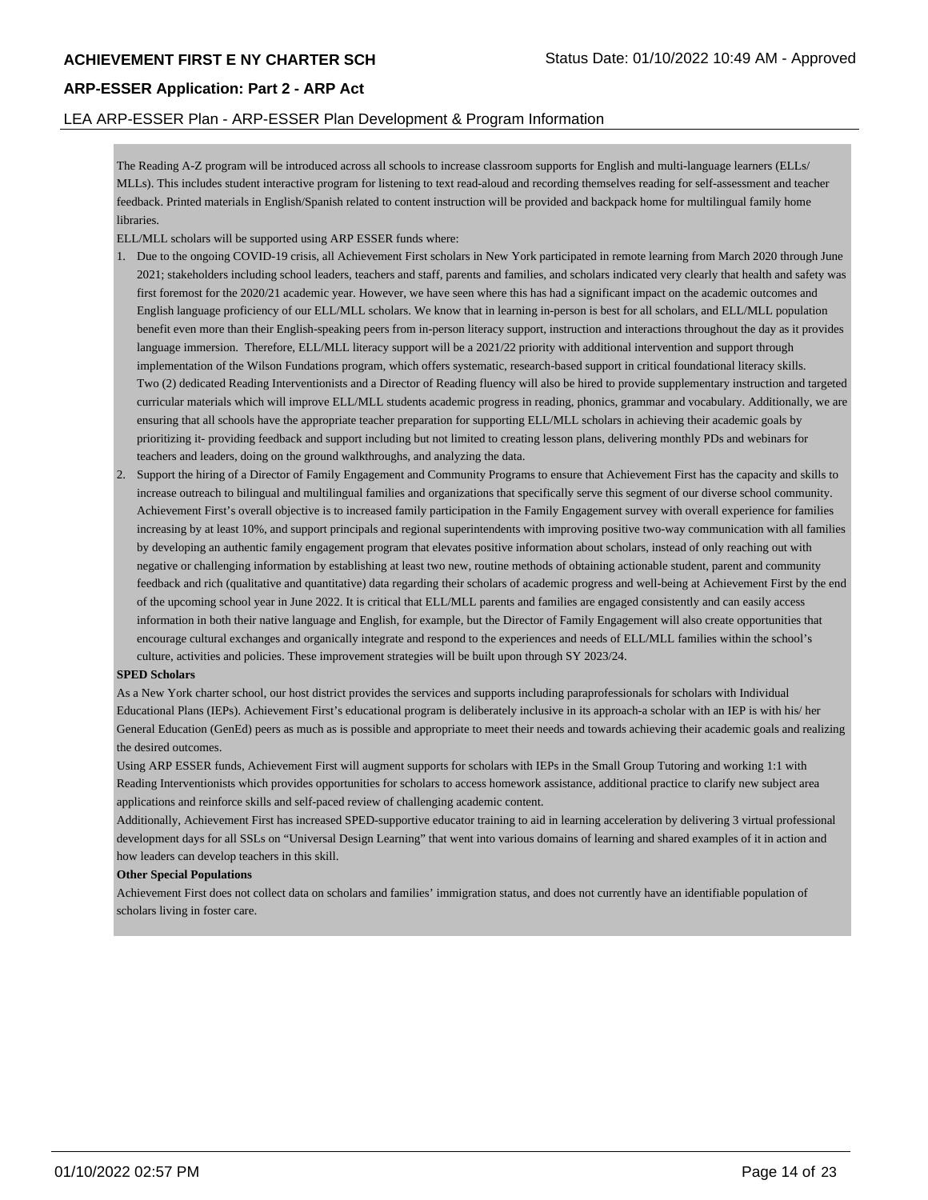The Reading A-Z program will be introduced across all schools to increase classroom supports for English and multi-language learners (ELLs/ MLLs). This includes student interactive program for listening to text read-aloud and recording themselves reading for self-assessment and teacher feedback. Printed materials in English/Spanish related to content instruction will be provided and backpack home for multilingual family home libraries.

ELL/MLL scholars will be supported using ARP ESSER funds where:

1. Due to the ongoing COVID-19 crisis, all Achievement First scholars in New York participated in remote learning from March 2020 through June 2021; stakeholders including school leaders, teachers and staff, parents and families, and scholars indicated very clearly that health and safety was first foremost for the 2020/21 academic year. However, we have seen where this has had a significant impact on the academic outcomes and English language proficiency of our ELL/MLL scholars. We know that in learning in-person is best for all scholars, and ELL/MLL population benefit even more than their English-speaking peers from in-person literacy support, instruction and interactions throughout the day as it provides language immersion.  Therefore, ELL/MLL literacy support will be a 2021/22 priority with additional intervention and support through implementation of the Wilson Fundations program, which offers systematic, research-based support in critical foundational literacy skills. Two (2) dedicated Reading Interventionists and a Director of Reading fluency will also be hired to provide supplementary instruction and targeted curricular materials which will improve ELL/MLL students academic progress in reading, phonics, grammar and vocabulary. Additionally, we are ensuring that all schools have the appropriate teacher preparation for supporting ELL/MLL scholars in achieving their academic goals by prioritizing it- providing feedback and support including but not limited to creating lesson plans, delivering monthly PDs and webinars for teachers and leaders, doing on the ground walkthroughs, and analyzing the data.
2. Support the hiring of a Director of Family Engagement and Community Programs to ensure that Achievement First has the capacity and skills to increase outreach to bilingual and multilingual families and organizations that specifically serve this segment of our diverse school community. Achievement First's overall objective is to increased family participation in the Family Engagement survey with overall experience for families increasing by at least 10%, and support principals and regional superintendents with improving positive two-way communication with all families by developing an authentic family engagement program that elevates positive information about scholars, instead of only reaching out with negative or challenging information by establishing at least two new, routine methods of obtaining actionable student, parent and community feedback and rich (qualitative and quantitative) data regarding their scholars of academic progress and well-being at Achievement First by the end of the upcoming school year in June 2022. It is critical that ELL/MLL parents and families are engaged consistently and can easily access information in both their native language and English, for example, but the Director of Family Engagement will also create opportunities that encourage cultural exchanges and organically integrate and respond to the experiences and needs of ELL/MLL families within the school's culture, activities and policies. These improvement strategies will be built upon through SY 2023/24.

**SPED Scholars**

As a New York charter school, our host district provides the services and supports including paraprofessionals for scholars with Individual Educational Plans (IEPs). Achievement First's educational program is deliberately inclusive in its approach-a scholar with an IEP is with his/ her General Education (GenEd) peers as much as is possible and appropriate to meet their needs and towards achieving their academic goals and realizing the desired outcomes.

Using ARP ESSER funds, Achievement First will augment supports for scholars with IEPs in the Small Group Tutoring and working 1:1 with Reading Interventionists which provides opportunities for scholars to access homework assistance, additional practice to clarify new subject area applications and reinforce skills and self-paced review of challenging academic content.

Additionally, Achievement First has increased SPED-supportive educator training to aid in learning acceleration by delivering 3 virtual professional development days for all SSLs on "Universal Design Learning" that went into various domains of learning and shared examples of it in action and how leaders can develop teachers in this skill.

**Other Special Populations**

Achievement First does not collect data on scholars and families' immigration status, and does not currently have an identifiable population of scholars living in foster care.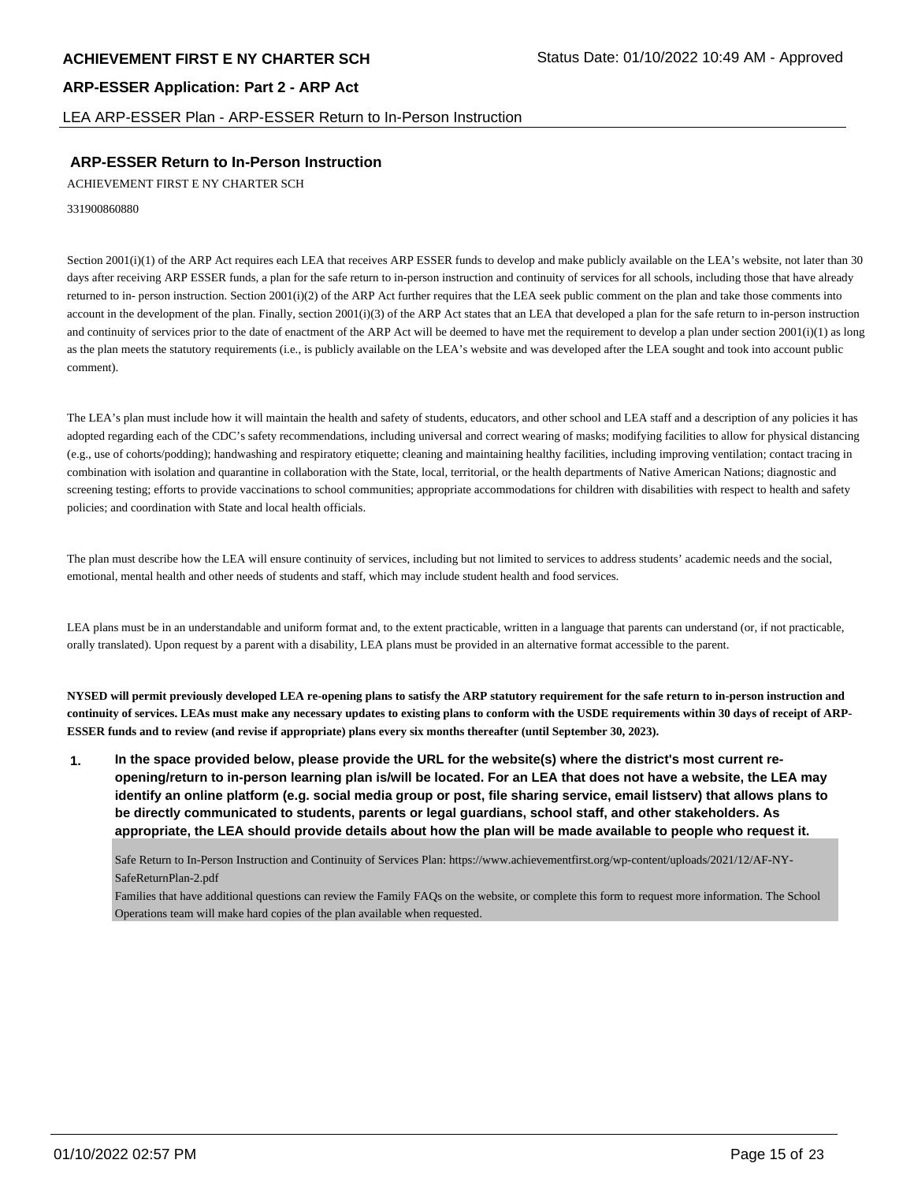## ARP-ESSER Return to In-Person Instruction

ACHIEVEMENT FIRST E NY CHARTER SCH

331900860880

Section 2001(i)(1) of the ARP Act requires each LEA that receives ARP ESSER funds to develop and make publicly available on the LEA's website, not later than 30 days after receiving ARP ESSER funds, a plan for the safe return to in-person instruction and continuity of services for all schools, including those that have already returned to in- person instruction. Section 2001(i)(2) of the ARP Act further requires that the LEA seek public comment on the plan and take those comments into account in the development of the plan. Finally, section 2001(i)(3) of the ARP Act states that an LEA that developed a plan for the safe return to in-person instruction and continuity of services prior to the date of enactment of the ARP Act will be deemed to have met the requirement to develop a plan under section 2001(i)(1) as long as the plan meets the statutory requirements (i.e., is publicly available on the LEA's website and was developed after the LEA sought and took into account public comment).

The LEA's plan must include how it will maintain the health and safety of students, educators, and other school and LEA staff and a description of any policies it has adopted regarding each of the CDC's safety recommendations, including universal and correct wearing of masks; modifying facilities to allow for physical distancing (e.g., use of cohorts/podding); handwashing and respiratory etiquette; cleaning and maintaining healthy facilities, including improving ventilation; contact tracing in combination with isolation and quarantine in collaboration with the State, local, territorial, or the health departments of Native American Nations; diagnostic and screening testing; efforts to provide vaccinations to school communities; appropriate accommodations for children with disabilities with respect to health and safety policies; and coordination with State and local health officials.

The plan must describe how the LEA will ensure continuity of services, including but not limited to services to address students' academic needs and the social, emotional, mental health and other needs of students and staff, which may include student health and food services.

LEA plans must be in an understandable and uniform format and, to the extent practicable, written in a language that parents can understand (or, if not practicable, orally translated). Upon request by a parent with a disability, LEA plans must be provided in an alternative format accessible to the parent.

**NYSED will permit previously developed LEA re-opening plans to satisfy the ARP statutory requirement for the safe return to in-person instruction and continuity of services. LEAs must make any necessary updates to existing plans to conform with the USDE requirements within 30 days of receipt of ARP-ESSER funds and to review (and revise if appropriate) plans every six months thereafter (until September 30, 2023).**

**1. In the space provided below, please provide the URL for the website(s) where the district's most current re-opening/return to in-person learning plan is/will be located. For an LEA that does not have a website, the LEA may identify an online platform (e.g. social media group or post, file sharing service, email listserv) that allows plans to be directly communicated to students, parents or legal guardians, school staff, and other stakeholders. As appropriate, the LEA should provide details about how the plan will be made available to people who request it.**

Safe Return to In-Person Instruction and Continuity of Services Plan: https://www.achievementfirst.org/wp-content/uploads/2021/12/AF-NY-SafeReturnPlan-2.pdf
Families that have additional questions can review the Family FAQs on the website, or complete this form to request more information. The School Operations team will make hard copies of the plan available when requested.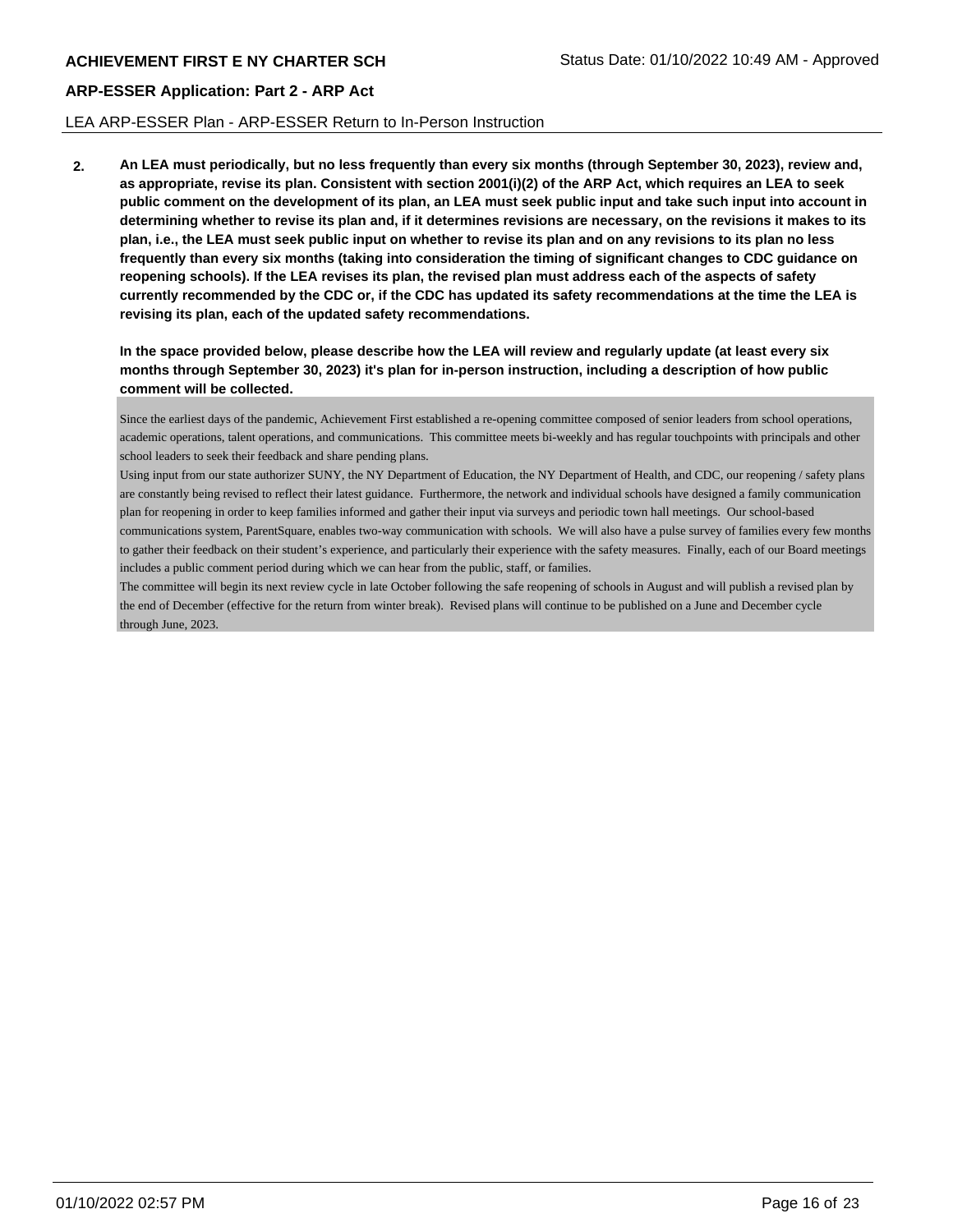LEA ARP-ESSER Plan - ARP-ESSER Return to In-Person Instruction

**2. An LEA must periodically, but no less frequently than every six months (through September 30, 2023), review and, as appropriate, revise its plan. Consistent with section 2001(i)(2) of the ARP Act, which requires an LEA to seek public comment on the development of its plan, an LEA must seek public input and take such input into account in determining whether to revise its plan and, if it determines revisions are necessary, on the revisions it makes to its plan, i.e., the LEA must seek public input on whether to revise its plan and on any revisions to its plan no less frequently than every six months (taking into consideration the timing of significant changes to CDC guidance on reopening schools). If the LEA revises its plan, the revised plan must address each of the aspects of safety currently recommended by the CDC or, if the CDC has updated its safety recommendations at the time the LEA is revising its plan, each of the updated safety recommendations.**

**In the space provided below, please describe how the LEA will review and regularly update (at least every six months through September 30, 2023) it's plan for in-person instruction, including a description of how public comment will be collected.**

Since the earliest days of the pandemic, Achievement First established a re-opening committee composed of senior leaders from school operations, academic operations, talent operations, and communications. This committee meets bi-weekly and has regular touchpoints with principals and other school leaders to seek their feedback and share pending plans.

Using input from our state authorizer SUNY, the NY Department of Education, the NY Department of Health, and CDC, our reopening / safety plans are constantly being revised to reflect their latest guidance. Furthermore, the network and individual schools have designed a family communication plan for reopening in order to keep families informed and gather their input via surveys and periodic town hall meetings. Our school-based communications system, ParentSquare, enables two-way communication with schools. We will also have a pulse survey of families every few months to gather their feedback on their student's experience, and particularly their experience with the safety measures. Finally, each of our Board meetings includes a public comment period during which we can hear from the public, staff, or families.

The committee will begin its next review cycle in late October following the safe reopening of schools in August and will publish a revised plan by the end of December (effective for the return from winter break). Revised plans will continue to be published on a June and December cycle through June, 2023.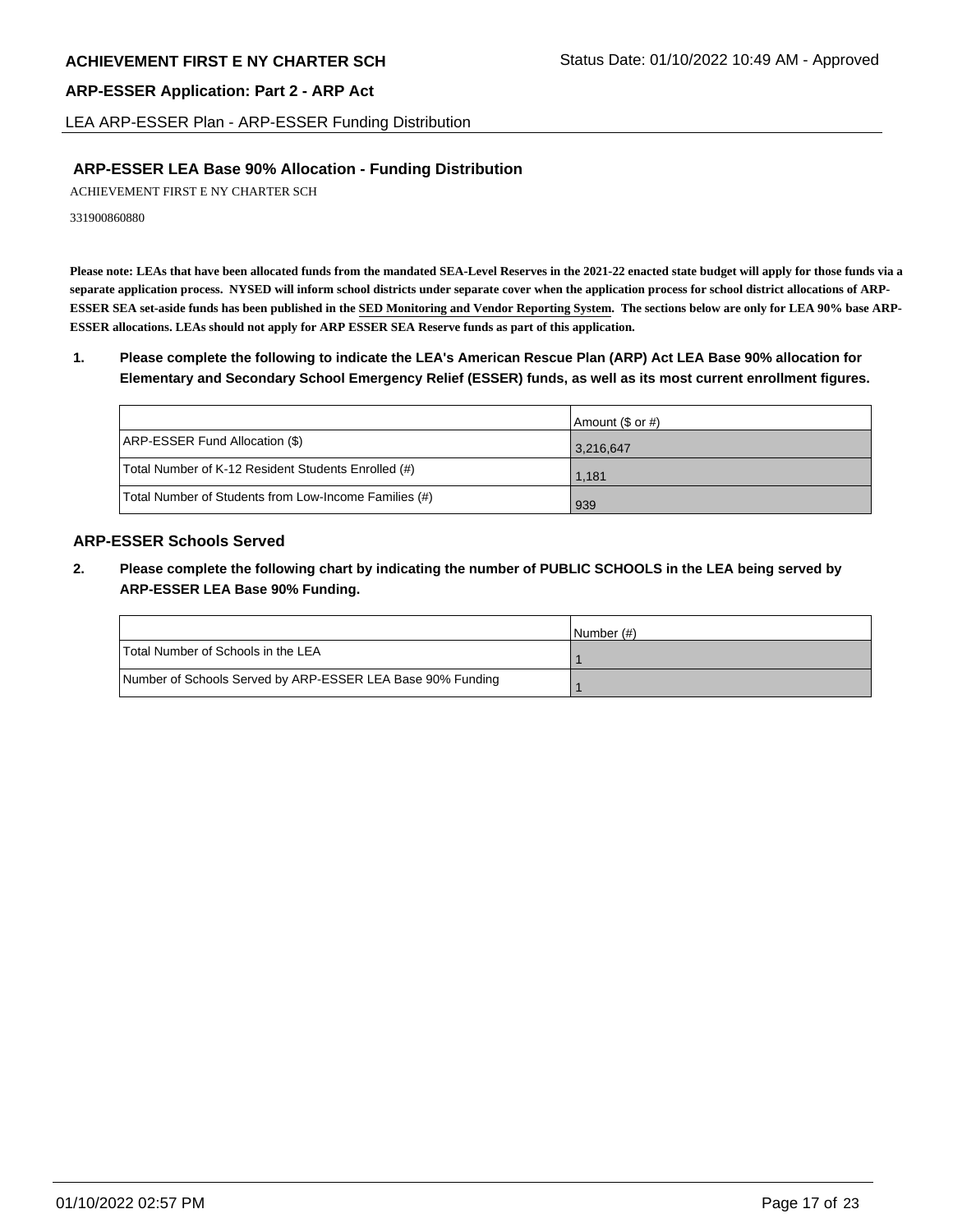LEA ARP-ESSER Plan - ARP-ESSER Funding Distribution

## ARP-ESSER LEA Base 90% Allocation - Funding Distribution

ACHIEVEMENT FIRST E NY CHARTER SCH

331900860880

**Please note: LEAs that have been allocated funds from the mandated SEA-Level Reserves in the 2021-22 enacted state budget will apply for those funds via a separate application process. NYSED will inform school districts under separate cover when the application process for school district allocations of ARP-ESSER SEA set-aside funds has been published in the SED Monitoring and Vendor Reporting System. The sections below are only for LEA 90% base ARP-ESSER allocations. LEAs should not apply for ARP ESSER SEA Reserve funds as part of this application.**

**1. Please complete the following to indicate the LEA's American Rescue Plan (ARP) Act LEA Base 90% allocation for Elementary and Secondary School Emergency Relief (ESSER) funds, as well as its most current enrollment figures.**

| | Amount ($ or #) |
|---|---|
| ARP-ESSER Fund Allocation ($) | 3,216,647 |
| Total Number of K-12 Resident Students Enrolled (#) | 1,181 |
| Total Number of Students from Low-Income Families (#) | 939 |

## ARP-ESSER Schools Served

**2. Please complete the following chart by indicating the number of PUBLIC SCHOOLS in the LEA being served by ARP-ESSER LEA Base 90% Funding.**

| | Number (#) |
|---|---|
| Total Number of Schools in the LEA | 1 |
| Number of Schools Served by ARP-ESSER LEA Base 90% Funding | 1 |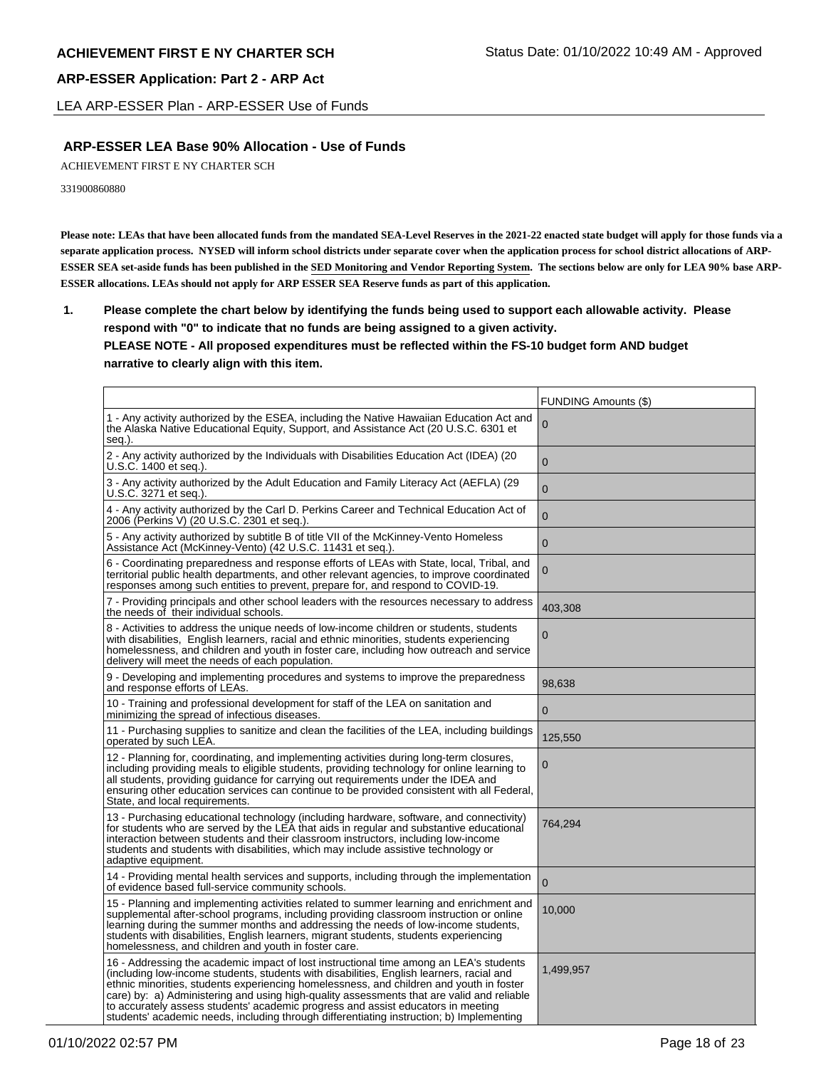## ARP-ESSER LEA Base 90% Allocation - Use of Funds

ACHIEVEMENT FIRST E NY CHARTER SCH

331900860880

**Please note: LEAs that have been allocated funds from the mandated SEA-Level Reserves in the 2021-22 enacted state budget will apply for those funds via a separate application process. NYSED will inform school districts under separate cover when the application process for school district allocations of ARP-ESSER SEA set-aside funds has been published in the SED Monitoring and Vendor Reporting System. The sections below are only for LEA 90% base ARP-ESSER allocations. LEAs should not apply for ARP ESSER SEA Reserve funds as part of this application.**

**1. Please complete the chart below by identifying the funds being used to support each allowable activity. Please respond with "0" to indicate that no funds are being assigned to a given activity.**
**PLEASE NOTE - All proposed expenditures must be reflected within the FS-10 budget form AND budget narrative to clearly align with this item.**

| | FUNDING Amounts ($) |
|---|---|
| 1 - Any activity authorized by the ESEA, including the Native Hawaiian Education Act and the Alaska Native Educational Equity, Support, and Assistance Act (20 U.S.C. 6301 et seq.). | 0 |
| 2 - Any activity authorized by the Individuals with Disabilities Education Act (IDEA) (20 U.S.C. 1400 et seq.). | 0 |
| 3 - Any activity authorized by the Adult Education and Family Literacy Act (AEFLA) (29 U.S.C. 3271 et seq.). | 0 |
| 4 - Any activity authorized by the Carl D. Perkins Career and Technical Education Act of 2006 (Perkins V) (20 U.S.C. 2301 et seq.). | 0 |
| 5 - Any activity authorized by subtitle B of title VII of the McKinney-Vento Homeless Assistance Act (McKinney-Vento) (42 U.S.C. 11431 et seq.). | 0 |
| 6 - Coordinating preparedness and response efforts of LEAs with State, local, Tribal, and territorial public health departments, and other relevant agencies, to improve coordinated responses among such entities to prevent, prepare for, and respond to COVID-19. | 0 |
| 7 - Providing principals and other school leaders with the resources necessary to address the needs of their individual schools. | 403,308 |
| 8 - Activities to address the unique needs of low-income children or students, students with disabilities, English learners, racial and ethnic minorities, students experiencing homelessness, and children and youth in foster care, including how outreach and service delivery will meet the needs of each population. | 0 |
| 9 - Developing and implementing procedures and systems to improve the preparedness and response efforts of LEAs. | 98,638 |
| 10 - Training and professional development for staff of the LEA on sanitation and minimizing the spread of infectious diseases. | 0 |
| 11 - Purchasing supplies to sanitize and clean the facilities of the LEA, including buildings operated by such LEA. | 125,550 |
| 12 - Planning for, coordinating, and implementing activities during long-term closures, including providing meals to eligible students, providing technology for online learning to all students, providing guidance for carrying out requirements under the IDEA and ensuring other education services can continue to be provided consistent with all Federal, State, and local requirements. | 0 |
| 13 - Purchasing educational technology (including hardware, software, and connectivity) for students who are served by the LEA that aids in regular and substantive educational interaction between students and their classroom instructors, including low-income students and students with disabilities, which may include assistive technology or adaptive equipment. | 764,294 |
| 14 - Providing mental health services and supports, including through the implementation of evidence based full-service community schools. | 0 |
| 15 - Planning and implementing activities related to summer learning and enrichment and supplemental after-school programs, including providing classroom instruction or online learning during the summer months and addressing the needs of low-income students, students with disabilities, English learners, migrant students, students experiencing homelessness, and children and youth in foster care. | 10,000 |
| 16 - Addressing the academic impact of lost instructional time among an LEA's students (including low-income students, students with disabilities, English learners, racial and ethnic minorities, students experiencing homelessness, and children and youth in foster care) by: a) Administering and using high-quality assessments that are valid and reliable to accurately assess students' academic progress and assist educators in meeting students' academic needs, including through differentiating instruction; b) Implementing | 1,499,957 |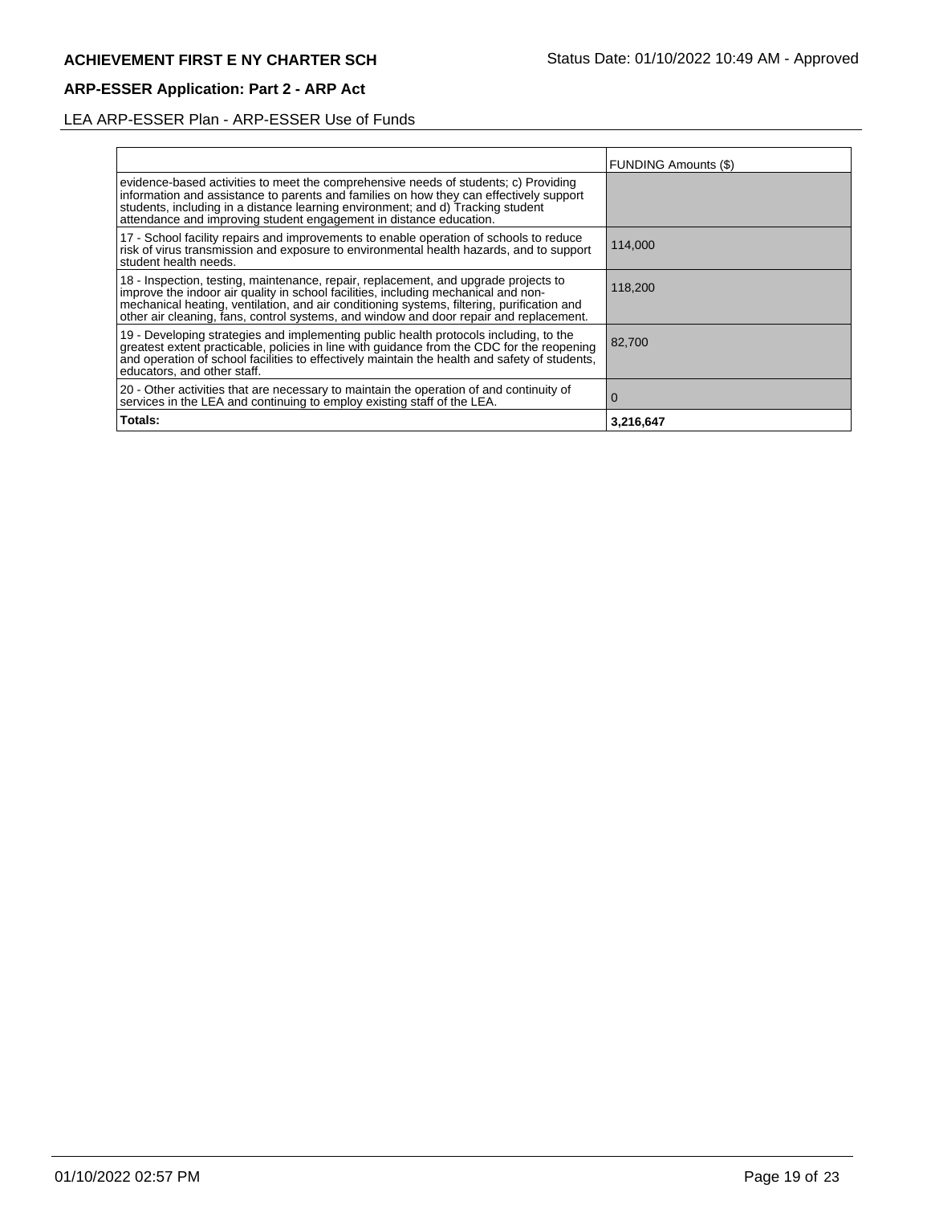**ACHIEVEMENT FIRST E NY CHARTER SCH**

Status Date: 01/10/2022 10:49 AM - Approved

## ARP-ESSER Application: Part 2 - ARP Act

LEA ARP-ESSER Plan - ARP-ESSER Use of Funds

| | FUNDING Amounts ($) |
|---|---|
| evidence-based activities to meet the comprehensive needs of students; c) Providing information and assistance to parents and families on how they can effectively support students, including in a distance learning environment; and d) Tracking student attendance and improving student engagement in distance education. | |
| 17 - School facility repairs and improvements to enable operation of schools to reduce risk of virus transmission and exposure to environmental health hazards, and to support student health needs. | 114,000 |
| 18 - Inspection, testing, maintenance, repair, replacement, and upgrade projects to improve the indoor air quality in school facilities, including mechanical and non-mechanical heating, ventilation, and air conditioning systems, filtering, purification and other air cleaning, fans, control systems, and window and door repair and replacement. | 118,200 |
| 19 - Developing strategies and implementing public health protocols including, to the greatest extent practicable, policies in line with guidance from the CDC for the reopening and operation of school facilities to effectively maintain the health and safety of students, educators, and other staff. | 82,700 |
| 20 - Other activities that are necessary to maintain the operation of and continuity of services in the LEA and continuing to employ existing staff of the LEA. | 0 |
| **Totals:** | **3,216,647** |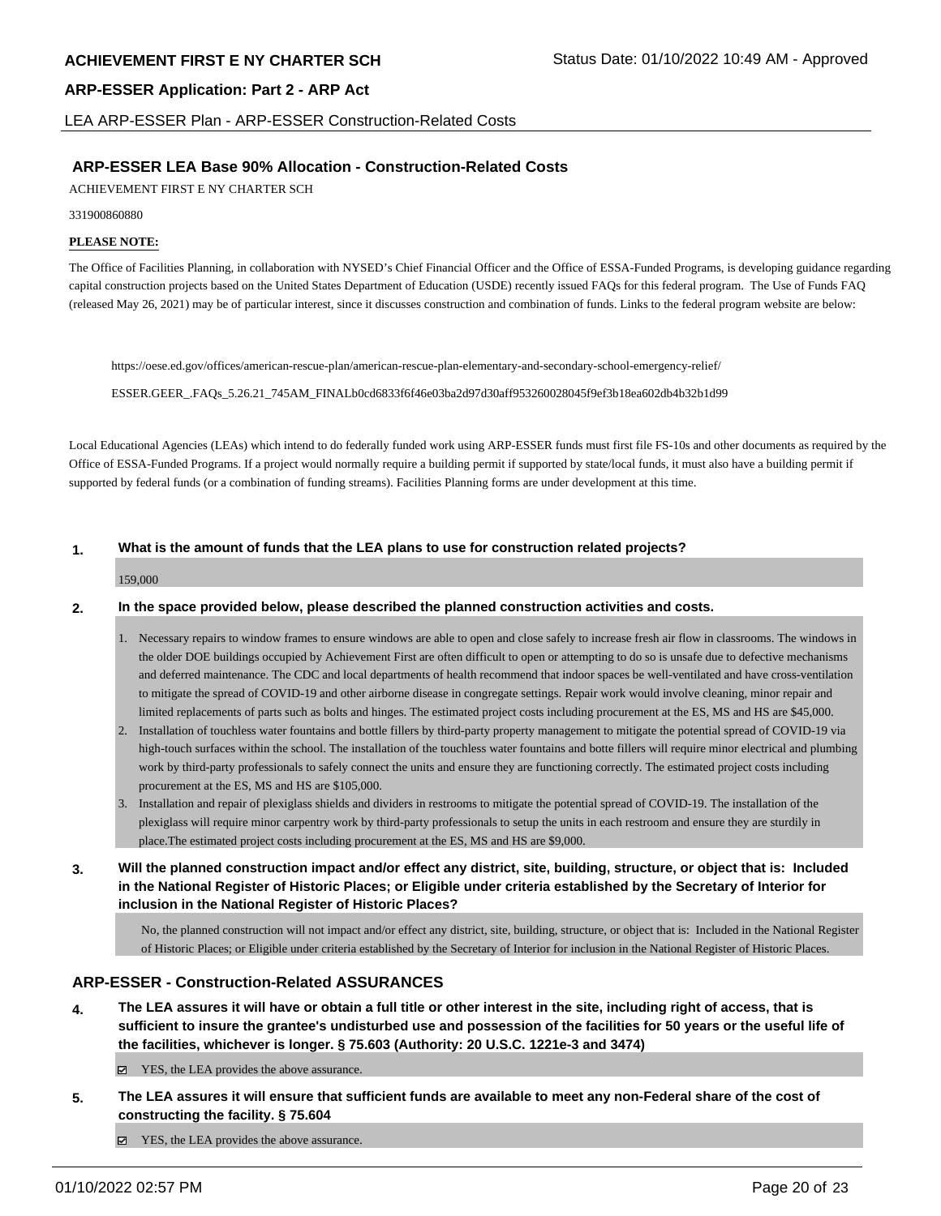## ARP-ESSER LEA Base 90% Allocation - Construction-Related Costs

ACHIEVEMENT FIRST E NY CHARTER SCH

331900860880

**PLEASE NOTE:**

The Office of Facilities Planning, in collaboration with NYSED's Chief Financial Officer and the Office of ESSA-Funded Programs, is developing guidance regarding capital construction projects based on the United States Department of Education (USDE) recently issued FAQs for this federal program. The Use of Funds FAQ (released May 26, 2021) may be of particular interest, since it discusses construction and combination of funds. Links to the federal program website are below:

https://oese.ed.gov/offices/american-rescue-plan/american-rescue-plan-elementary-and-secondary-school-emergency-relief/

ESSER.GEER_.FAQs_5.26.21_745AM_FINALb0cd6833f6f46e03ba2d97d30aff953260028045f9ef3b18ea602db4b32b1d99

Local Educational Agencies (LEAs) which intend to do federally funded work using ARP-ESSER funds must first file FS-10s and other documents as required by the Office of ESSA-Funded Programs. If a project would normally require a building permit if supported by state/local funds, it must also have a building permit if supported by federal funds (or a combination of funding streams). Facilities Planning forms are under development at this time.

**1. What is the amount of funds that the LEA plans to use for construction related projects?**

159,000

**2. In the space provided below, please described the planned construction activities and costs.**

1. Necessary repairs to window frames to ensure windows are able to open and close safely to increase fresh air flow in classrooms. The windows in the older DOE buildings occupied by Achievement First are often difficult to open or attempting to do so is unsafe due to defective mechanisms and deferred maintenance. The CDC and local departments of health recommend that indoor spaces be well-ventilated and have cross-ventilation to mitigate the spread of COVID-19 and other airborne disease in congregate settings. Repair work would involve cleaning, minor repair and limited replacements of parts such as bolts and hinges. The estimated project costs including procurement at the ES, MS and HS are $45,000.
2. Installation of touchless water fountains and bottle fillers by third-party property management to mitigate the potential spread of COVID-19 via high-touch surfaces within the school. The installation of the touchless water fountains and botte fillers will require minor electrical and plumbing work by third-party professionals to safely connect the units and ensure they are functioning correctly. The estimated project costs including procurement at the ES, MS and HS are $105,000.
3. Installation and repair of plexiglass shields and dividers in restrooms to mitigate the potential spread of COVID-19. The installation of the plexiglass will require minor carpentry work by third-party professionals to setup the units in each restroom and ensure they are sturdily in place.The estimated project costs including procurement at the ES, MS and HS are $9,000.

**3. Will the planned construction impact and/or effect any district, site, building, structure, or object that is: Included in the National Register of Historic Places; or Eligible under criteria established by the Secretary of Interior for inclusion in the National Register of Historic Places?**

No, the planned construction will not impact and/or effect any district, site, building, structure, or object that is: Included in the National Register of Historic Places; or Eligible under criteria established by the Secretary of Interior for inclusion in the National Register of Historic Places.

## ARP-ESSER - Construction-Related ASSURANCES

**4. The LEA assures it will have or obtain a full title or other interest in the site, including right of access, that is sufficient to insure the grantee's undisturbed use and possession of the facilities for 50 years or the useful life of the facilities, whichever is longer. § 75.603 (Authority: 20 U.S.C. 1221e-3 and 3474)**

☑ YES, the LEA provides the above assurance.

**5. The LEA assures it will ensure that sufficient funds are available to meet any non-Federal share of the cost of constructing the facility. § 75.604**

☑ YES, the LEA provides the above assurance.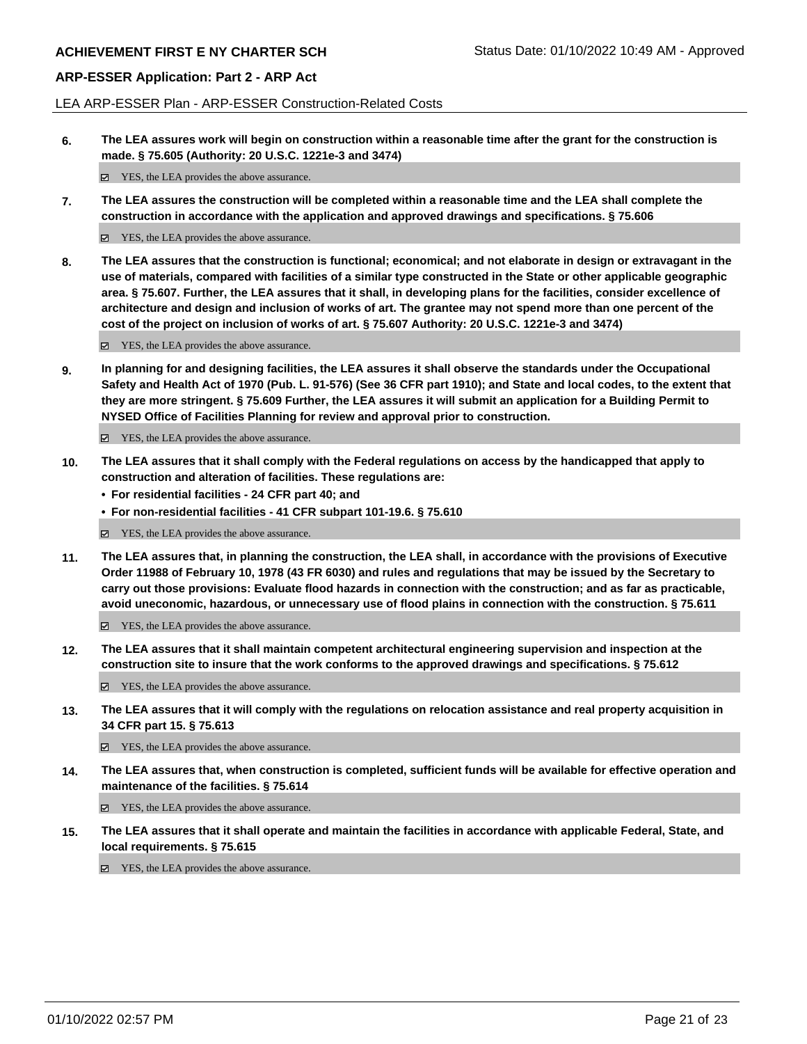LEA ARP-ESSER Plan - ARP-ESSER Construction-Related Costs

**6. The LEA assures work will begin on construction within a reasonable time after the grant for the construction is made. § 75.605 (Authority: 20 U.S.C. 1221e-3 and 3474)**

☑ YES, the LEA provides the above assurance.

**7. The LEA assures the construction will be completed within a reasonable time and the LEA shall complete the construction in accordance with the application and approved drawings and specifications. § 75.606**

☑ YES, the LEA provides the above assurance.

**8. The LEA assures that the construction is functional; economical; and not elaborate in design or extravagant in the use of materials, compared with facilities of a similar type constructed in the State or other applicable geographic area. § 75.607. Further, the LEA assures that it shall, in developing plans for the facilities, consider excellence of architecture and design and inclusion of works of art. The grantee may not spend more than one percent of the cost of the project on inclusion of works of art. § 75.607 Authority: 20 U.S.C. 1221e-3 and 3474)**

☑ YES, the LEA provides the above assurance.

**9. In planning for and designing facilities, the LEA assures it shall observe the standards under the Occupational Safety and Health Act of 1970 (Pub. L. 91-576) (See 36 CFR part 1910); and State and local codes, to the extent that they are more stringent. § 75.609 Further, the LEA assures it will submit an application for a Building Permit to NYSED Office of Facilities Planning for review and approval prior to construction.**

☑ YES, the LEA provides the above assurance.

**10. The LEA assures that it shall comply with the Federal regulations on access by the handicapped that apply to construction and alteration of facilities. These regulations are:**

- **For residential facilities - 24 CFR part 40; and**
- **For non-residential facilities - 41 CFR subpart 101-19.6. § 75.610**

☑ YES, the LEA provides the above assurance.

**11. The LEA assures that, in planning the construction, the LEA shall, in accordance with the provisions of Executive Order 11988 of February 10, 1978 (43 FR 6030) and rules and regulations that may be issued by the Secretary to carry out those provisions: Evaluate flood hazards in connection with the construction; and as far as practicable, avoid uneconomic, hazardous, or unnecessary use of flood plains in connection with the construction. § 75.611**

☑ YES, the LEA provides the above assurance.

**12. The LEA assures that it shall maintain competent architectural engineering supervision and inspection at the construction site to insure that the work conforms to the approved drawings and specifications. § 75.612**

☑ YES, the LEA provides the above assurance.

**13. The LEA assures that it will comply with the regulations on relocation assistance and real property acquisition in 34 CFR part 15. § 75.613**

☑ YES, the LEA provides the above assurance.

**14. The LEA assures that, when construction is completed, sufficient funds will be available for effective operation and maintenance of the facilities. § 75.614**

☑ YES, the LEA provides the above assurance.

**15. The LEA assures that it shall operate and maintain the facilities in accordance with applicable Federal, State, and local requirements. § 75.615**

☑ YES, the LEA provides the above assurance.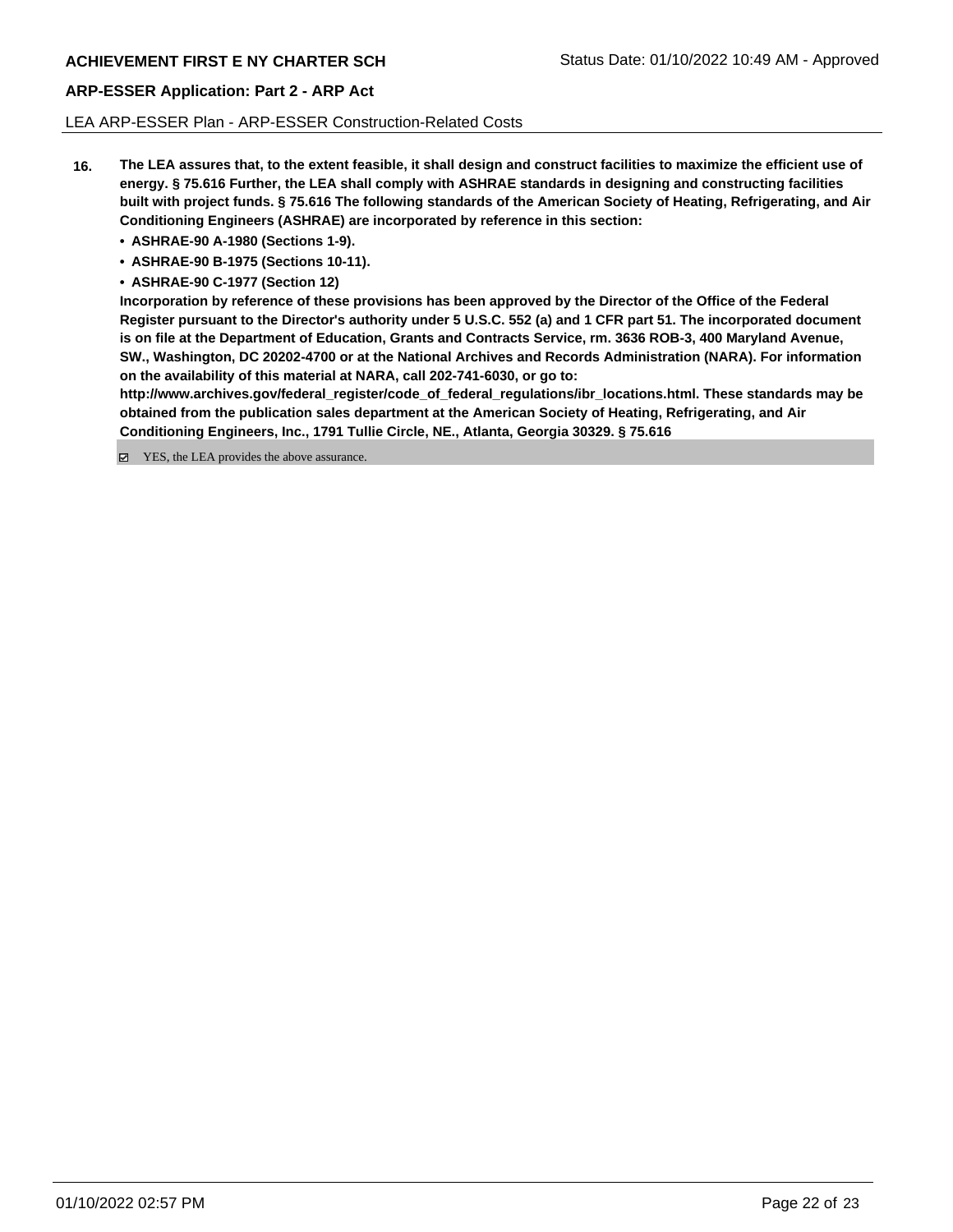LEA ARP-ESSER Plan - ARP-ESSER Construction-Related Costs

**16. The LEA assures that, to the extent feasible, it shall design and construct facilities to maximize the efficient use of energy. § 75.616 Further, the LEA shall comply with ASHRAE standards in designing and constructing facilities built with project funds. § 75.616 The following standards of the American Society of Heating, Refrigerating, and Air Conditioning Engineers (ASHRAE) are incorporated by reference in this section:**

- **ASHRAE-90 A-1980 (Sections 1-9).**
- **ASHRAE-90 B-1975 (Sections 10-11).**
- **ASHRAE-90 C-1977 (Section 12)**

**Incorporation by reference of these provisions has been approved by the Director of the Office of the Federal Register pursuant to the Director's authority under 5 U.S.C. 552 (a) and 1 CFR part 51. The incorporated document is on file at the Department of Education, Grants and Contracts Service, rm. 3636 ROB-3, 400 Maryland Avenue, SW., Washington, DC 20202-4700 or at the National Archives and Records Administration (NARA). For information on the availability of this material at NARA, call 202-741-6030, or go to: http://www.archives.gov/federal_register/code_of_federal_regulations/ibr_locations.html. These standards may be obtained from the publication sales department at the American Society of Heating, Refrigerating, and Air Conditioning Engineers, Inc., 1791 Tullie Circle, NE., Atlanta, Georgia 30329. § 75.616**

☑ YES, the LEA provides the above assurance.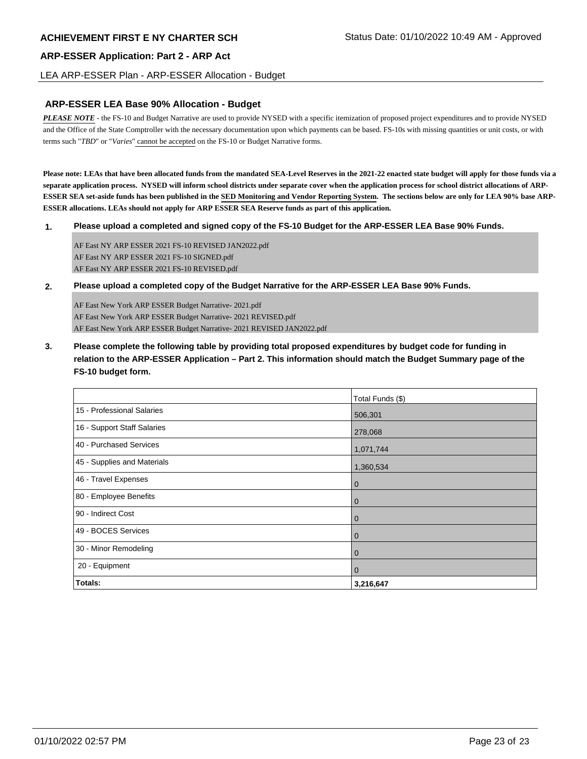## LEA ARP-ESSER Plan - ARP-ESSER Allocation - Budget

### ARP-ESSER LEA Base 90% Allocation - Budget

***PLEASE NOTE*** - the FS-10 and Budget Narrative are used to provide NYSED with a specific itemization of proposed project expenditures and to provide NYSED and the Office of the State Comptroller with the necessary documentation upon which payments can be based. FS-10s with missing quantities or unit costs, or with terms such "*TBD*" or "*Varies*" cannot be accepted on the FS-10 or Budget Narrative forms.

**Please note: LEAs that have been allocated funds from the mandated SEA-Level Reserves in the 2021-22 enacted state budget will apply for those funds via a separate application process. NYSED will inform school districts under separate cover when the application process for school district allocations of ARP-ESSER SEA set-aside funds has been published in the SED Monitoring and Vendor Reporting System. The sections below are only for LEA 90% base ARP-ESSER allocations. LEAs should not apply for ARP ESSER SEA Reserve funds as part of this application.**

**1. Please upload a completed and signed copy of the FS-10 Budget for the ARP-ESSER LEA Base 90% Funds.**

AF East NY ARP ESSER 2021 FS-10 REVISED JAN2022.pdf
AF East NY ARP ESSER 2021 FS-10 SIGNED.pdf
AF East NY ARP ESSER 2021 FS-10 REVISED.pdf

**2. Please upload a completed copy of the Budget Narrative for the ARP-ESSER LEA Base 90% Funds.**

AF East New York ARP ESSER Budget Narrative- 2021.pdf
AF East New York ARP ESSER Budget Narrative- 2021 REVISED.pdf
AF East New York ARP ESSER Budget Narrative- 2021 REVISED JAN2022.pdf

**3. Please complete the following table by providing total proposed expenditures by budget code for funding in relation to the ARP-ESSER Application – Part 2. This information should match the Budget Summary page of the FS-10 budget form.**

| | Total Funds ($) |
|---|---|
| 15 - Professional Salaries | 506,301 |
| 16 - Support Staff Salaries | 278,068 |
| 40 - Purchased Services | 1,071,744 |
| 45 - Supplies and Materials | 1,360,534 |
| 46 - Travel Expenses | 0 |
| 80 - Employee Benefits | 0 |
| 90 - Indirect Cost | 0 |
| 49 - BOCES Services | 0 |
| 30 - Minor Remodeling | 0 |
| 20 - Equipment | 0 |
| **Totals:** | **3,216,647** |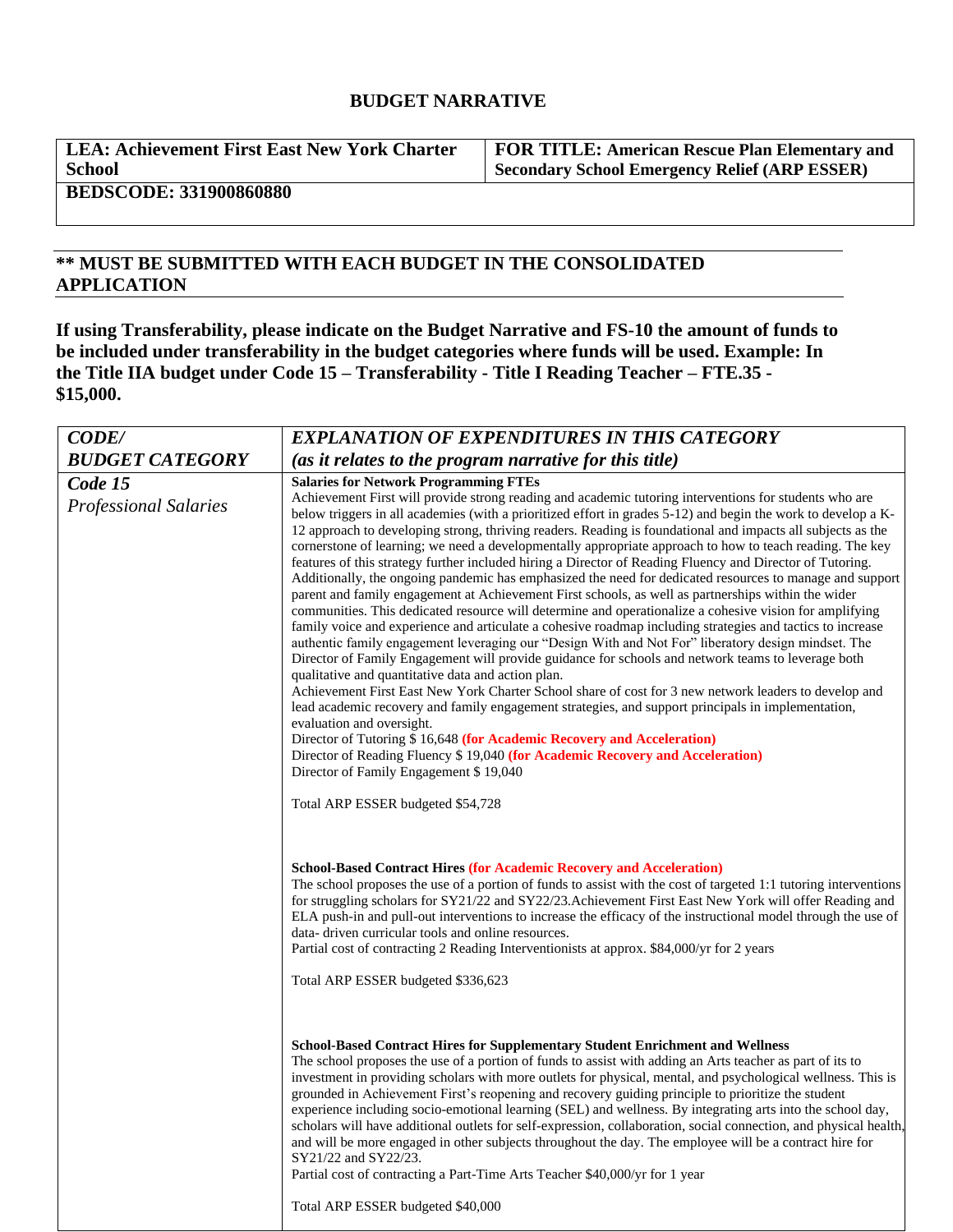## BUDGET NARRATIVE

| LEA: Achievement First East New York Charter School | FOR TITLE: American Rescue Plan Elementary and Secondary School Emergency Relief (ARP ESSER) |
|---|---|
| BEDSCODE: 331900860880 | |

**\*\* MUST BE SUBMITTED WITH EACH BUDGET IN THE CONSOLIDATED APPLICATION**

**If using Transferability, please indicate on the Budget Narrative and FS-10 the amount of funds to be included under transferability in the budget categories where funds will be used. Example: In the Title IIA budget under Code 15 – Transferability - Title I Reading Teacher – FTE.35 - $15,000.**

| *CODE/ BUDGET CATEGORY* | *EXPLANATION OF EXPENDITURES IN THIS CATEGORY (as it relates to the program narrative for this title)* |
|---|---|
| *Code 15* *Professional Salaries* | **Salaries for Network Programming FTEs**<br>Achievement First will provide strong reading and academic tutoring interventions for students who are below triggers in all academies (with a prioritized effort in grades 5-12) and begin the work to develop a K-12 approach to developing strong, thriving readers. Reading is foundational and impacts all subjects as the cornerstone of learning; we need a developmentally appropriate approach to how to teach reading. The key features of this strategy further included hiring a Director of Reading Fluency and Director of Tutoring. Additionally, the ongoing pandemic has emphasized the need for dedicated resources to manage and support parent and family engagement at Achievement First schools, as well as partnerships within the wider communities. This dedicated resource will determine and operationalize a cohesive vision for amplifying family voice and experience and articulate a cohesive roadmap including strategies and tactics to increase authentic family engagement leveraging our "Design With and Not For" liberatory design mindset. The Director of Family Engagement will provide guidance for schools and network teams to leverage both qualitative and quantitative data and action plan.<br>Achievement First East New York Charter School share of cost for 3 new network leaders to develop and lead academic recovery and family engagement strategies, and support principals in implementation, evaluation and oversight.<br>Director of Tutoring $ 16,648 **(for Academic Recovery and Acceleration)**<br>Director of Reading Fluency $ 19,040 **(for Academic Recovery and Acceleration)**<br>Director of Family Engagement $ 19,040<br><br>Total ARP ESSER budgeted $54,728<br><br>**School-Based Contract Hires (for Academic Recovery and Acceleration)**<br>The school proposes the use of a portion of funds to assist with the cost of targeted 1:1 tutoring interventions for struggling scholars for SY21/22 and SY22/23.Achievement First East New York will offer Reading and ELA push-in and pull-out interventions to increase the efficacy of the instructional model through the use of data- driven curricular tools and online resources.<br>Partial cost of contracting 2 Reading Interventionists at approx. $84,000/yr for 2 years<br><br>Total ARP ESSER budgeted $336,623<br><br>**School-Based Contract Hires for Supplementary Student Enrichment and Wellness**<br>The school proposes the use of a portion of funds to assist with adding an Arts teacher as part of its to investment in providing scholars with more outlets for physical, mental, and psychological wellness. This is grounded in Achievement First's reopening and recovery guiding principle to prioritize the student experience including socio-emotional learning (SEL) and wellness. By integrating arts into the school day, scholars will have additional outlets for self-expression, collaboration, social connection, and physical health, and will be more engaged in other subjects throughout the day. The employee will be a contract hire for SY21/22 and SY22/23.<br>Partial cost of contracting a Part-Time Arts Teacher $40,000/yr for 1 year<br><br>Total ARP ESSER budgeted $40,000 |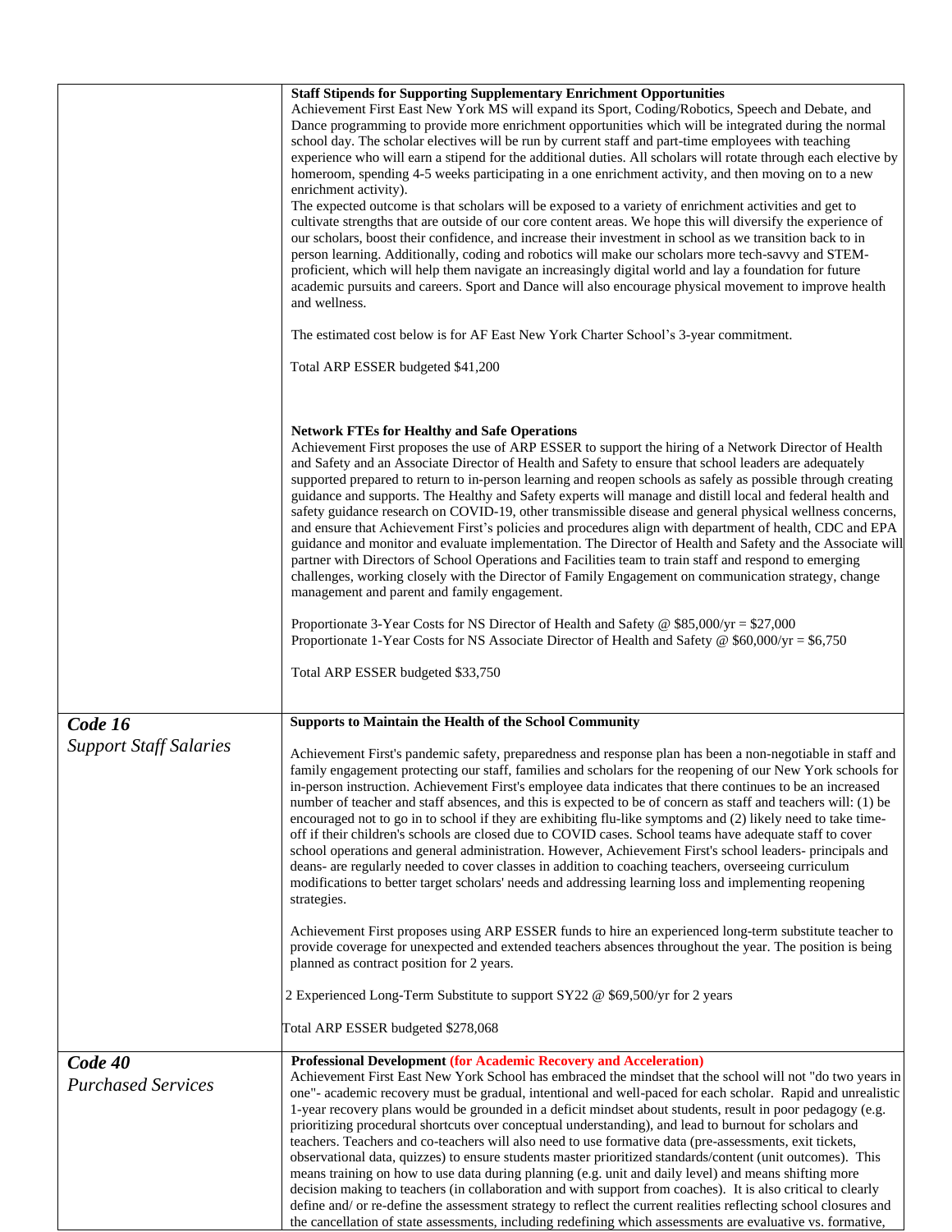| | |
|---|---|
| | **Staff Stipends for Supporting Supplementary Enrichment Opportunities**<br>Achievement First East New York MS will expand its Sport, Coding/Robotics, Speech and Debate, and Dance programming to provide more enrichment opportunities which will be integrated during the normal school day. The scholar electives will be run by current staff and part-time employees with teaching experience who will earn a stipend for the additional duties. All scholars will rotate through each elective by homeroom, spending 4-5 weeks participating in a one enrichment activity, and then moving on to a new enrichment activity).<br>The expected outcome is that scholars will be exposed to a variety of enrichment activities and get to cultivate strengths that are outside of our core content areas. We hope this will diversify the experience of our scholars, boost their confidence, and increase their investment in school as we transition back to in person learning. Additionally, coding and robotics will make our scholars more tech-savvy and STEM-proficient, which will help them navigate an increasingly digital world and lay a foundation for future academic pursuits and careers. Sport and Dance will also encourage physical movement to improve health and wellness.<br><br>The estimated cost below is for AF East New York Charter School's 3-year commitment.<br><br>Total ARP ESSER budgeted $41,200<br><br>**Network FTEs for Healthy and Safe Operations**<br>Achievement First proposes the use of ARP ESSER to support the hiring of a Network Director of Health and Safety and an Associate Director of Health and Safety to ensure that school leaders are adequately supported prepared to return to in-person learning and reopen schools as safely as possible through creating guidance and supports. The Healthy and Safety experts will manage and distill local and federal health and safety guidance research on COVID-19, other transmissible disease and general physical wellness concerns, and ensure that Achievement First's policies and procedures align with department of health, CDC and EPA guidance and monitor and evaluate implementation. The Director of Health and Safety and the Associate will partner with Directors of School Operations and Facilities team to train staff and respond to emerging challenges, working closely with the Director of Family Engagement on communication strategy, change management and parent and family engagement.<br><br>Proportionate 3-Year Costs for NS Director of Health and Safety @ $85,000/yr = $27,000<br>Proportionate 1-Year Costs for NS Associate Director of Health and Safety @ $60,000/yr = $6,750<br><br>Total ARP ESSER budgeted $33,750 |
| ***Code 16***<br>*Support Staff Salaries* | **Supports to Maintain the Health of the School Community**<br><br>Achievement First's pandemic safety, preparedness and response plan has been a non-negotiable in staff and family engagement protecting our staff, families and scholars for the reopening of our New York schools for in-person instruction. Achievement First's employee data indicates that there continues to be an increased number of teacher and staff absences, and this is expected to be of concern as staff and teachers will: (1) be encouraged not to go in to school if they are exhibiting flu-like symptoms and (2) likely need to take time-off if their children's schools are closed due to COVID cases. School teams have adequate staff to cover school operations and general administration. However, Achievement First's school leaders- principals and deans- are regularly needed to cover classes in addition to coaching teachers, overseeing curriculum modifications to better target scholars' needs and addressing learning loss and implementing reopening strategies.<br><br>Achievement First proposes using ARP ESSER funds to hire an experienced long-term substitute teacher to provide coverage for unexpected and extended teachers absences throughout the year. The position is being planned as contract position for 2 years.<br><br>2 Experienced Long-Term Substitute to support SY22 @ $69,500/yr for 2 years<br><br>Total ARP ESSER budgeted $278,068 |
| ***Code 40***<br>*Purchased Services* | **Professional Development** (for Academic Recovery and Acceleration)<br>Achievement First East New York School has embraced the mindset that the school will not "do two years in one"- academic recovery must be gradual, intentional and well-paced for each scholar. Rapid and unrealistic 1-year recovery plans would be grounded in a deficit mindset about students, result in poor pedagogy (e.g. prioritizing procedural shortcuts over conceptual understanding), and lead to burnout for scholars and teachers. Teachers and co-teachers will also need to use formative data (pre-assessments, exit tickets, observational data, quizzes) to ensure students master prioritized standards/content (unit outcomes). This means training on how to use data during planning (e.g. unit and daily level) and means shifting more decision making to teachers (in collaboration and with support from coaches). It is also critical to clearly define and/ or re-define the assessment strategy to reflect the current realities reflecting school closures and the cancellation of state assessments, including redefining which assessments are evaluative vs. formative, |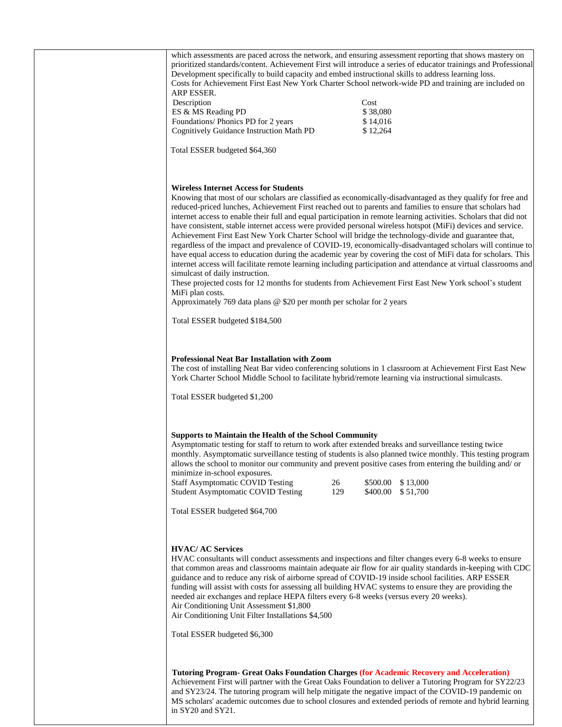which assessments are paced across the network, and ensuring assessment reporting that shows mastery on prioritized standards/content. Achievement First will introduce a series of educator trainings and Professional Development specifically to build capacity and embed instructional skills to address learning loss.
Costs for Achievement First East New York Charter School network-wide PD and training are included on ARP ESSER.

| Description | Cost |
|---|---|
| ES & MS Reading PD | $ 38,080 |
| Foundations/ Phonics PD for 2 years | $ 14,016 |
| Cognitively Guidance Instruction Math PD | $ 12,264 |

Total ESSER budgeted $64,360

**Wireless Internet Access for Students**

Knowing that most of our scholars are classified as economically-disadvantaged as they qualify for free and reduced-priced lunches, Achievement First reached out to parents and families to ensure that scholars had internet access to enable their full and equal participation in remote learning activities. Scholars that did not have consistent, stable internet access were provided personal wireless hotspot (MiFi) devices and service. Achievement First East New York Charter School will bridge the technology-divide and guarantee that, regardless of the impact and prevalence of COVID-19, economically-disadvantaged scholars will continue to have equal access to education during the academic year by covering the cost of MiFi data for scholars. This internet access will facilitate remote learning including participation and attendance at virtual classrooms and simulcast of daily instruction.
These projected costs for 12 months for students from Achievement First East New York school's student MiFi plan costs.
Approximately 769 data plans @ $20 per month per scholar for 2 years

Total ESSER budgeted $184,500

**Professional Neat Bar Installation with Zoom**

The cost of installing Neat Bar video conferencing solutions in 1 classroom at Achievement First East New York Charter School Middle School to facilitate hybrid/remote learning via instructional simulcasts.

Total ESSER budgeted $1,200

**Supports to Maintain the Health of the School Community**

Asymptomatic testing for staff to return to work after extended breaks and surveillance testing twice monthly. Asymptomatic surveillance testing of students is also planned twice monthly. This testing program allows the school to monitor our community and prevent positive cases from entering the building and/ or minimize in-school exposures.

| | | | |
|---|---|---|---|
| Staff Asymptomatic COVID Testing | 26 | $500.00 | $ 13,000 |
| Student Asymptomatic COVID Testing | 129 | $400.00 | $ 51,700 |

Total ESSER budgeted $64,700

**HVAC/ AC Services**

HVAC consultants will conduct assessments and inspections and filter changes every 6-8 weeks to ensure that common areas and classrooms maintain adequate air flow for air quality standards in-keeping with CDC guidance and to reduce any risk of airborne spread of COVID-19 inside school facilities. ARP ESSER funding will assist with costs for assessing all building HVAC systems to ensure they are providing the needed air exchanges and replace HEPA filters every 6-8 weeks (versus every 20 weeks).
Air Conditioning Unit Assessment $1,800
Air Conditioning Unit Filter Installations $4,500

Total ESSER budgeted $6,300

**Tutoring Program- Great Oaks Foundation Charges (for Academic Recovery and Acceleration)**

Achievement First will partner with the Great Oaks Foundation to deliver a Tutoring Program for SY22/23 and SY23/24. The tutoring program will help mitigate the negative impact of the COVID-19 pandemic on MS scholars' academic outcomes due to school closures and extended periods of remote and hybrid learning in SY20 and SY21.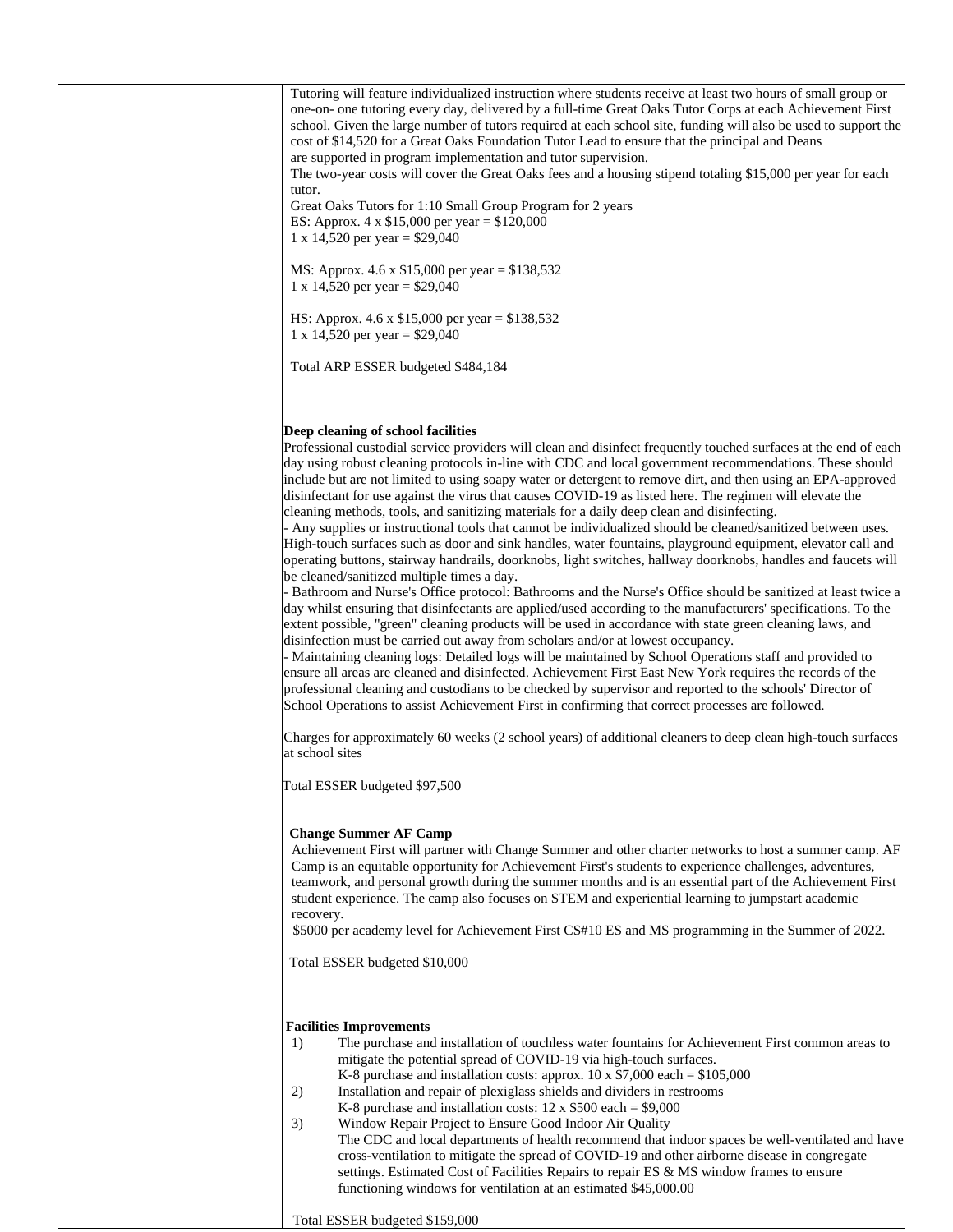| | |
|---|---|
| | Tutoring will feature individualized instruction where students receive at least two hours of small group or one-on- one tutoring every day, delivered by a full-time Great Oaks Tutor Corps at each Achievement First school. Given the large number of tutors required at each school site, funding will also be used to support the cost of $14,520 for a Great Oaks Foundation Tutor Lead to ensure that the principal and Deans are supported in program implementation and tutor supervision.<br>The two-year costs will cover the Great Oaks fees and a housing stipend totaling $15,000 per year for each tutor.<br>Great Oaks Tutors for 1:10 Small Group Program for 2 years<br>ES: Approx. 4 x $15,000 per year = $120,000<br>1 x 14,520 per year = $29,040<br><br>MS: Approx. 4.6 x $15,000 per year = $138,532<br>1 x 14,520 per year = $29,040<br><br>HS: Approx. 4.6 x $15,000 per year = $138,532<br>1 x 14,520 per year = $29,040<br><br>Total ARP ESSER budgeted $484,184<br><br>**Deep cleaning of school facilities**<br>Professional custodial service providers will clean and disinfect frequently touched surfaces at the end of each day using robust cleaning protocols in-line with CDC and local government recommendations. These should include but are not limited to using soapy water or detergent to remove dirt, and then using an EPA-approved disinfectant for use against the virus that causes COVID-19 as listed here. The regimen will elevate the cleaning methods, tools, and sanitizing materials for a daily deep clean and disinfecting.<br>- Any supplies or instructional tools that cannot be individualized should be cleaned/sanitized between uses. High-touch surfaces such as door and sink handles, water fountains, playground equipment, elevator call and operating buttons, stairway handrails, doorknobs, light switches, hallway doorknobs, handles and faucets will be cleaned/sanitized multiple times a day.<br>- Bathroom and Nurse's Office protocol: Bathrooms and the Nurse's Office should be sanitized at least twice a day whilst ensuring that disinfectants are applied/used according to the manufacturers' specifications. To the extent possible, "green" cleaning products will be used in accordance with state green cleaning laws, and disinfection must be carried out away from scholars and/or at lowest occupancy.<br>- Maintaining cleaning logs: Detailed logs will be maintained by School Operations staff and provided to ensure all areas are cleaned and disinfected. Achievement First East New York requires the records of the professional cleaning and custodians to be checked by supervisor and reported to the schools' Director of School Operations to assist Achievement First in confirming that correct processes are followed.<br><br>Charges for approximately 60 weeks (2 school years) of additional cleaners to deep clean high-touch surfaces at school sites<br><br>Total ESSER budgeted $97,500<br><br>**Change Summer AF Camp**<br>Achievement First will partner with Change Summer and other charter networks to host a summer camp. AF Camp is an equitable opportunity for Achievement First's students to experience challenges, adventures, teamwork, and personal growth during the summer months and is an essential part of the Achievement First student experience. The camp also focuses on STEM and experiential learning to jumpstart academic recovery.<br>$5000 per academy level for Achievement First CS#10 ES and MS programming in the Summer of 2022.<br><br>Total ESSER budgeted $10,000<br><br>**Facilities Improvements**<br>1) The purchase and installation of touchless water fountains for Achievement First common areas to mitigate the potential spread of COVID-19 via high-touch surfaces.<br>K-8 purchase and installation costs: approx. 10 x $7,000 each = $105,000<br>2) Installation and repair of plexiglass shields and dividers in restrooms<br>K-8 purchase and installation costs: 12 x $500 each = $9,000<br>3) Window Repair Project to Ensure Good Indoor Air Quality<br>The CDC and local departments of health recommend that indoor spaces be well-ventilated and have cross-ventilation to mitigate the spread of COVID-19 and other airborne disease in congregate settings. Estimated Cost of Facilities Repairs to repair ES & MS window frames to ensure functioning windows for ventilation at an estimated $45,000.00<br><br>Total ESSER budgeted $159,000 |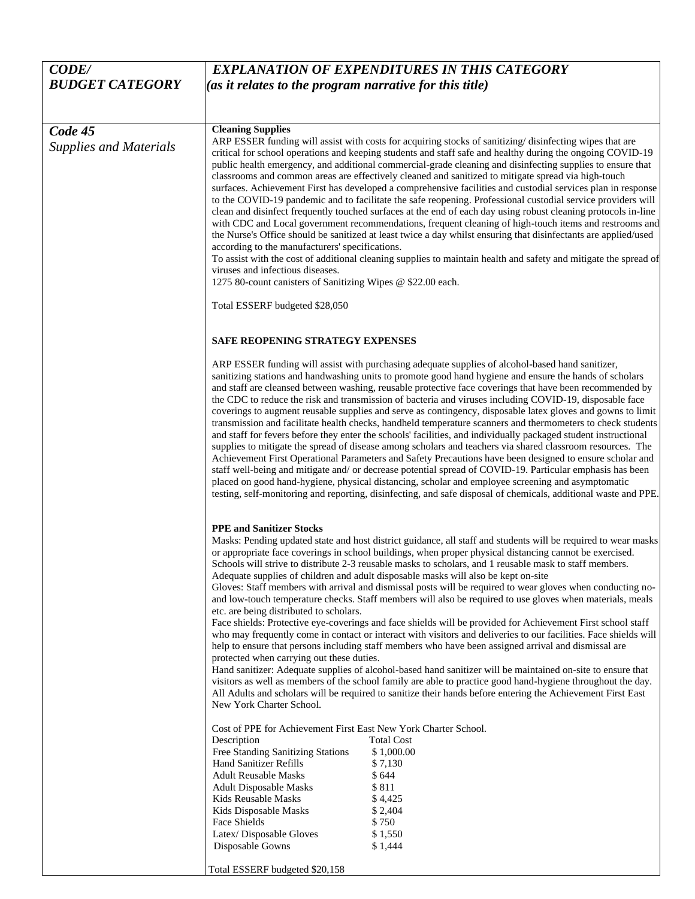| *CODE/ BUDGET CATEGORY* | *EXPLANATION OF EXPENDITURES IN THIS CATEGORY (as it relates to the program narrative for this title)* |
|---|---|
| ***Code 45*** *Supplies and Materials* | **Cleaning Supplies**<br>ARP ESSER funding will assist with costs for acquiring stocks of sanitizing/ disinfecting wipes that are critical for school operations and keeping students and staff safe and healthy during the ongoing COVID-19 public health emergency, and additional commercial-grade cleaning and disinfecting supplies to ensure that classrooms and common areas are effectively cleaned and sanitized to mitigate spread via high-touch surfaces. Achievement First has developed a comprehensive facilities and custodial services plan in response to the COVID-19 pandemic and to facilitate the safe reopening. Professional custodial service providers will clean and disinfect frequently touched surfaces at the end of each day using robust cleaning protocols in-line with CDC and Local government recommendations, frequent cleaning of high-touch items and restrooms and the Nurse's Office should be sanitized at least twice a day whilst ensuring that disinfectants are applied/used according to the manufacturers' specifications.<br>To assist with the cost of additional cleaning supplies to maintain health and safety and mitigate the spread of viruses and infectious diseases.<br>1275 80-count canisters of Sanitizing Wipes @ $22.00 each.<br><br>Total ESSERF budgeted $28,050<br><br>**SAFE REOPENING STRATEGY EXPENSES**<br><br>ARP ESSER funding will assist with purchasing adequate supplies of alcohol-based hand sanitizer, sanitizing stations and handwashing units to promote good hand hygiene and ensure the hands of scholars and staff are cleansed between washing, reusable protective face coverings that have been recommended by the CDC to reduce the risk and transmission of bacteria and viruses including COVID-19, disposable face coverings to augment reusable supplies and serve as contingency, disposable latex gloves and gowns to limit transmission and facilitate health checks, handheld temperature scanners and thermometers to check students and staff for fevers before they enter the schools' facilities, and individually packaged student instructional supplies to mitigate the spread of disease among scholars and teachers via shared classroom resources. The Achievement First Operational Parameters and Safety Precautions have been designed to ensure scholar and staff well-being and mitigate and/ or decrease potential spread of COVID-19. Particular emphasis has been placed on good hand-hygiene, physical distancing, scholar and employee screening and asymptomatic testing, self-monitoring and reporting, disinfecting, and safe disposal of chemicals, additional waste and PPE.<br><br>**PPE and Sanitizer Stocks**<br>Masks: Pending updated state and host district guidance, all staff and students will be required to wear masks or appropriate face coverings in school buildings, when proper physical distancing cannot be exercised. Schools will strive to distribute 2-3 reusable masks to scholars, and 1 reusable mask to staff members. Adequate supplies of children and adult disposable masks will also be kept on-site<br>Gloves: Staff members with arrival and dismissal posts will be required to wear gloves when conducting no- and low-touch temperature checks. Staff members will also be required to use gloves when materials, meals etc. are being distributed to scholars.<br>Face shields: Protective eye-coverings and face shields will be provided for Achievement First school staff who may frequently come in contact or interact with visitors and deliveries to our facilities. Face shields will help to ensure that persons including staff members who have been assigned arrival and dismissal are protected when carrying out these duties.<br>Hand sanitizer: Adequate supplies of alcohol-based hand sanitizer will be maintained on-site to ensure that visitors as well as members of the school family are able to practice good hand-hygiene throughout the day. All Adults and scholars will be required to sanitize their hands before entering the Achievement First East New York Charter School.<br><br>Cost of PPE for Achievement First East New York Charter School.<br>Description — Total Cost<br>Free Standing Sanitizing Stations — $ 1,000.00<br>Hand Sanitizer Refills — $ 7,130<br>Adult Reusable Masks — $ 644<br>Adult Disposable Masks — $ 811<br>Kids Reusable Masks — $ 4,425<br>Kids Disposable Masks — $ 2,404<br>Face Shields — $ 750<br>Latex/ Disposable Gloves — $ 1,550<br>Disposable Gowns — $ 1,444<br><br>Total ESSERF budgeted $20,158 |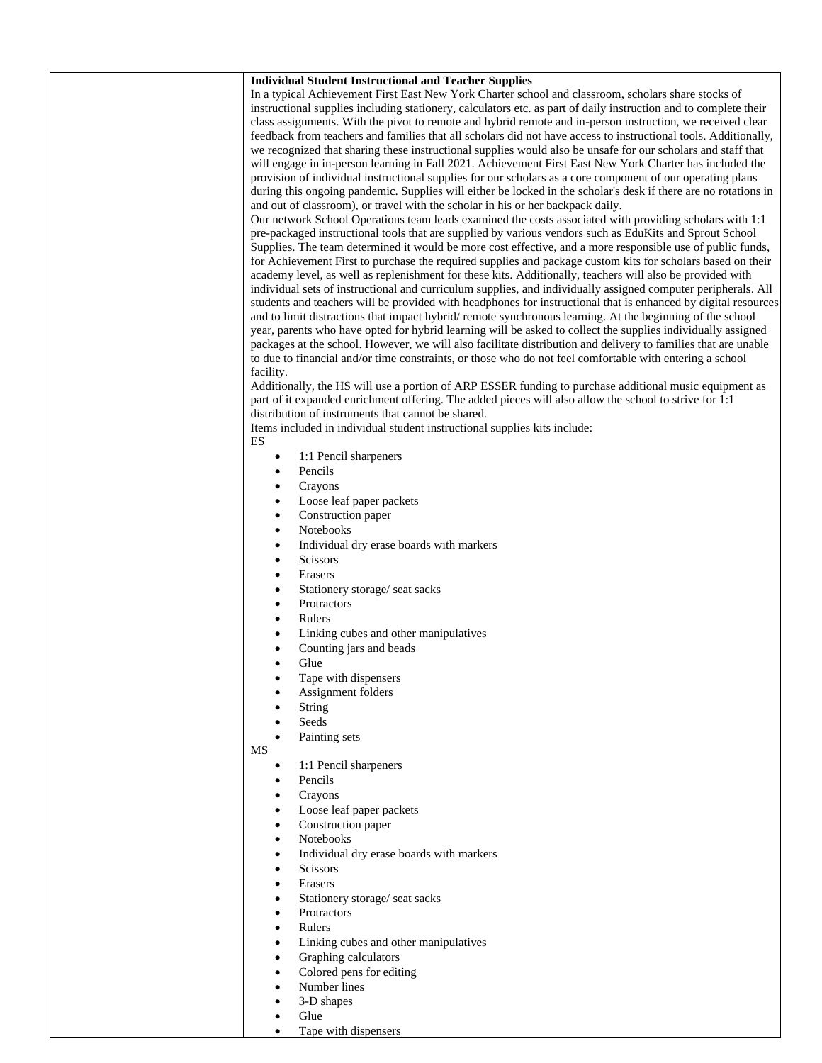**Individual Student Instructional and Teacher Supplies**

In a typical Achievement First East New York Charter school and classroom, scholars share stocks of instructional supplies including stationery, calculators etc. as part of daily instruction and to complete their class assignments. With the pivot to remote and hybrid remote and in-person instruction, we received clear feedback from teachers and families that all scholars did not have access to instructional tools. Additionally, we recognized that sharing these instructional supplies would also be unsafe for our scholars and staff that will engage in in-person learning in Fall 2021. Achievement First East New York Charter has included the provision of individual instructional supplies for our scholars as a core component of our operating plans during this ongoing pandemic. Supplies will either be locked in the scholar's desk if there are no rotations in and out of classroom), or travel with the scholar in his or her backpack daily.

Our network School Operations team leads examined the costs associated with providing scholars with 1:1 pre-packaged instructional tools that are supplied by various vendors such as EduKits and Sprout School Supplies. The team determined it would be more cost effective, and a more responsible use of public funds, for Achievement First to purchase the required supplies and package custom kits for scholars based on their academy level, as well as replenishment for these kits. Additionally, teachers will also be provided with individual sets of instructional and curriculum supplies, and individually assigned computer peripherals. All students and teachers will be provided with headphones for instructional that is enhanced by digital resources and to limit distractions that impact hybrid/ remote synchronous learning. At the beginning of the school year, parents who have opted for hybrid learning will be asked to collect the supplies individually assigned packages at the school. However, we will also facilitate distribution and delivery to families that are unable to due to financial and/or time constraints, or those who do not feel comfortable with entering a school facility.

Additionally, the HS will use a portion of ARP ESSER funding to purchase additional music equipment as part of it expanded enrichment offering. The added pieces will also allow the school to strive for 1:1 distribution of instruments that cannot be shared.

Items included in individual student instructional supplies kits include:

ES

- 1:1 Pencil sharpeners
- Pencils
- Crayons
- Loose leaf paper packets
- Construction paper
- Notebooks
- Individual dry erase boards with markers
- Scissors
- Erasers
- Stationery storage/ seat sacks
- Protractors
- Rulers
- Linking cubes and other manipulatives
- Counting jars and beads
- Glue
- Tape with dispensers
- Assignment folders
- String
- Seeds
- Painting sets

MS

- 1:1 Pencil sharpeners
- Pencils
- Crayons
- Loose leaf paper packets
- Construction paper
- Notebooks
- Individual dry erase boards with markers
- Scissors
- Erasers
- Stationery storage/ seat sacks
- Protractors
- Rulers
- Linking cubes and other manipulatives
- Graphing calculators
- Colored pens for editing
- Number lines
- 3-D shapes
- Glue
- Tape with dispensers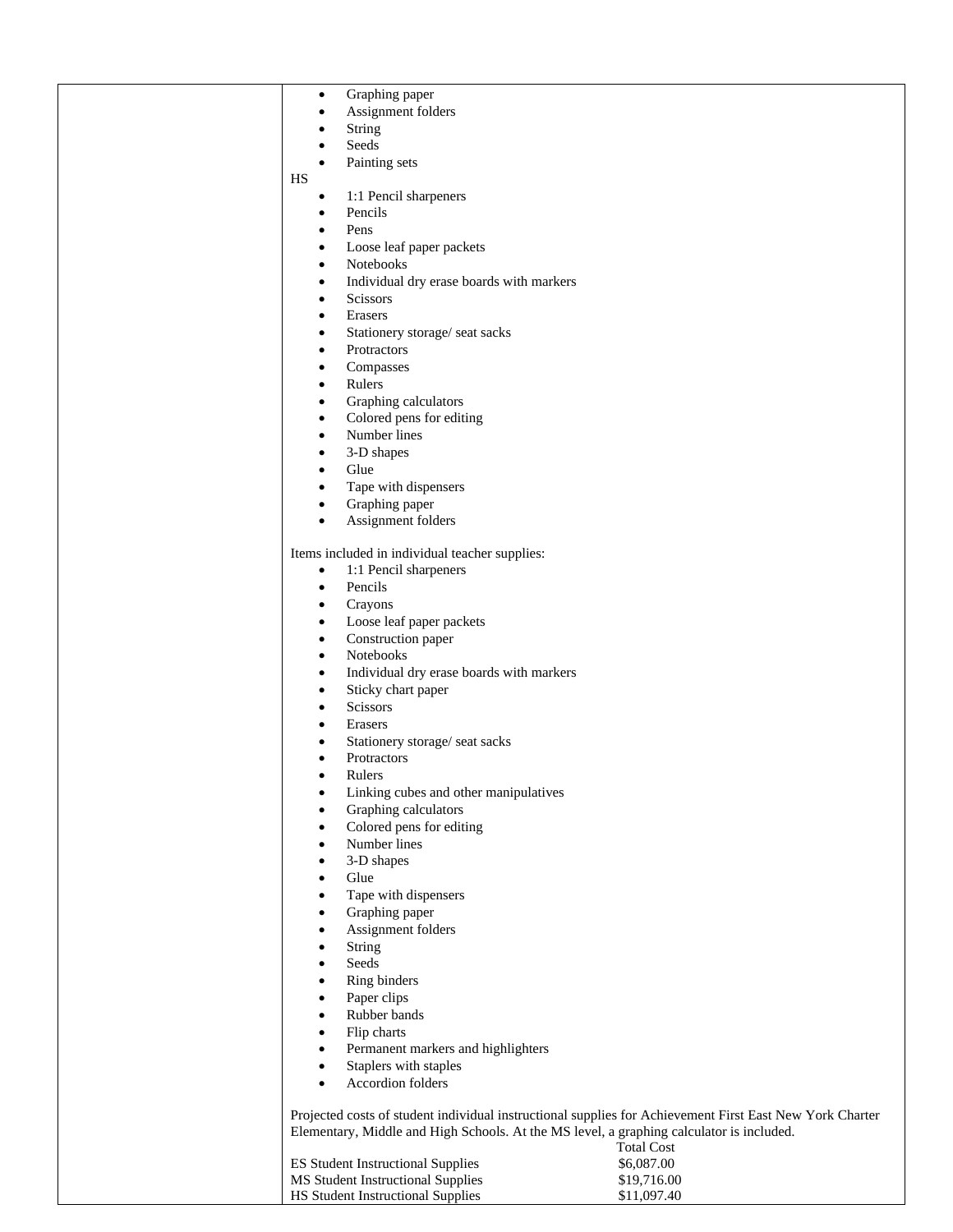- Graphing paper
- Assignment folders
- String
- Seeds
- Painting sets

HS

- 1:1 Pencil sharpeners
- Pencils
- Pens
- Loose leaf paper packets
- Notebooks
- Individual dry erase boards with markers
- Scissors
- Erasers
- Stationery storage/ seat sacks
- Protractors
- Compasses
- Rulers
- Graphing calculators
- Colored pens for editing
- Number lines
- 3-D shapes
- Glue
- Tape with dispensers
- Graphing paper
- Assignment folders

Items included in individual teacher supplies:

- 1:1 Pencil sharpeners
- Pencils
- Crayons
- Loose leaf paper packets
- Construction paper
- Notebooks
- Individual dry erase boards with markers
- Sticky chart paper
- Scissors
- Erasers
- Stationery storage/ seat sacks
- Protractors
- Rulers
- Linking cubes and other manipulatives
- Graphing calculators
- Colored pens for editing
- Number lines
- 3-D shapes
- Glue
- Tape with dispensers
- Graphing paper
- Assignment folders
- String
- Seeds
- Ring binders
- Paper clips
- Rubber bands
- Flip charts
- Permanent markers and highlighters
- Staplers with staples
- Accordion folders

Projected costs of student individual instructional supplies for Achievement First East New York Charter Elementary, Middle and High Schools. At the MS level, a graphing calculator is included.

| | Total Cost |
|---|---|
| ES Student Instructional Supplies | $6,087.00 |
| MS Student Instructional Supplies | $19,716.00 |
| HS Student Instructional Supplies | $11,097.40 |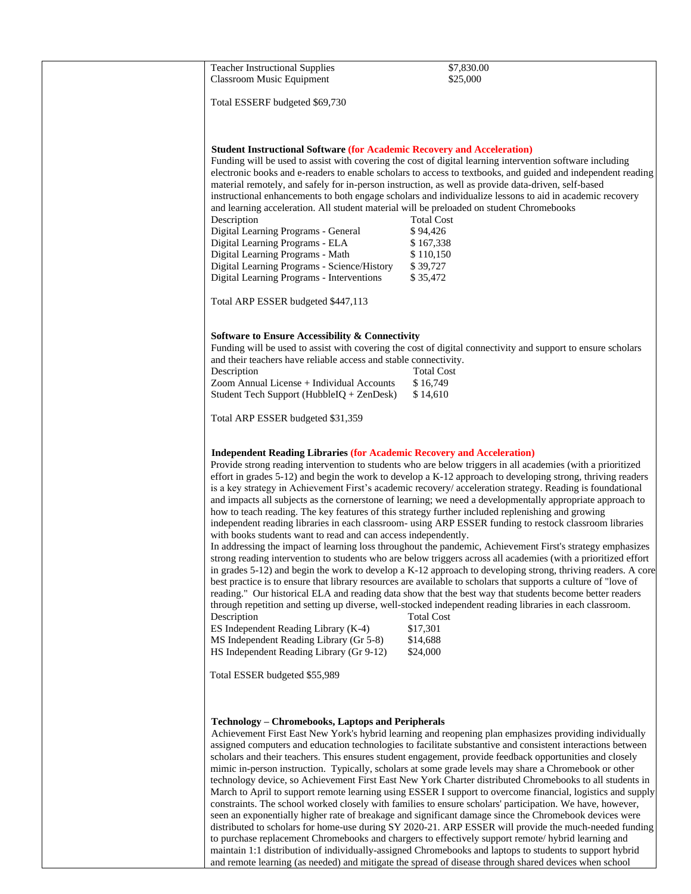| Description | Total Cost |
|---|---|
| Teacher Instructional Supplies | $7,830.00 |
| Classroom Music Equipment | $25,000 |

Total ESSERF budgeted $69,730

**Student Instructional Software (for Academic Recovery and Acceleration)**

Funding will be used to assist with covering the cost of digital learning intervention software including electronic books and e-readers to enable scholars to access to textbooks, and guided and independent reading material remotely, and safely for in-person instruction, as well as provide data-driven, self-based instructional enhancements to both engage scholars and individualize lessons to aid in academic recovery and learning acceleration. All student material will be preloaded on student Chromebooks

| Description | Total Cost |
|---|---|
| Digital Learning Programs - General | $ 94,426 |
| Digital Learning Programs - ELA | $ 167,338 |
| Digital Learning Programs - Math | $ 110,150 |
| Digital Learning Programs - Science/History | $ 39,727 |
| Digital Learning Programs - Interventions | $ 35,472 |

Total ARP ESSER budgeted $447,113

**Software to Ensure Accessibility & Connectivity**

Funding will be used to assist with covering the cost of digital connectivity and support to ensure scholars and their teachers have reliable access and stable connectivity.

| Description | Total Cost |
|---|---|
| Zoom Annual License + Individual Accounts | $ 16,749 |
| Student Tech Support (HubbleIQ + ZenDesk) | $ 14,610 |

Total ARP ESSER budgeted $31,359

**Independent Reading Libraries (for Academic Recovery and Acceleration)**

Provide strong reading intervention to students who are below triggers in all academies (with a prioritized effort in grades 5-12) and begin the work to develop a K-12 approach to developing strong, thriving readers is a key strategy in Achievement First's academic recovery/ acceleration strategy. Reading is foundational and impacts all subjects as the cornerstone of learning; we need a developmentally appropriate approach to how to teach reading. The key features of this strategy further included replenishing and growing independent reading libraries in each classroom- using ARP ESSER funding to restock classroom libraries with books students want to read and can access independently.

In addressing the impact of learning loss throughout the pandemic, Achievement First's strategy emphasizes strong reading intervention to students who are below triggers across all academies (with a prioritized effort in grades 5-12) and begin the work to develop a K-12 approach to developing strong, thriving readers. A core best practice is to ensure that library resources are available to scholars that supports a culture of "love of reading." Our historical ELA and reading data show that the best way that students become better readers through repetition and setting up diverse, well-stocked independent reading libraries in each classroom.

| Description | Total Cost |
|---|---|
| ES Independent Reading Library (K-4) | $17,301 |
| MS Independent Reading Library (Gr 5-8) | $14,688 |
| HS Independent Reading Library (Gr 9-12) | $24,000 |

Total ESSER budgeted $55,989

**Technology – Chromebooks, Laptops and Peripherals**

Achievement First East New York's hybrid learning and reopening plan emphasizes providing individually assigned computers and education technologies to facilitate substantive and consistent interactions between scholars and their teachers. This ensures student engagement, provide feedback opportunities and closely mimic in-person instruction. Typically, scholars at some grade levels may share a Chromebook or other technology device, so Achievement First East New York Charter distributed Chromebooks to all students in March to April to support remote learning using ESSER I support to overcome financial, logistics and supply constraints. The school worked closely with families to ensure scholars' participation. We have, however, seen an exponentially higher rate of breakage and significant damage since the Chromebook devices were distributed to scholars for home-use during SY 2020-21. ARP ESSER will provide the much-needed funding to purchase replacement Chromebooks and chargers to effectively support remote/ hybrid learning and maintain 1:1 distribution of individually-assigned Chromebooks and laptops to students to support hybrid and remote learning (as needed) and mitigate the spread of disease through shared devices when school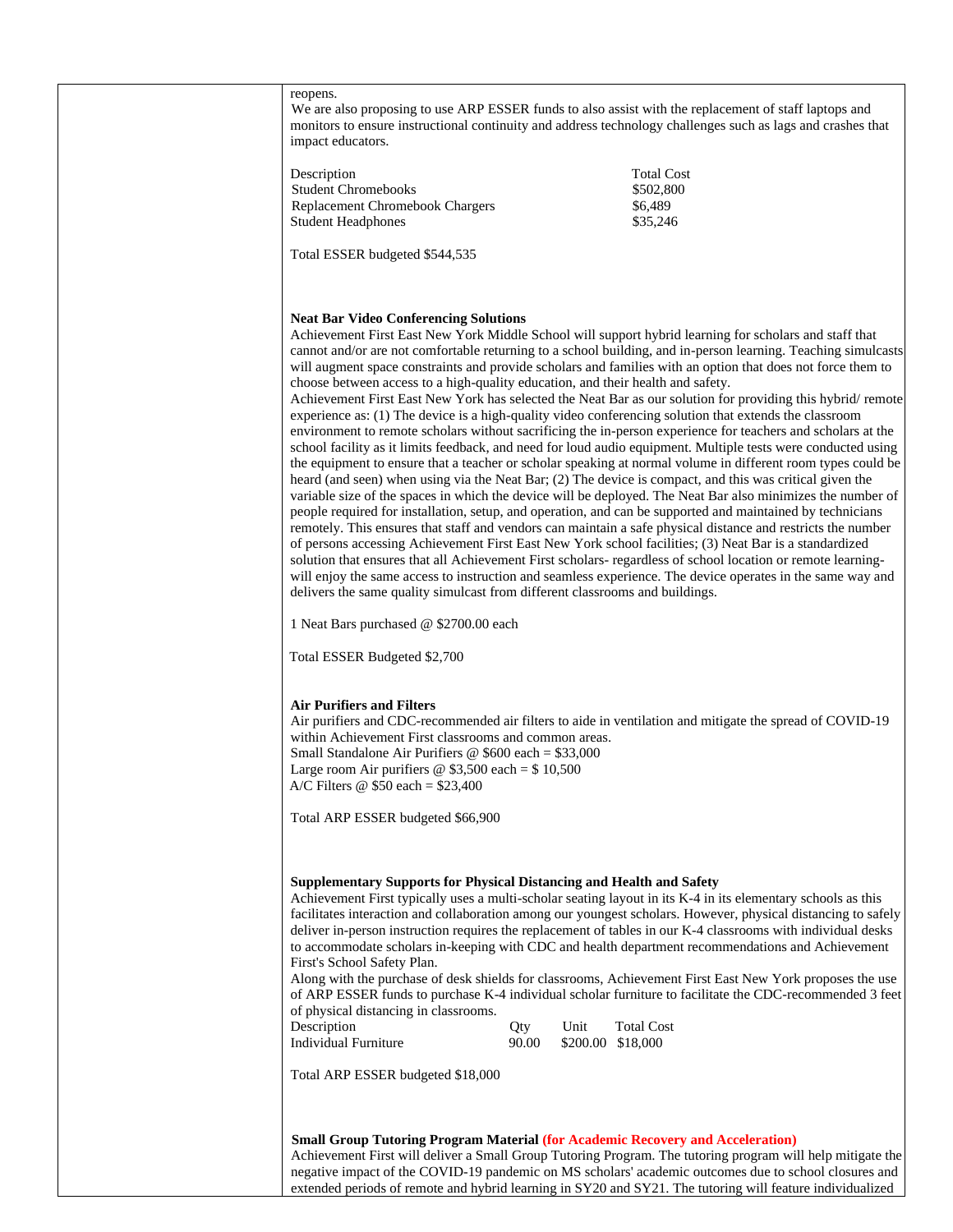reopens.

We are also proposing to use ARP ESSER funds to also assist with the replacement of staff laptops and monitors to ensure instructional continuity and address technology challenges such as lags and crashes that impact educators.

| Description | Total Cost |
|---|---|
| Student Chromebooks | $502,800 |
| Replacement Chromebook Chargers | $6,489 |
| Student Headphones | $35,246 |

Total ESSER budgeted $544,535

**Neat Bar Video Conferencing Solutions**

Achievement First East New York Middle School will support hybrid learning for scholars and staff that cannot and/or are not comfortable returning to a school building, and in-person learning. Teaching simulcasts will augment space constraints and provide scholars and families with an option that does not force them to choose between access to a high-quality education, and their health and safety.

Achievement First East New York has selected the Neat Bar as our solution for providing this hybrid/ remote experience as: (1) The device is a high-quality video conferencing solution that extends the classroom environment to remote scholars without sacrificing the in-person experience for teachers and scholars at the school facility as it limits feedback, and need for loud audio equipment. Multiple tests were conducted using the equipment to ensure that a teacher or scholar speaking at normal volume in different room types could be heard (and seen) when using via the Neat Bar; (2) The device is compact, and this was critical given the variable size of the spaces in which the device will be deployed. The Neat Bar also minimizes the number of people required for installation, setup, and operation, and can be supported and maintained by technicians remotely. This ensures that staff and vendors can maintain a safe physical distance and restricts the number of persons accessing Achievement First East New York school facilities; (3) Neat Bar is a standardized solution that ensures that all Achievement First scholars- regardless of school location or remote learning- will enjoy the same access to instruction and seamless experience. The device operates in the same way and delivers the same quality simulcast from different classrooms and buildings.

1 Neat Bars purchased @ $2700.00 each

Total ESSER Budgeted $2,700

**Air Purifiers and Filters**

Air purifiers and CDC-recommended air filters to aide in ventilation and mitigate the spread of COVID-19 within Achievement First classrooms and common areas.
Small Standalone Air Purifiers @ $600 each = $33,000
Large room Air purifiers @ $3,500 each = $ 10,500
A/C Filters @ $50 each = $23,400

Total ARP ESSER budgeted $66,900

**Supplementary Supports for Physical Distancing and Health and Safety**

Achievement First typically uses a multi-scholar seating layout in its K-4 in its elementary schools as this facilitates interaction and collaboration among our youngest scholars. However, physical distancing to safely deliver in-person instruction requires the replacement of tables in our K-4 classrooms with individual desks to accommodate scholars in-keeping with CDC and health department recommendations and Achievement First's School Safety Plan.

Along with the purchase of desk shields for classrooms, Achievement First East New York proposes the use of ARP ESSER funds to purchase K-4 individual scholar furniture to facilitate the CDC-recommended 3 feet of physical distancing in classrooms.

| Description | Qty | Unit | Total Cost |
|---|---|---|---|
| Individual Furniture | 90.00 | $200.00 | $18,000 |

Total ARP ESSER budgeted $18,000

**Small Group Tutoring Program Material (for Academic Recovery and Acceleration)**

Achievement First will deliver a Small Group Tutoring Program. The tutoring program will help mitigate the negative impact of the COVID-19 pandemic on MS scholars' academic outcomes due to school closures and extended periods of remote and hybrid learning in SY20 and SY21. The tutoring will feature individualized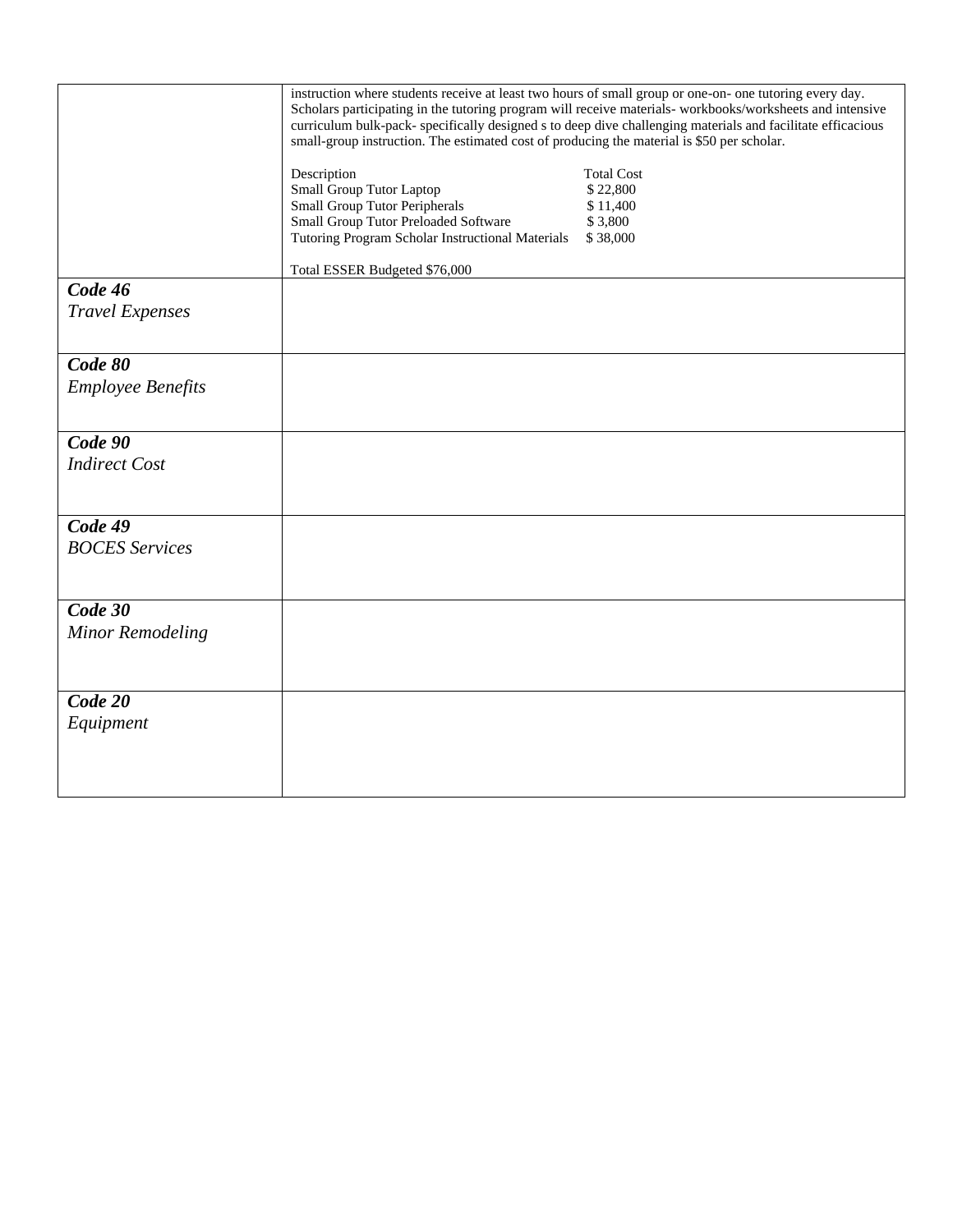| | |
|---|---|
| | instruction where students receive at least two hours of small group or one-on- one tutoring every day. Scholars participating in the tutoring program will receive materials- workbooks/worksheets and intensive curriculum bulk-pack- specifically designed s to deep dive challenging materials and facilitate efficacious small-group instruction. The estimated cost of producing the material is $50 per scholar.<br><br>Description Total Cost<br>Small Group Tutor Laptop $ 22,800<br>Small Group Tutor Peripherals $ 11,400<br>Small Group Tutor Preloaded Software $ 3,800<br>Tutoring Program Scholar Instructional Materials $ 38,000<br><br>Total ESSER Budgeted $76,000 |
| ***Code 46***<br>*Travel Expenses* | |
| ***Code 80***<br>*Employee Benefits* | |
| ***Code 90***<br>*Indirect Cost* | |
| ***Code 49***<br>*BOCES Services* | |
| ***Code 30***<br>*Minor Remodeling* | |
| ***Code 20***<br>*Equipment* | |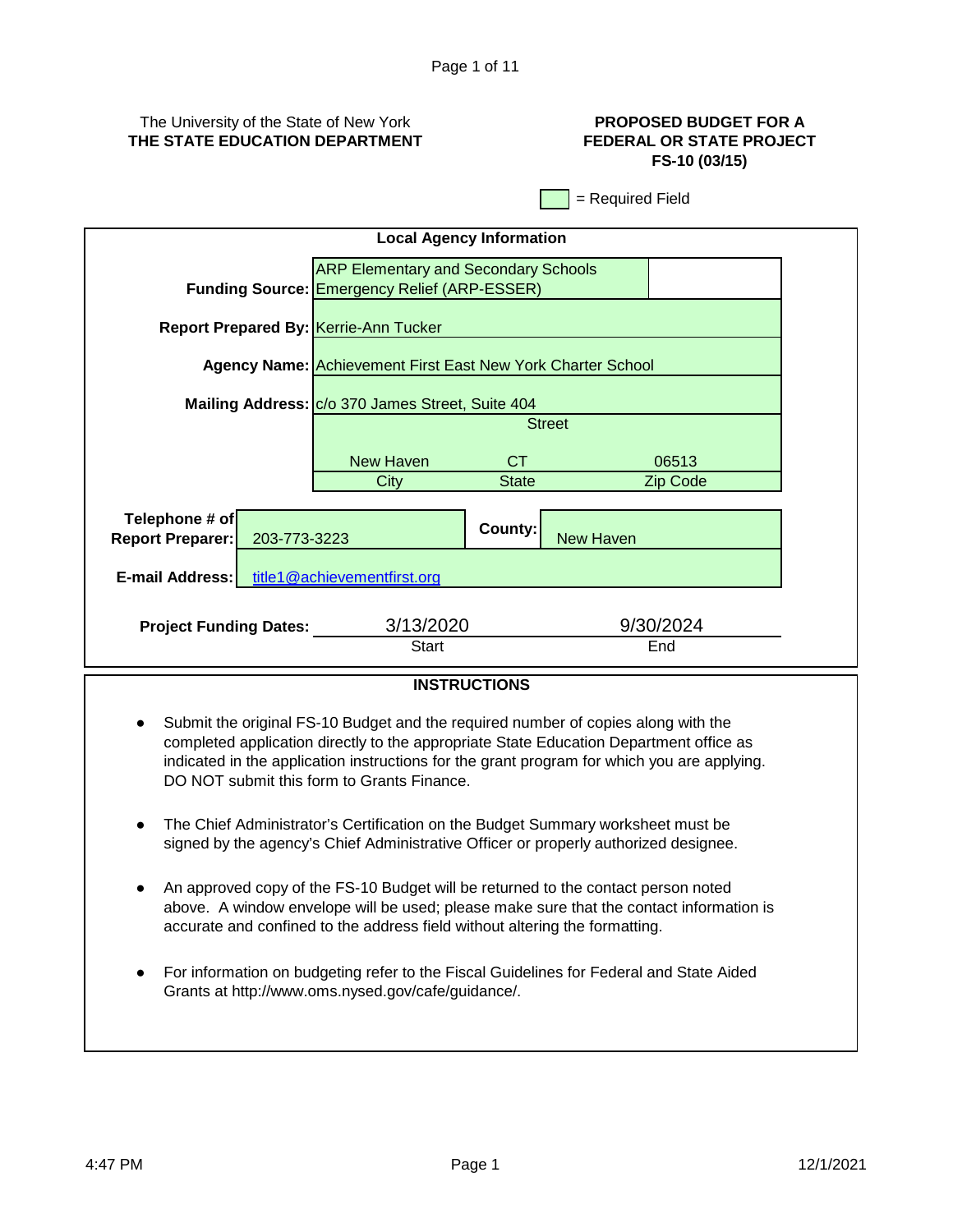The University of the State of New York
**THE STATE EDUCATION DEPARTMENT**

**PROPOSED BUDGET FOR A FEDERAL OR STATE PROJECT**
**FS-10 (03/15)**

= Required Field

## Local Agency Information

| | |
|---|---|
| **Funding Source:** | ARP Elementary and Secondary Schools Emergency Relief (ARP-ESSER) |
| **Report Prepared By:** | Kerrie-Ann Tucker |
| **Agency Name:** | Achievement First East New York Charter School |
| **Mailing Address:** | c/o 370 James Street, Suite 404 |
| | Street |
| | New Haven (City), CT (State), 06513 (Zip Code) |
| **Telephone # of Report Preparer:** | 203-773-3223 |
| **County:** | New Haven |
| **E-mail Address:** | title1@achievementfirst.org |

**Project Funding Dates:** 3/13/2020 (Start) — 9/30/2024 (End)

## INSTRUCTIONS

- Submit the original FS-10 Budget and the required number of copies along with the completed application directly to the appropriate State Education Department office as indicated in the application instructions for the grant program for which you are applying. DO NOT submit this form to Grants Finance.
- The Chief Administrator's Certification on the Budget Summary worksheet must be signed by the agency's Chief Administrative Officer or properly authorized designee.
- An approved copy of the FS-10 Budget will be returned to the contact person noted above. A window envelope will be used; please make sure that the contact information is accurate and confined to the address field without altering the formatting.
- For information on budgeting refer to the Fiscal Guidelines for Federal and State Aided Grants at http://www.oms.nysed.gov/cafe/guidance/.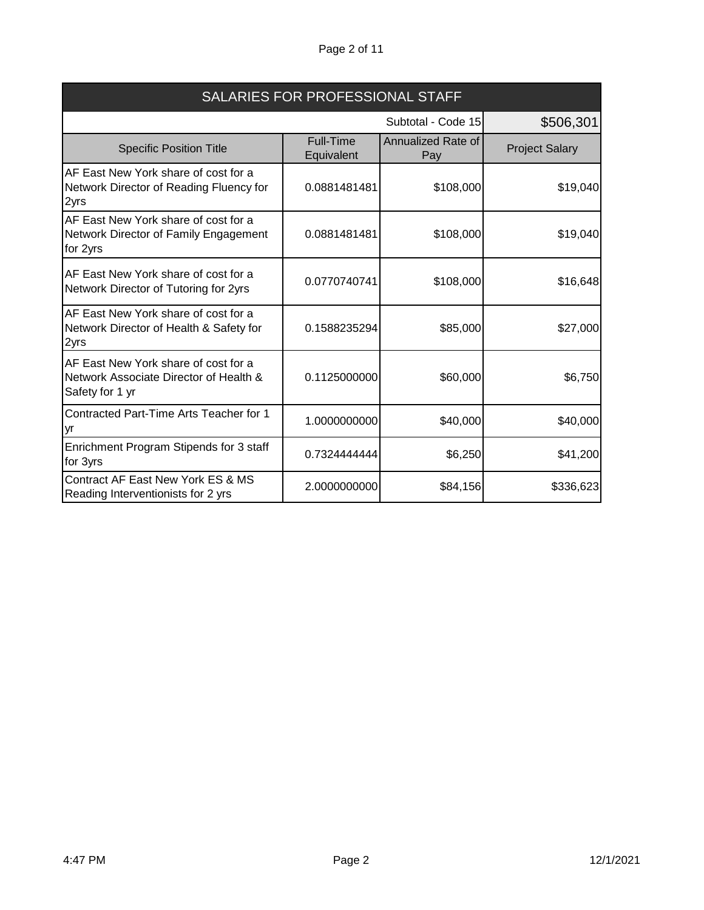## SALARIES FOR PROFESSIONAL STAFF

| Specific Position Title | Full-Time Equivalent | Annualized Rate of Pay | Project Salary |
|---|---|---|---|
| | | Subtotal - Code 15 | $506,301 |
| AF East New York share of cost for a Network Director of Reading Fluency for 2yrs | 0.0881481481 | $108,000 | $19,040 |
| AF East New York share of cost for a Network Director of Family Engagement for 2yrs | 0.0881481481 | $108,000 | $19,040 |
| AF East New York share of cost for a Network Director of Tutoring for 2yrs | 0.0770740741 | $108,000 | $16,648 |
| AF East New York share of cost for a Network Director of Health & Safety for 2yrs | 0.1588235294 | $85,000 | $27,000 |
| AF East New York share of cost for a Network Associate Director of Health & Safety for 1 yr | 0.1125000000 | $60,000 | $6,750 |
| Contracted Part-Time Arts Teacher for 1 yr | 1.0000000000 | $40,000 | $40,000 |
| Enrichment Program Stipends for 3 staff for 3yrs | 0.7324444444 | $6,250 | $41,200 |
| Contract AF East New York ES & MS Reading Interventionists for 2 yrs | 2.0000000000 | $84,156 | $336,623 |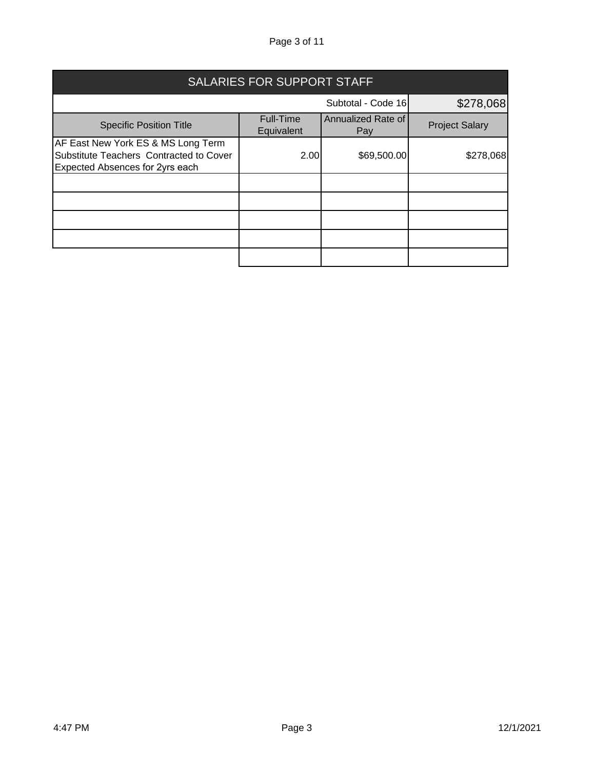## SALARIES FOR SUPPORT STAFF

| | | Subtotal - Code 16 | $278,068 |
|---|---|---|---|
| Specific Position Title | Full-Time Equivalent | Annualized Rate of Pay | Project Salary |
| AF East New York ES & MS Long Term Substitute Teachers Contracted to Cover Expected Absences for 2yrs each | 2.00 | $69,500.00 | $278,068 |
| | | | |
| | | | |
| | | | |
| | | | |
| | | | |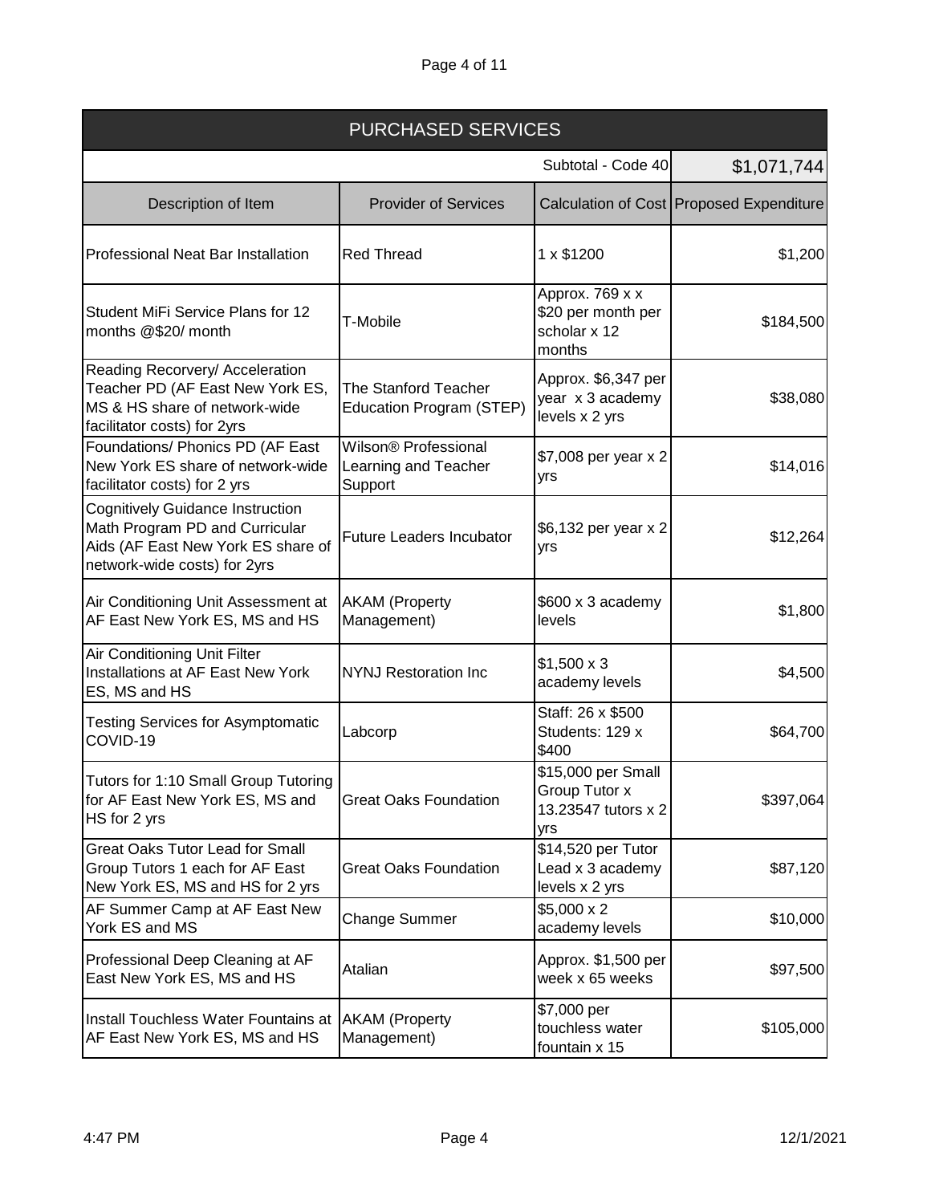## PURCHASED SERVICES

| | | Subtotal - Code 40 | $1,071,744 |
|---|---|---|---|
| Description of Item | Provider of Services | Calculation of Cost | Proposed Expenditure |
| Professional Neat Bar Installation | Red Thread | 1 x $1200 | $1,200 |
| Student MiFi Service Plans for 12 months @$20/ month | T-Mobile | Approx. 769 x x $20 per month per scholar x 12 months | $184,500 |
| Reading Recorvery/ Acceleration Teacher PD (AF East New York ES, MS & HS share of network-wide facilitator costs) for 2yrs | The Stanford Teacher Education Program (STEP) | Approx. $6,347 per year x 3 academy levels x 2 yrs | $38,080 |
| Foundations/ Phonics PD (AF East New York ES share of network-wide facilitator costs) for 2 yrs | Wilson® Professional Learning and Teacher Support | $7,008 per year x 2 yrs | $14,016 |
| Cognitively Guidance Instruction Math Program PD and Curricular Aids (AF East New York ES share of network-wide costs) for 2yrs | Future Leaders Incubator | $6,132 per year x 2 yrs | $12,264 |
| Air Conditioning Unit Assessment at AF East New York ES, MS and HS | AKAM (Property Management) | $600 x 3 academy levels | $1,800 |
| Air Conditioning Unit Filter Installations at AF East New York ES, MS and HS | NYNJ Restoration Inc | $1,500 x 3 academy levels | $4,500 |
| Testing Services for Asymptomatic COVID-19 | Labcorp | Staff: 26 x $500 Students: 129 x $400 | $64,700 |
| Tutors for 1:10 Small Group Tutoring for AF East New York ES, MS and HS for 2 yrs | Great Oaks Foundation | $15,000 per Small Group Tutor x 13.23547 tutors x 2 yrs | $397,064 |
| Great Oaks Tutor Lead for Small Group Tutors 1 each for AF East New York ES, MS and HS for 2 yrs | Great Oaks Foundation | $14,520 per Tutor Lead x 3 academy levels x 2 yrs | $87,120 |
| AF Summer Camp at AF East New York ES and MS | Change Summer | $5,000 x 2 academy levels | $10,000 |
| Professional Deep Cleaning at AF East New York ES, MS and HS | Atalian | Approx. $1,500 per week x 65 weeks | $97,500 |
| Install Touchless Water Fountains at AF East New York ES, MS and HS | AKAM (Property Management) | $7,000 per touchless water fountain x 15 | $105,000 |

4:47 PM Page 4 12/1/2021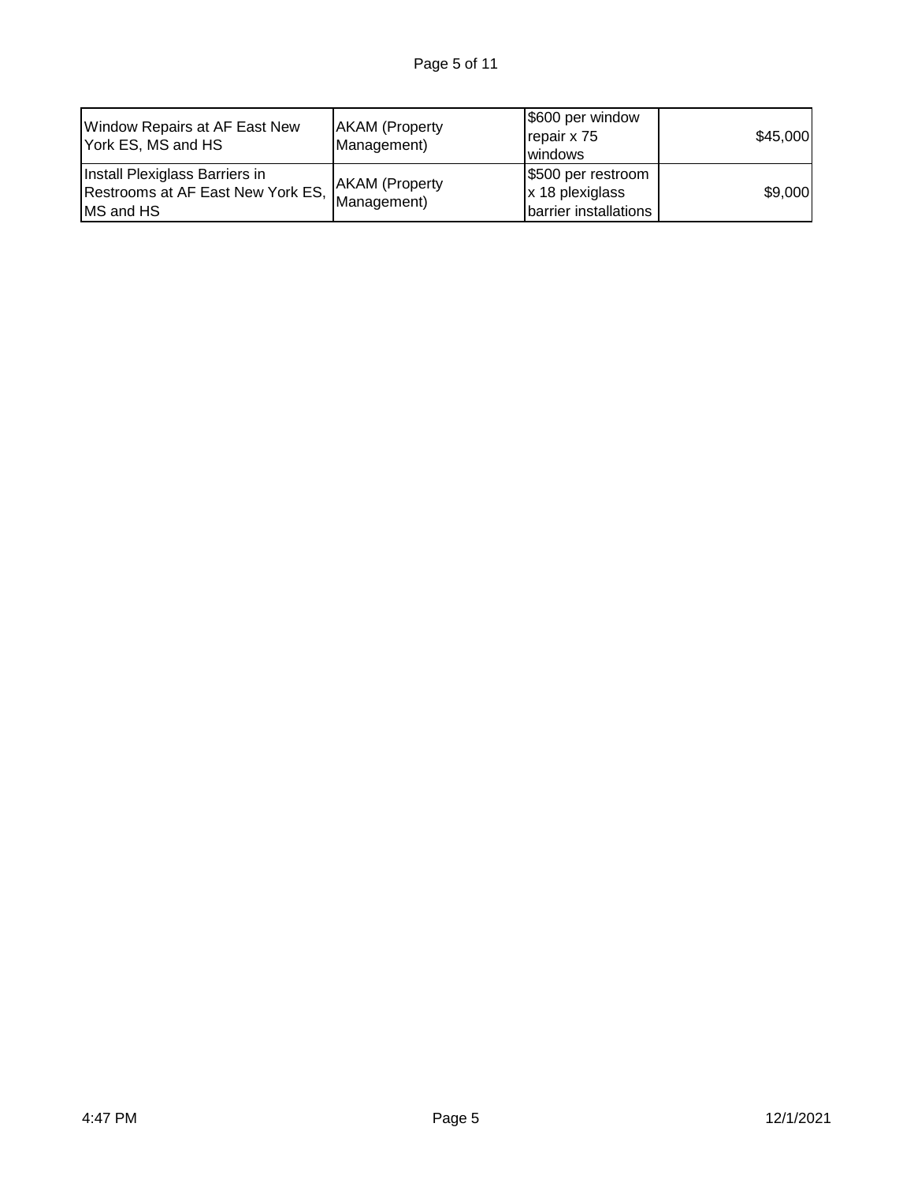| | | | |
|---|---|---|---|
| Window Repairs at AF East New York ES, MS and HS | AKAM (Property Management) | $600 per window repair x 75 windows | $45,000 |
| Install Plexiglass Barriers in Restrooms at AF East New York ES, MS and HS | AKAM (Property Management) | $500 per restroom x 18 plexiglass barrier installations | $9,000 |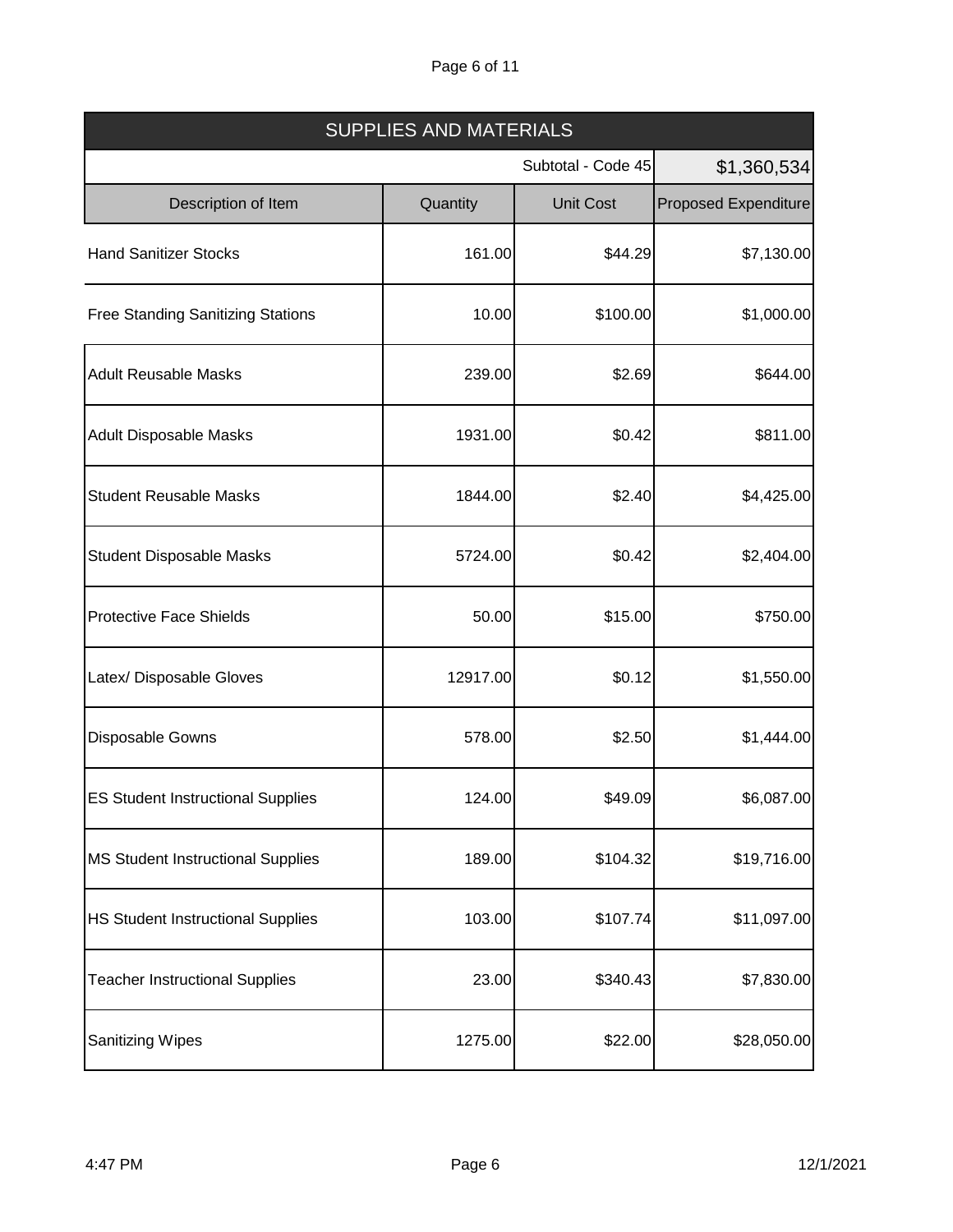## SUPPLIES AND MATERIALS

| | | Subtotal - Code 45 | $1,360,534 |
|---|---|---|---|
| Description of Item | Quantity | Unit Cost | Proposed Expenditure |
| Hand Sanitizer Stocks | 161.00 | $44.29 | $7,130.00 |
| Free Standing Sanitizing Stations | 10.00 | $100.00 | $1,000.00 |
| Adult Reusable Masks | 239.00 | $2.69 | $644.00 |
| Adult Disposable Masks | 1931.00 | $0.42 | $811.00 |
| Student Reusable Masks | 1844.00 | $2.40 | $4,425.00 |
| Student Disposable Masks | 5724.00 | $0.42 | $2,404.00 |
| Protective Face Shields | 50.00 | $15.00 | $750.00 |
| Latex/ Disposable Gloves | 12917.00 | $0.12 | $1,550.00 |
| Disposable Gowns | 578.00 | $2.50 | $1,444.00 |
| ES Student Instructional Supplies | 124.00 | $49.09 | $6,087.00 |
| MS Student Instructional Supplies | 189.00 | $104.32 | $19,716.00 |
| HS Student Instructional Supplies | 103.00 | $107.74 | $11,097.00 |
| Teacher Instructional Supplies | 23.00 | $340.43 | $7,830.00 |
| Sanitizing Wipes | 1275.00 | $22.00 | $28,050.00 |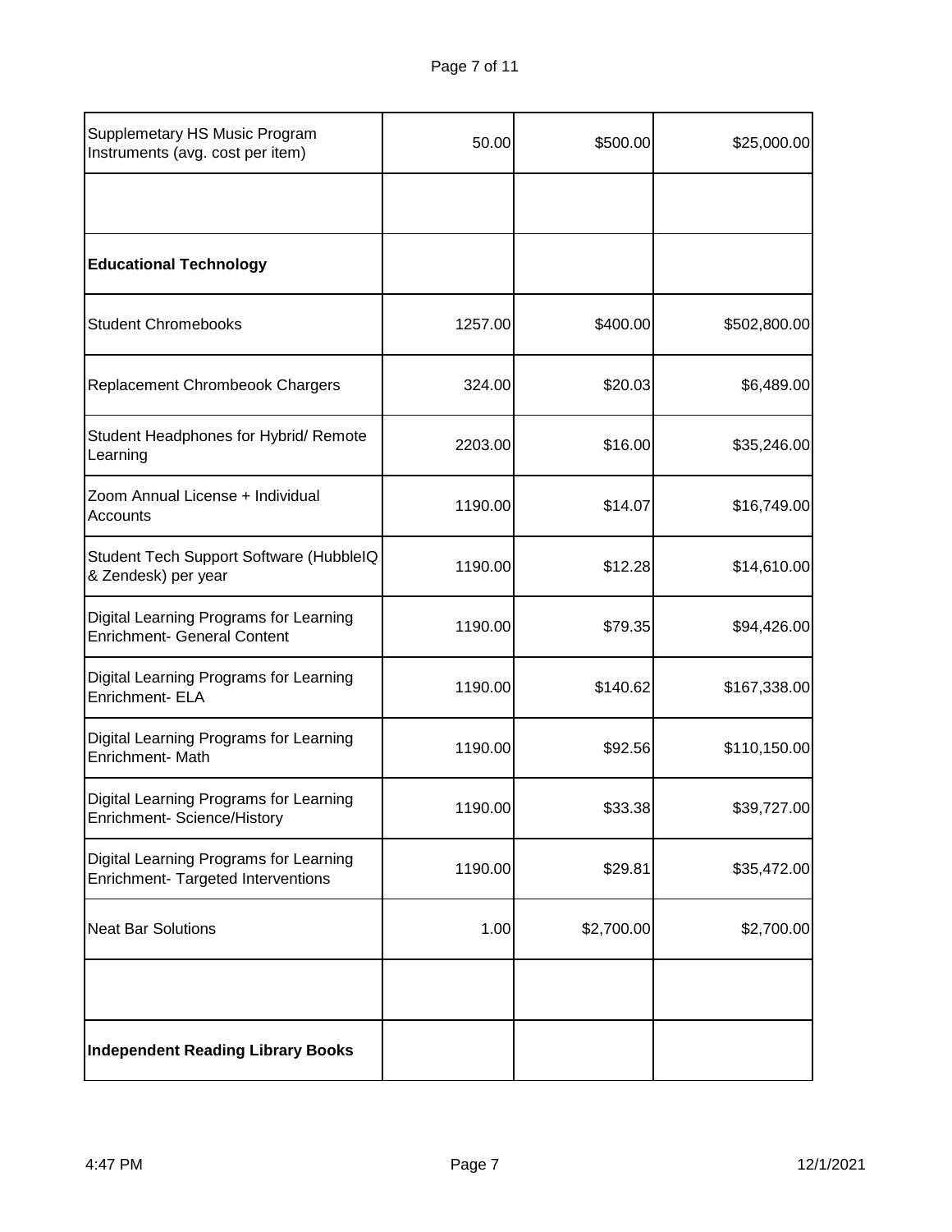| | | | |
|---|---|---|---|
| Supplemetary HS Music Program Instruments (avg. cost per item) | 50.00 | $500.00 | $25,000.00 |
| | | | |
| **Educational Technology** | | | |
| Student Chromebooks | 1257.00 | $400.00 | $502,800.00 |
| Replacement Chrombeook Chargers | 324.00 | $20.03 | $6,489.00 |
| Student Headphones for Hybrid/ Remote Learning | 2203.00 | $16.00 | $35,246.00 |
| Zoom Annual License + Individual Accounts | 1190.00 | $14.07 | $16,749.00 |
| Student Tech Support Software (HubbleIQ & Zendesk) per year | 1190.00 | $12.28 | $14,610.00 |
| Digital Learning Programs for Learning Enrichment- General Content | 1190.00 | $79.35 | $94,426.00 |
| Digital Learning Programs for Learning Enrichment- ELA | 1190.00 | $140.62 | $167,338.00 |
| Digital Learning Programs for Learning Enrichment- Math | 1190.00 | $92.56 | $110,150.00 |
| Digital Learning Programs for Learning Enrichment- Science/History | 1190.00 | $33.38 | $39,727.00 |
| Digital Learning Programs for Learning Enrichment- Targeted Interventions | 1190.00 | $29.81 | $35,472.00 |
| Neat Bar Solutions | 1.00 | $2,700.00 | $2,700.00 |
| | | | |
| **Independent Reading Library Books** | | | |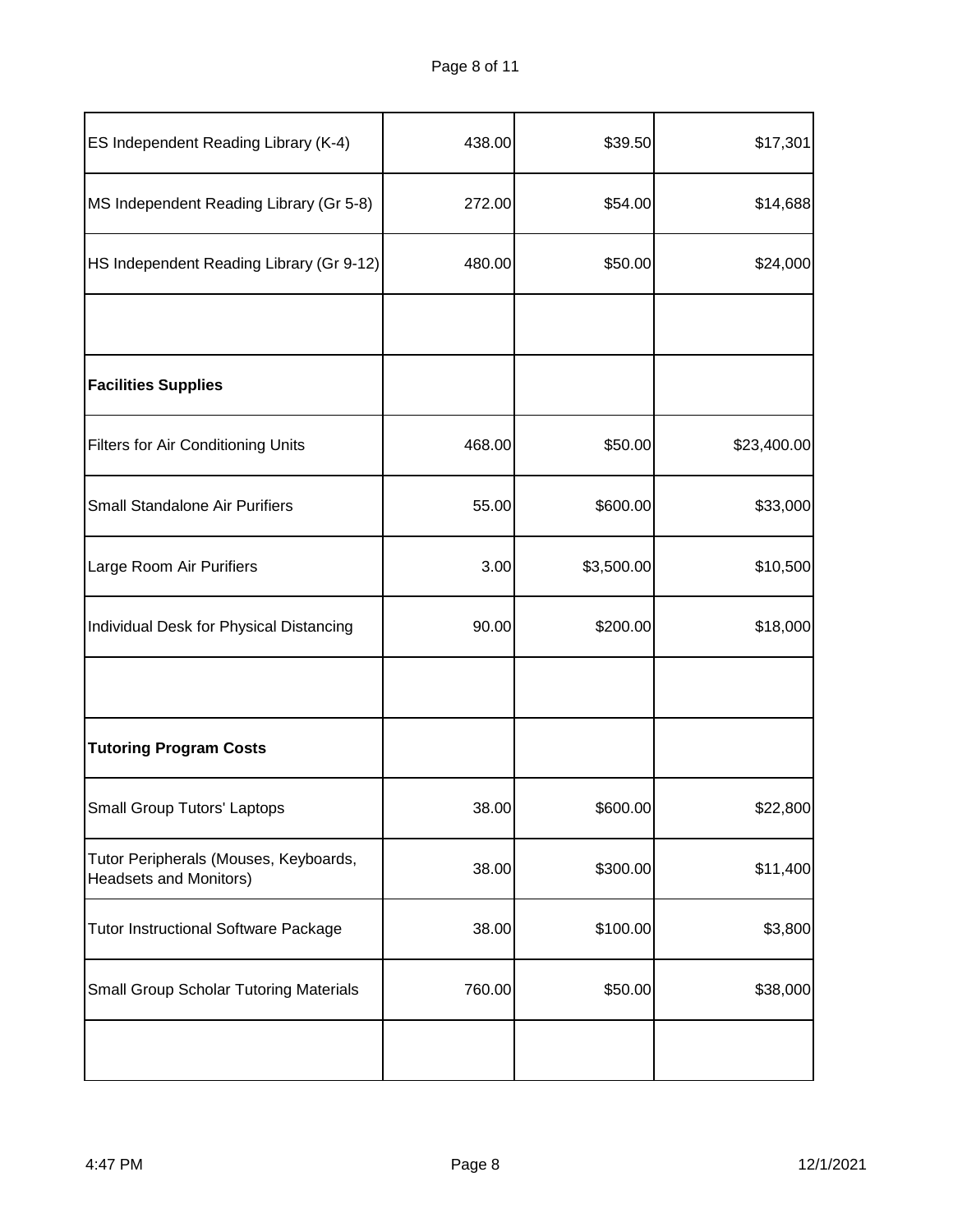| | | | |
|---|---|---|---|
| ES Independent Reading Library (K-4) | 438.00 | $39.50 | $17,301 |
| MS Independent Reading Library (Gr 5-8) | 272.00 | $54.00 | $14,688 |
| HS Independent Reading Library (Gr 9-12) | 480.00 | $50.00 | $24,000 |
| | | | |
| **Facilities Supplies** | | | |
| Filters for Air Conditioning Units | 468.00 | $50.00 | $23,400.00 |
| Small Standalone Air Purifiers | 55.00 | $600.00 | $33,000 |
| Large Room Air Purifiers | 3.00 | $3,500.00 | $10,500 |
| Individual Desk for Physical Distancing | 90.00 | $200.00 | $18,000 |
| | | | |
| **Tutoring Program Costs** | | | |
| Small Group Tutors' Laptops | 38.00 | $600.00 | $22,800 |
| Tutor Peripherals (Mouses, Keyboards, Headsets and Monitors) | 38.00 | $300.00 | $11,400 |
| Tutor Instructional Software Package | 38.00 | $100.00 | $3,800 |
| Small Group Scholar Tutoring Materials | 760.00 | $50.00 | $38,000 |
| | | | |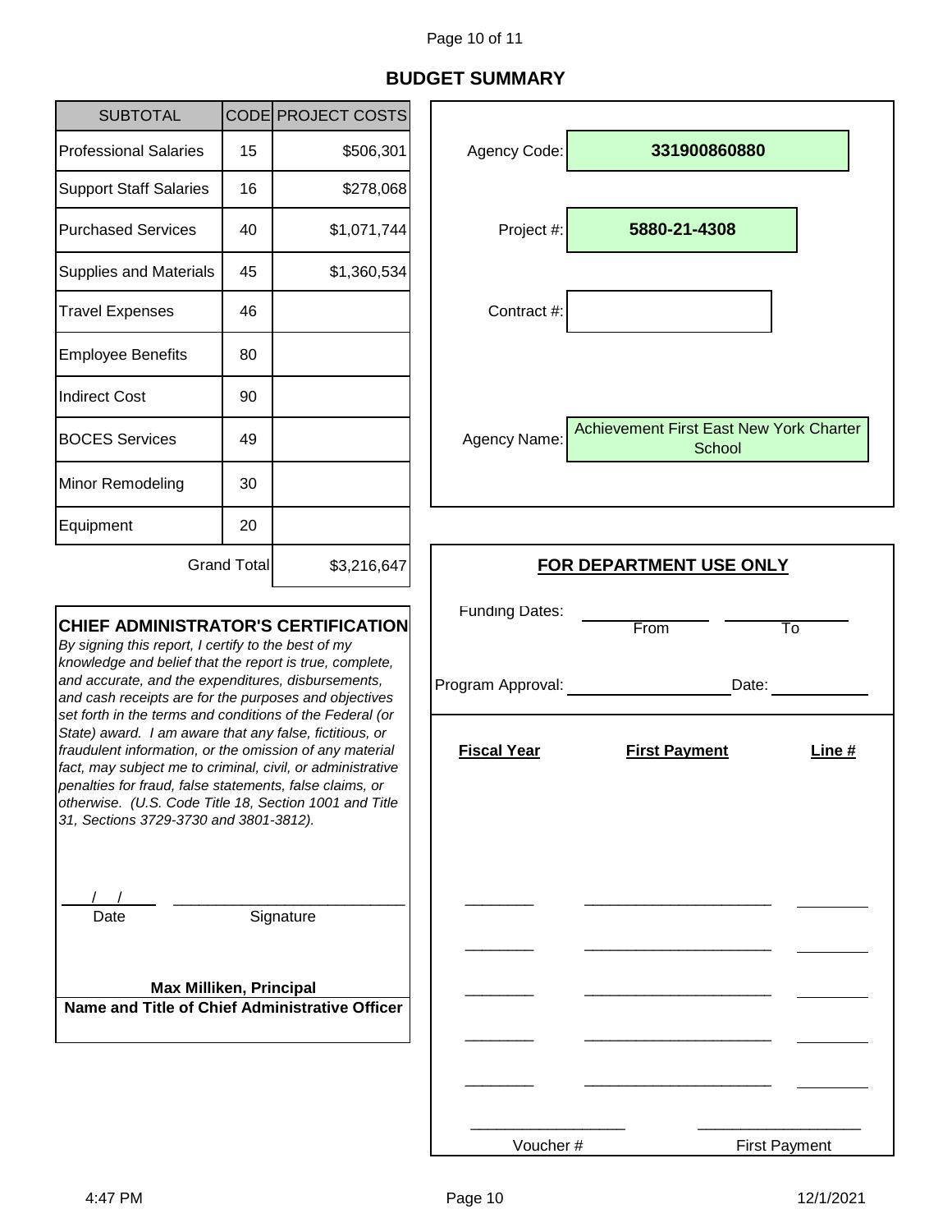## BUDGET SUMMARY

| SUBTOTAL | CODE | PROJECT COSTS |
|---|---|---|
| Professional Salaries | 15 | $506,301 |
| Support Staff Salaries | 16 | $278,068 |
| Purchased Services | 40 | $1,071,744 |
| Supplies and Materials | 45 | $1,360,534 |
| Travel Expenses | 46 | |
| Employee Benefits | 80 | |
| Indirect Cost | 90 | |
| BOCES Services | 49 | |
| Minor Remodeling | 30 | |
| Equipment | 20 | |
| | Grand Total | $3,216,647 |

Agency Code: **331900860880**

Project #: **5880-21-4308**

Contract #:

Agency Name: Achievement First East New York Charter School

### CHIEF ADMINISTRATOR'S CERTIFICATION

*By signing this report, I certify to the best of my knowledge and belief that the report is true, complete, and accurate, and the expenditures, disbursements, and cash receipts are for the purposes and objectives set forth in the terms and conditions of the Federal (or State) award. I am aware that any false, fictitious, or fraudulent information, or the omission of any material fact, may subject me to criminal, civil, or administrative penalties for fraud, false statements, false claims, or otherwise. (U.S. Code Title 18, Section 1001 and Title 31, Sections 3729-3730 and 3801-3812).*

\_\_/\_\_/\_\_ Date

\_\_\_\_\_\_\_\_\_\_\_\_\_\_\_\_\_\_\_\_ Signature

**Max Milliken, Principal**

**Name and Title of Chief Administrative Officer**

### FOR DEPARTMENT USE ONLY

Funding Dates: \_\_\_\_\_\_\_\_ From \_\_\_\_\_\_\_\_ To

Program Approval: \_\_\_\_\_\_\_\_\_\_\_\_ Date: \_\_\_\_\_\_\_\_

| Fiscal Year | First Payment | Line # |
|---|---|---|
| | | |
| | | |
| | | |
| | | |
| | | |

\_\_\_\_\_\_\_\_\_\_\_\_ Voucher #

\_\_\_\_\_\_\_\_\_\_\_\_ First Payment

4:47 PM 12/1/2021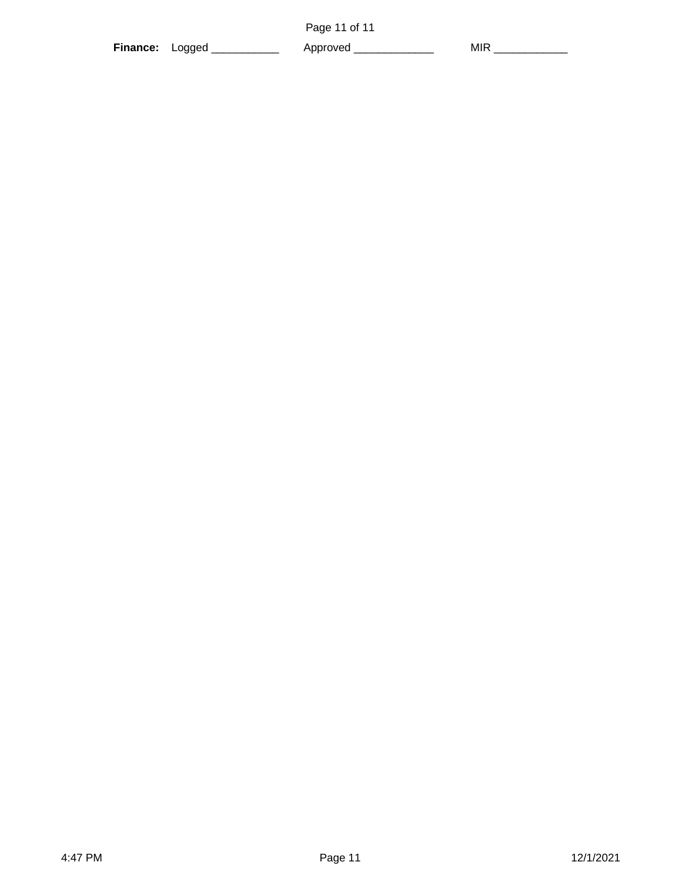**Finance:** Logged ___________ Approved _____________ MIR ____________